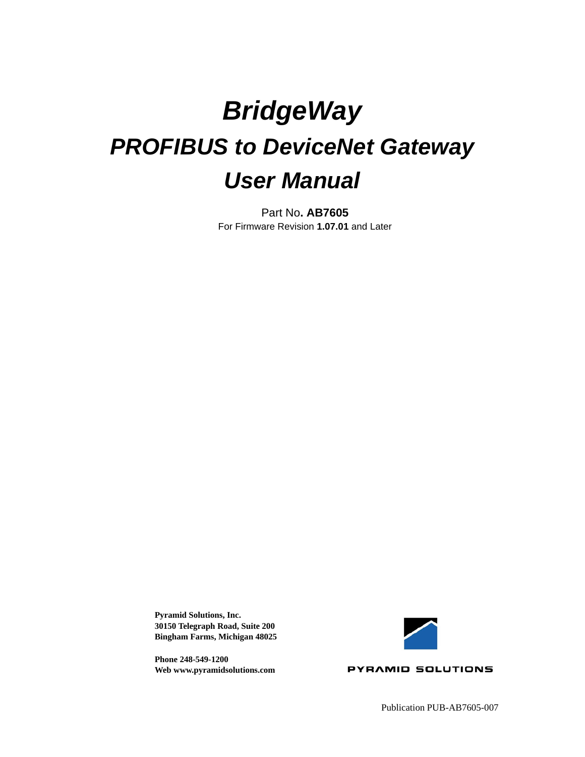# *BridgeWay*

## *PROFIBUS to DeviceNet Gateway*

## *User Manual*

Part No**. AB7605**

For Firmware Revision **1.07.01** and Later

**Pyramid Solutions, Inc.**
**30150 Telegraph Road, Suite 200**
**Bingham Farms, Michigan 48025**

**Phone 248-549-1200**
**Web www.pyramidsolutions.com**

PYRAMID SOLUTIONS

Publication PUB-AB7605-007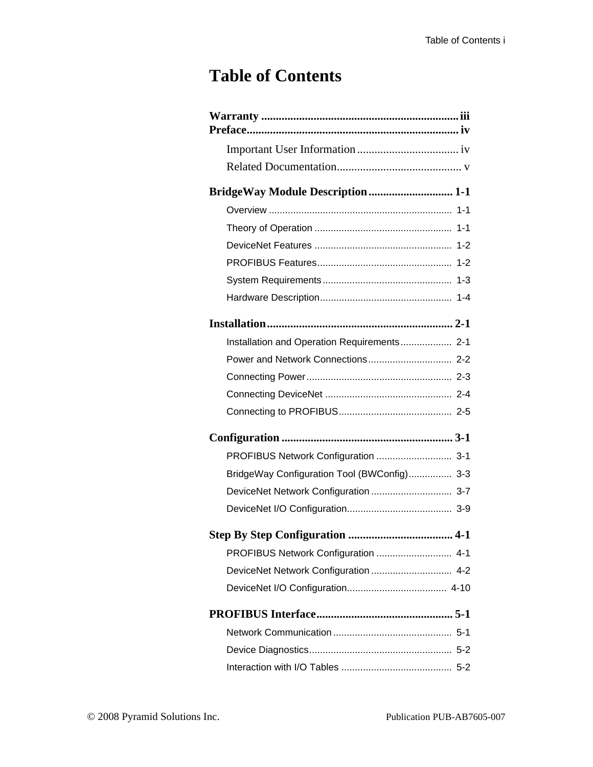# Table of Contents

**Warranty .................................................................... iii**

**Preface...................................................................... iv**

- Important User Information ................................... iv
- Related Documentation........................................... v

**BridgeWay Module Description ............................ 1-1**

- Overview ................................................................... 1-1
- Theory of Operation .................................................. 1-1
- DeviceNet Features ................................................... 1-2
- PROFIBUS Features.................................................. 1-2
- System Requirements ................................................ 1-3
- Hardware Description................................................. 1-4

**Installation............................................................... 2-1**

- Installation and Operation Requirements ................... 2-1
- Power and Network Connections ............................... 2-2
- Connecting Power ...................................................... 2-3
- Connecting DeviceNet ............................................... 2-4
- Connecting to PROFIBUS.......................................... 2-5

**Configuration .......................................................... 3-1**

- PROFIBUS Network Configuration ............................ 3-1
- BridgeWay Configuration Tool (BWConfig)................ 3-3
- DeviceNet Network Configuration .............................. 3-7
- DeviceNet I/O Configuration....................................... 3-9

**Step By Step Configuration .................................... 4-1**

- PROFIBUS Network Configuration ............................ 4-1
- DeviceNet Network Configuration .............................. 4-2
- DeviceNet I/O Configuration..................................... 4-10

**PROFIBUS Interface............................................... 5-1**

- Network Communication ............................................ 5-1
- Device Diagnostics..................................................... 5-2
- Interaction with I/O Tables ......................................... 5-2

© 2008 Pyramid Solutions Inc. Publication PUB-AB7605-007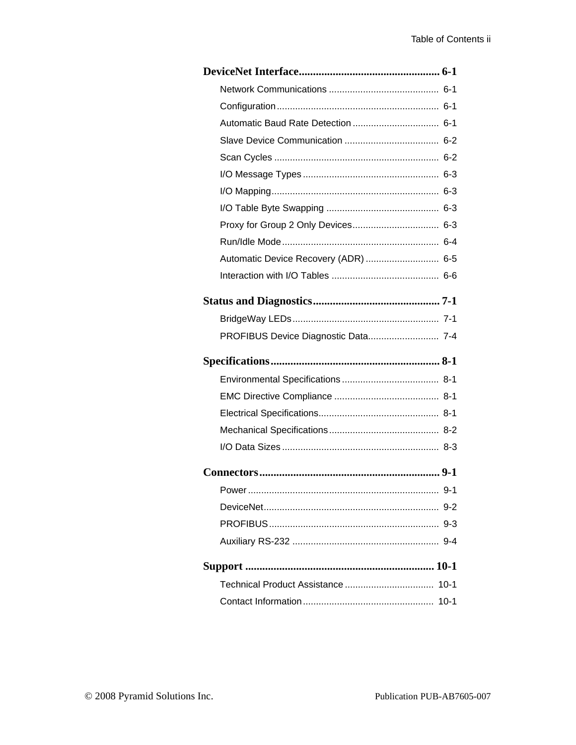**DeviceNet Interface................................................. 6-1**

Network Communications .......................................... 6-1

Configuration.............................................................. 6-1

Automatic Baud Rate Detection ................................. 6-1

Slave Device Communication .................................... 6-2

Scan Cycles ............................................................... 6-2

I/O Message Types .................................................... 6-3

I/O Mapping................................................................ 6-3

I/O Table Byte Swapping ........................................... 6-3

Proxy for Group 2 Only Devices................................. 6-3

Run/Idle Mode............................................................ 6-4

Automatic Device Recovery (ADR) ............................ 6-5

Interaction with I/O Tables ......................................... 6-6

**Status and Diagnostics............................................ 7-1**

BridgeWay LEDs........................................................ 7-1

PROFIBUS Device Diagnostic Data........................... 7-4

**Specifications........................................................... 8-1**

Environmental Specifications ..................................... 8-1

EMC Directive Compliance ........................................ 8-1

Electrical Specifications.............................................. 8-1

Mechanical Specifications .......................................... 8-2

I/O Data Sizes ............................................................ 8-3

**Connectors............................................................... 9-1**

Power ......................................................................... 9-1

DeviceNet................................................................... 9-2

PROFIBUS................................................................. 9-3

Auxiliary RS-232 ........................................................ 9-4

**Support ................................................................... 10-1**

Technical Product Assistance .................................. 10-1

Contact Information.................................................. 10-1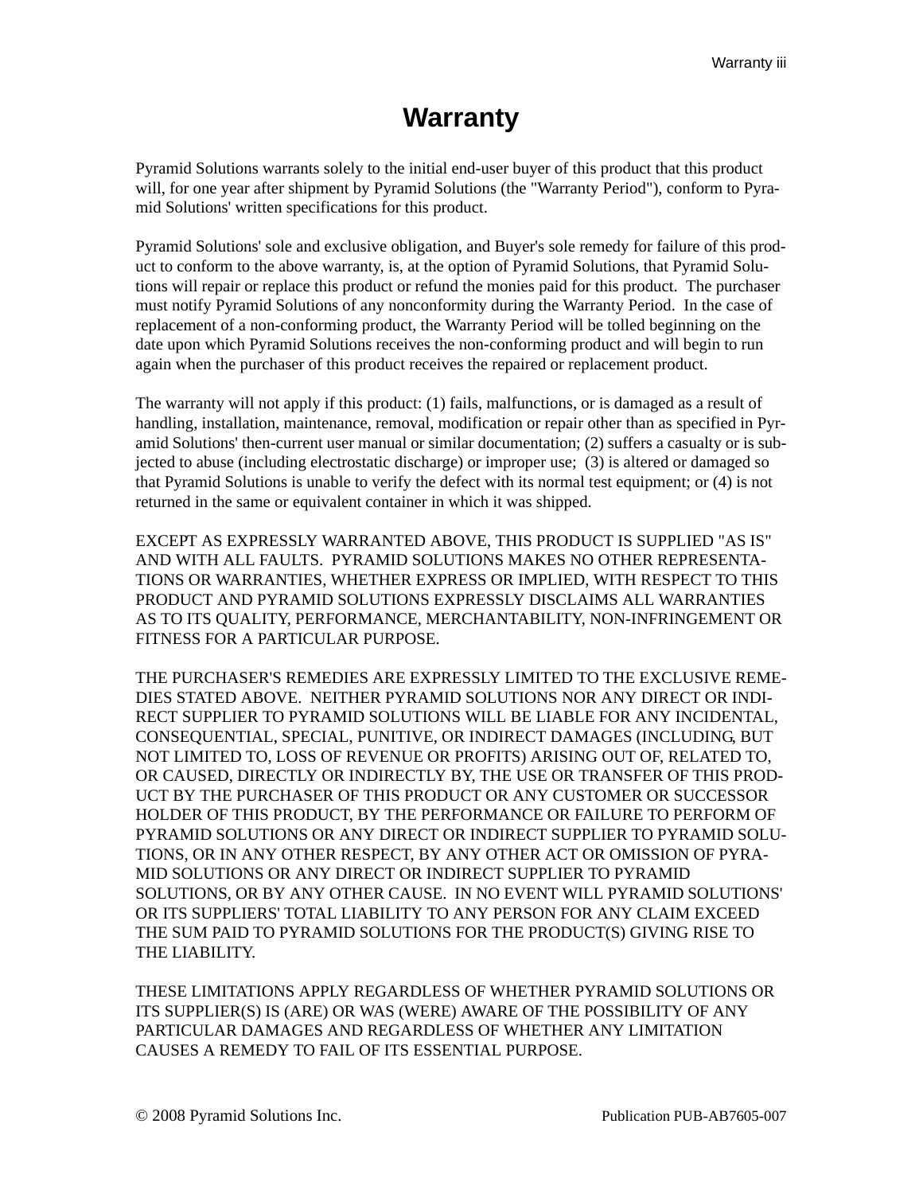# Warranty

Pyramid Solutions warrants solely to the initial end-user buyer of this product that this product will, for one year after shipment by Pyramid Solutions (the "Warranty Period"), conform to Pyramid Solutions' written specifications for this product.

Pyramid Solutions' sole and exclusive obligation, and Buyer's sole remedy for failure of this product to conform to the above warranty, is, at the option of Pyramid Solutions, that Pyramid Solutions will repair or replace this product or refund the monies paid for this product. The purchaser must notify Pyramid Solutions of any nonconformity during the Warranty Period. In the case of replacement of a non-conforming product, the Warranty Period will be tolled beginning on the date upon which Pyramid Solutions receives the non-conforming product and will begin to run again when the purchaser of this product receives the repaired or replacement product.

The warranty will not apply if this product: (1) fails, malfunctions, or is damaged as a result of handling, installation, maintenance, removal, modification or repair other than as specified in Pyramid Solutions' then-current user manual or similar documentation; (2) suffers a casualty or is subjected to abuse (including electrostatic discharge) or improper use; (3) is altered or damaged so that Pyramid Solutions is unable to verify the defect with its normal test equipment; or (4) is not returned in the same or equivalent container in which it was shipped.

EXCEPT AS EXPRESSLY WARRANTED ABOVE, THIS PRODUCT IS SUPPLIED "AS IS" AND WITH ALL FAULTS. PYRAMID SOLUTIONS MAKES NO OTHER REPRESENTATIONS OR WARRANTIES, WHETHER EXPRESS OR IMPLIED, WITH RESPECT TO THIS PRODUCT AND PYRAMID SOLUTIONS EXPRESSLY DISCLAIMS ALL WARRANTIES AS TO ITS QUALITY, PERFORMANCE, MERCHANTABILITY, NON-INFRINGEMENT OR FITNESS FOR A PARTICULAR PURPOSE.

THE PURCHASER'S REMEDIES ARE EXPRESSLY LIMITED TO THE EXCLUSIVE REMEDIES STATED ABOVE. NEITHER PYRAMID SOLUTIONS NOR ANY DIRECT OR INDIRECT SUPPLIER TO PYRAMID SOLUTIONS WILL BE LIABLE FOR ANY INCIDENTAL, CONSEQUENTIAL, SPECIAL, PUNITIVE, OR INDIRECT DAMAGES (INCLUDING, BUT NOT LIMITED TO, LOSS OF REVENUE OR PROFITS) ARISING OUT OF, RELATED TO, OR CAUSED, DIRECTLY OR INDIRECTLY BY, THE USE OR TRANSFER OF THIS PRODUCT BY THE PURCHASER OF THIS PRODUCT OR ANY CUSTOMER OR SUCCESSOR HOLDER OF THIS PRODUCT, BY THE PERFORMANCE OR FAILURE TO PERFORM OF PYRAMID SOLUTIONS OR ANY DIRECT OR INDIRECT SUPPLIER TO PYRAMID SOLUTIONS, OR IN ANY OTHER RESPECT, BY ANY OTHER ACT OR OMISSION OF PYRAMID SOLUTIONS OR ANY DIRECT OR INDIRECT SUPPLIER TO PYRAMID SOLUTIONS, OR BY ANY OTHER CAUSE. IN NO EVENT WILL PYRAMID SOLUTIONS' OR ITS SUPPLIERS' TOTAL LIABILITY TO ANY PERSON FOR ANY CLAIM EXCEED THE SUM PAID TO PYRAMID SOLUTIONS FOR THE PRODUCT(S) GIVING RISE TO THE LIABILITY.

THESE LIMITATIONS APPLY REGARDLESS OF WHETHER PYRAMID SOLUTIONS OR ITS SUPPLIER(S) IS (ARE) OR WAS (WERE) AWARE OF THE POSSIBILITY OF ANY PARTICULAR DAMAGES AND REGARDLESS OF WHETHER ANY LIMITATION CAUSES A REMEDY TO FAIL OF ITS ESSENTIAL PURPOSE.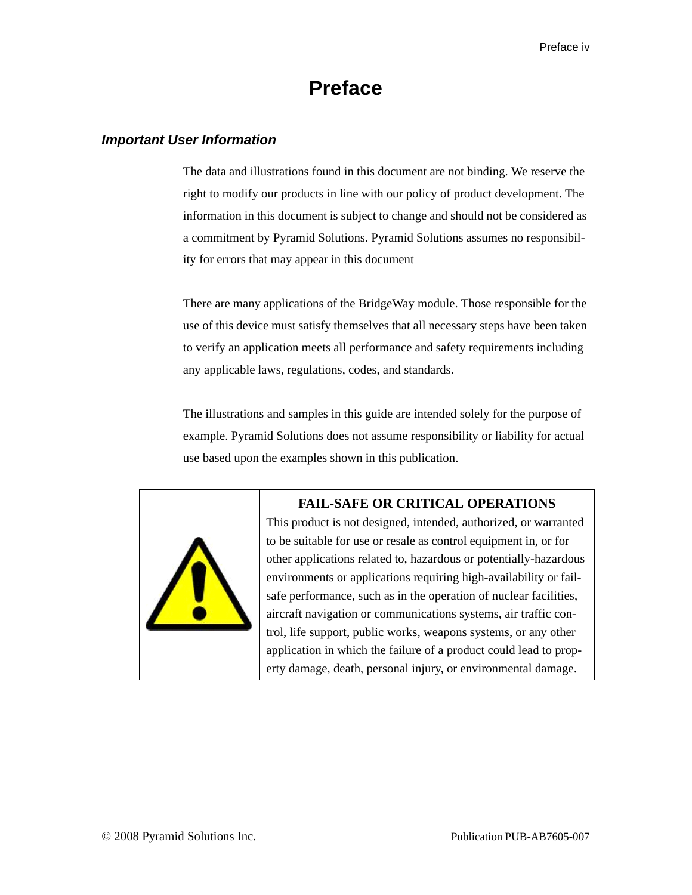# Preface

### *Important User Information*

The data and illustrations found in this document are not binding. We reserve the right to modify our products in line with our policy of product development. The information in this document is subject to change and should not be considered as a commitment by Pyramid Solutions. Pyramid Solutions assumes no responsibility for errors that may appear in this document

There are many applications of the BridgeWay module. Those responsible for the use of this device must satisfy themselves that all necessary steps have been taken to verify an application meets all performance and safety requirements including any applicable laws, regulations, codes, and standards.

The illustrations and samples in this guide are intended solely for the purpose of example. Pyramid Solutions does not assume responsibility or liability for actual use based upon the examples shown in this publication.

| | **FAIL-SAFE OR CRITICAL OPERATIONS** |
|---|---|
| | This product is not designed, intended, authorized, or warranted to be suitable for use or resale as control equipment in, or for other applications related to, hazardous or potentially-hazardous environments or applications requiring high-availability or fail-safe performance, such as in the operation of nuclear facilities, aircraft navigation or communications systems, air traffic control, life support, public works, weapons systems, or any other application in which the failure of a product could lead to property damage, death, personal injury, or environmental damage. |

© 2008 Pyramid Solutions Inc.

Publication PUB-AB7605-007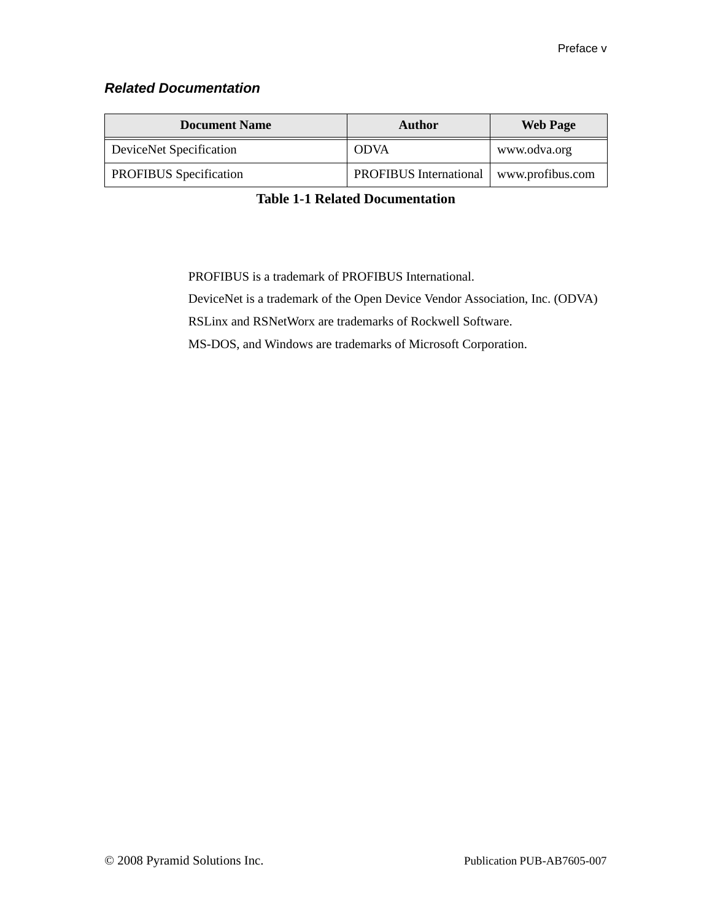### *Related Documentation*

| Document Name | Author | Web Page |
| --- | --- | --- |
| DeviceNet Specification | ODVA | www.odva.org |
| PROFIBUS Specification | PROFIBUS International | www.profibus.com |

**Table 1-1 Related Documentation**

PROFIBUS is a trademark of PROFIBUS International.

DeviceNet is a trademark of the Open Device Vendor Association, Inc. (ODVA)

RSLinx and RSNetWorx are trademarks of Rockwell Software.

MS-DOS, and Windows are trademarks of Microsoft Corporation.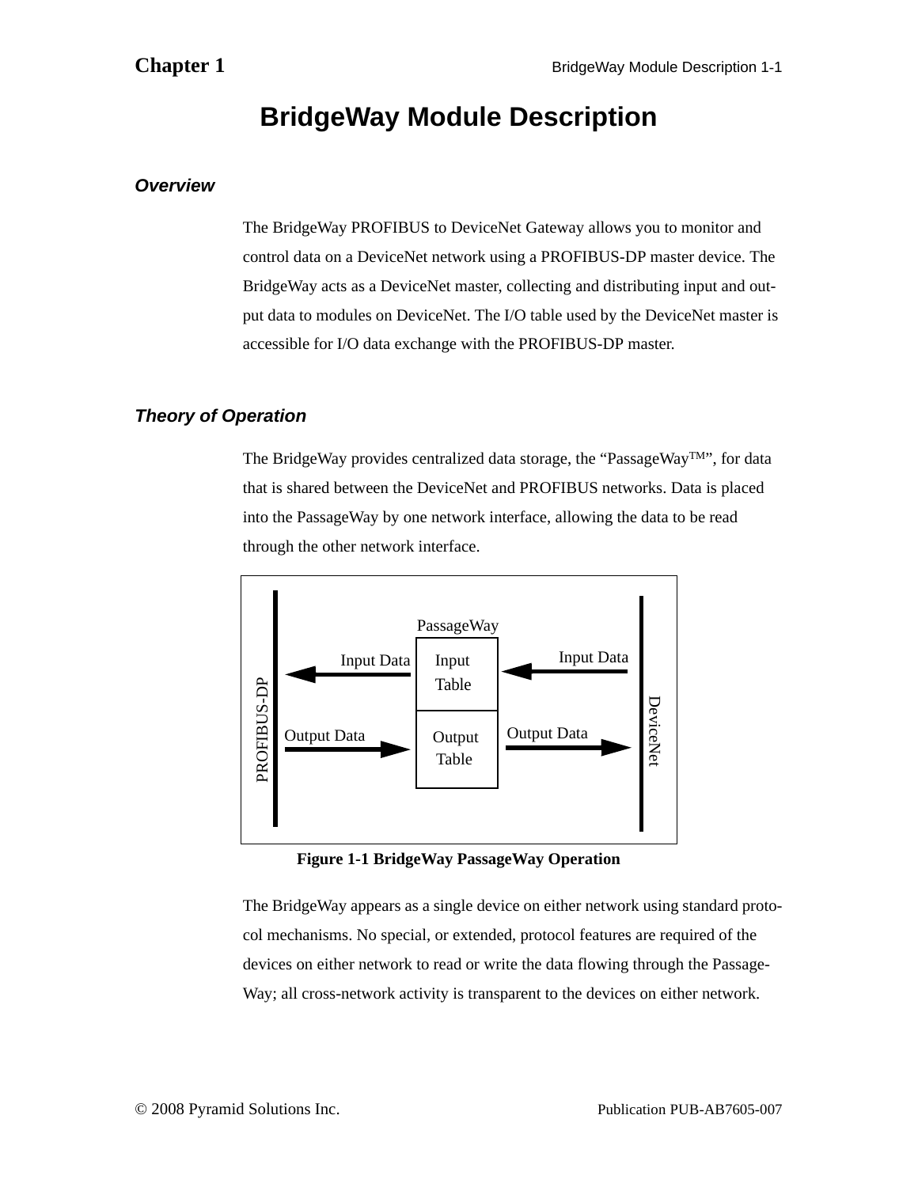# BridgeWay Module Description

## *Overview*

The BridgeWay PROFIBUS to DeviceNet Gateway allows you to monitor and control data on a DeviceNet network using a PROFIBUS-DP master device. The BridgeWay acts as a DeviceNet master, collecting and distributing input and output data to modules on DeviceNet. The I/O table used by the DeviceNet master is accessible for I/O data exchange with the PROFIBUS-DP master.

## *Theory of Operation*

The BridgeWay provides centralized data storage, the “PassageWay™”, for data that is shared between the DeviceNet and PROFIBUS networks. Data is placed into the PassageWay by one network interface, allowing the data to be read through the other network interface.

PassageWay

PROFIBUS-DP | Input Data ← Input Table ← Input Data | DeviceNet

PROFIBUS-DP | Output Data → Output Table → Output Data | DeviceNet

**Figure 1-1 BridgeWay PassageWay Operation**

The BridgeWay appears as a single device on either network using standard protocol mechanisms. No special, or extended, protocol features are required of the devices on either network to read or write the data flowing through the PassageWay; all cross-network activity is transparent to the devices on either network.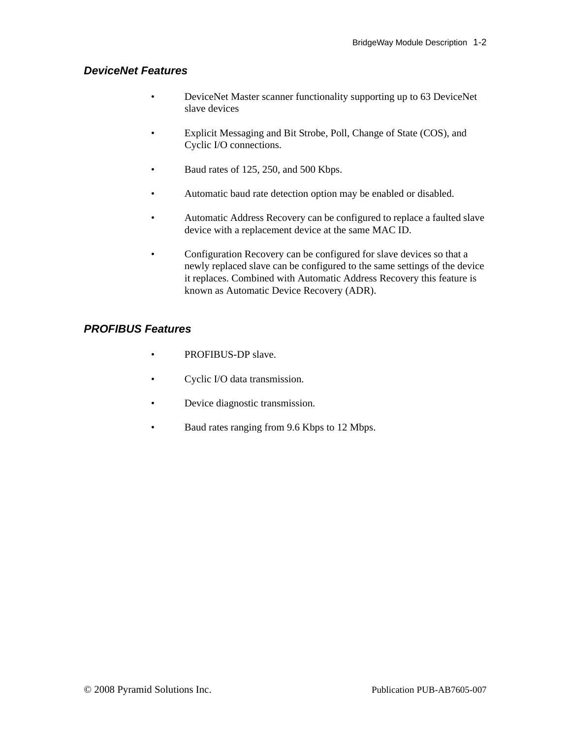### *DeviceNet Features*

- DeviceNet Master scanner functionality supporting up to 63 DeviceNet slave devices
- Explicit Messaging and Bit Strobe, Poll, Change of State (COS), and Cyclic I/O connections.
- Baud rates of 125, 250, and 500 Kbps.
- Automatic baud rate detection option may be enabled or disabled.
- Automatic Address Recovery can be configured to replace a faulted slave device with a replacement device at the same MAC ID.
- Configuration Recovery can be configured for slave devices so that a newly replaced slave can be configured to the same settings of the device it replaces. Combined with Automatic Address Recovery this feature is known as Automatic Device Recovery (ADR).

### *PROFIBUS Features*

- PROFIBUS-DP slave.
- Cyclic I/O data transmission.
- Device diagnostic transmission.
- Baud rates ranging from 9.6 Kbps to 12 Mbps.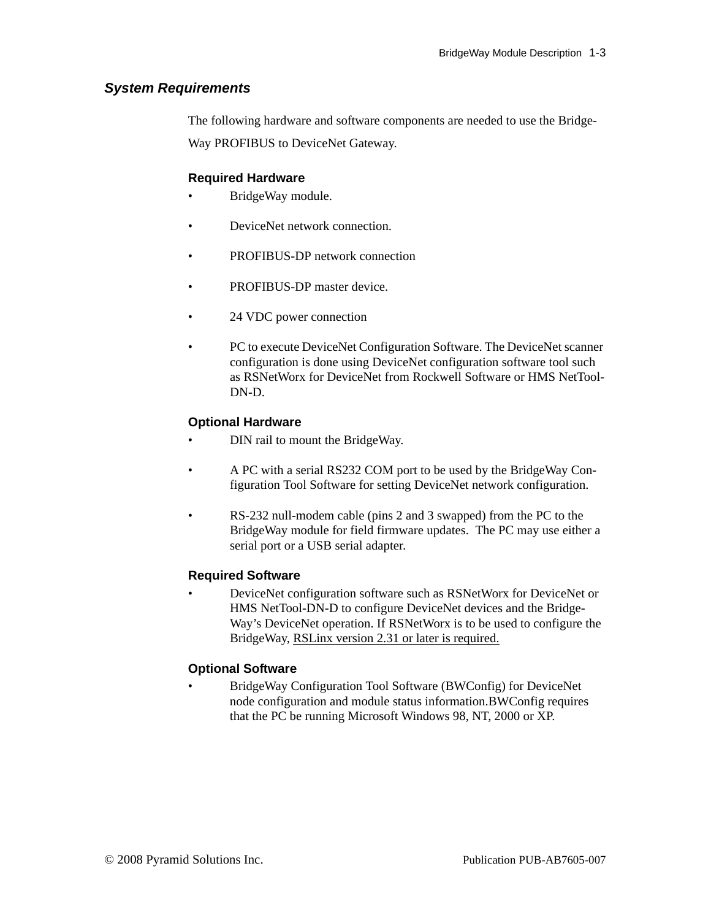## *System Requirements*

The following hardware and software components are needed to use the BridgeWay PROFIBUS to DeviceNet Gateway.

### Required Hardware

- BridgeWay module.
- DeviceNet network connection.
- PROFIBUS-DP network connection
- PROFIBUS-DP master device.
- 24 VDC power connection
- PC to execute DeviceNet Configuration Software. The DeviceNet scanner configuration is done using DeviceNet configuration software tool such as RSNetWorx for DeviceNet from Rockwell Software or HMS NetTool-DN-D.

### Optional Hardware

- DIN rail to mount the BridgeWay.
- A PC with a serial RS232 COM port to be used by the BridgeWay Configuration Tool Software for setting DeviceNet network configuration.
- RS-232 null-modem cable (pins 2 and 3 swapped) from the PC to the BridgeWay module for field firmware updates.  The PC may use either a serial port or a USB serial adapter.

### Required Software

- DeviceNet configuration software such as RSNetWorx for DeviceNet or HMS NetTool-DN-D to configure DeviceNet devices and the BridgeWay's DeviceNet operation. If RSNetWorx is to be used to configure the BridgeWay, <u>RSLinx version 2.31 or later is required.</u>

### Optional Software

- BridgeWay Configuration Tool Software (BWConfig) for DeviceNet node configuration and module status information.BWConfig requires that the PC be running Microsoft Windows 98, NT, 2000 or XP.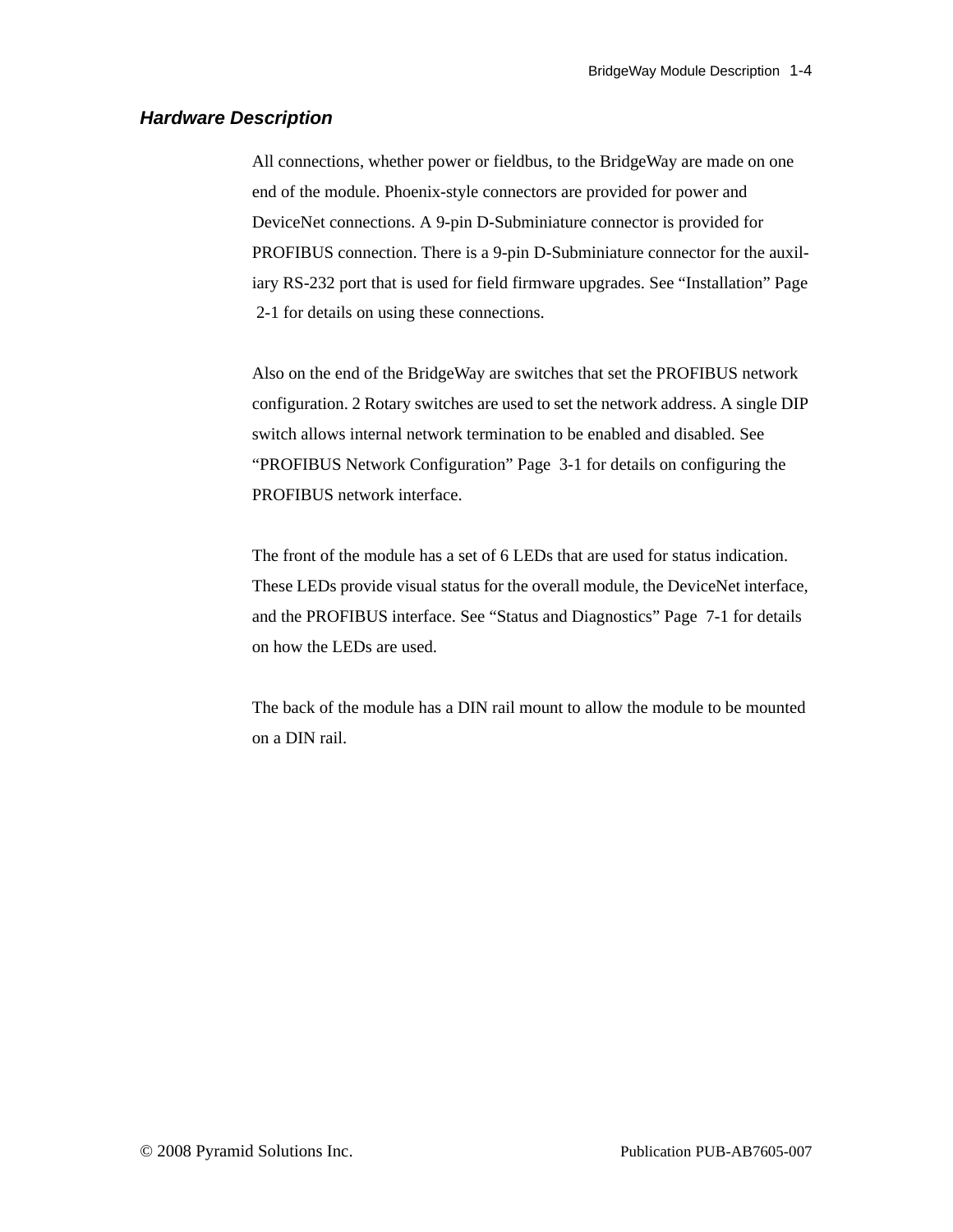## *Hardware Description*

All connections, whether power or fieldbus, to the BridgeWay are made on one end of the module. Phoenix-style connectors are provided for power and DeviceNet connections. A 9-pin D-Subminiature connector is provided for PROFIBUS connection. There is a 9-pin D-Subminiature connector for the auxiliary RS-232 port that is used for field firmware upgrades. See “Installation” Page 2-1 for details on using these connections.

Also on the end of the BridgeWay are switches that set the PROFIBUS network configuration. 2 Rotary switches are used to set the network address. A single DIP switch allows internal network termination to be enabled and disabled. See “PROFIBUS Network Configuration” Page 3-1 for details on configuring the PROFIBUS network interface.

The front of the module has a set of 6 LEDs that are used for status indication. These LEDs provide visual status for the overall module, the DeviceNet interface, and the PROFIBUS interface. See “Status and Diagnostics” Page 7-1 for details on how the LEDs are used.

The back of the module has a DIN rail mount to allow the module to be mounted on a DIN rail.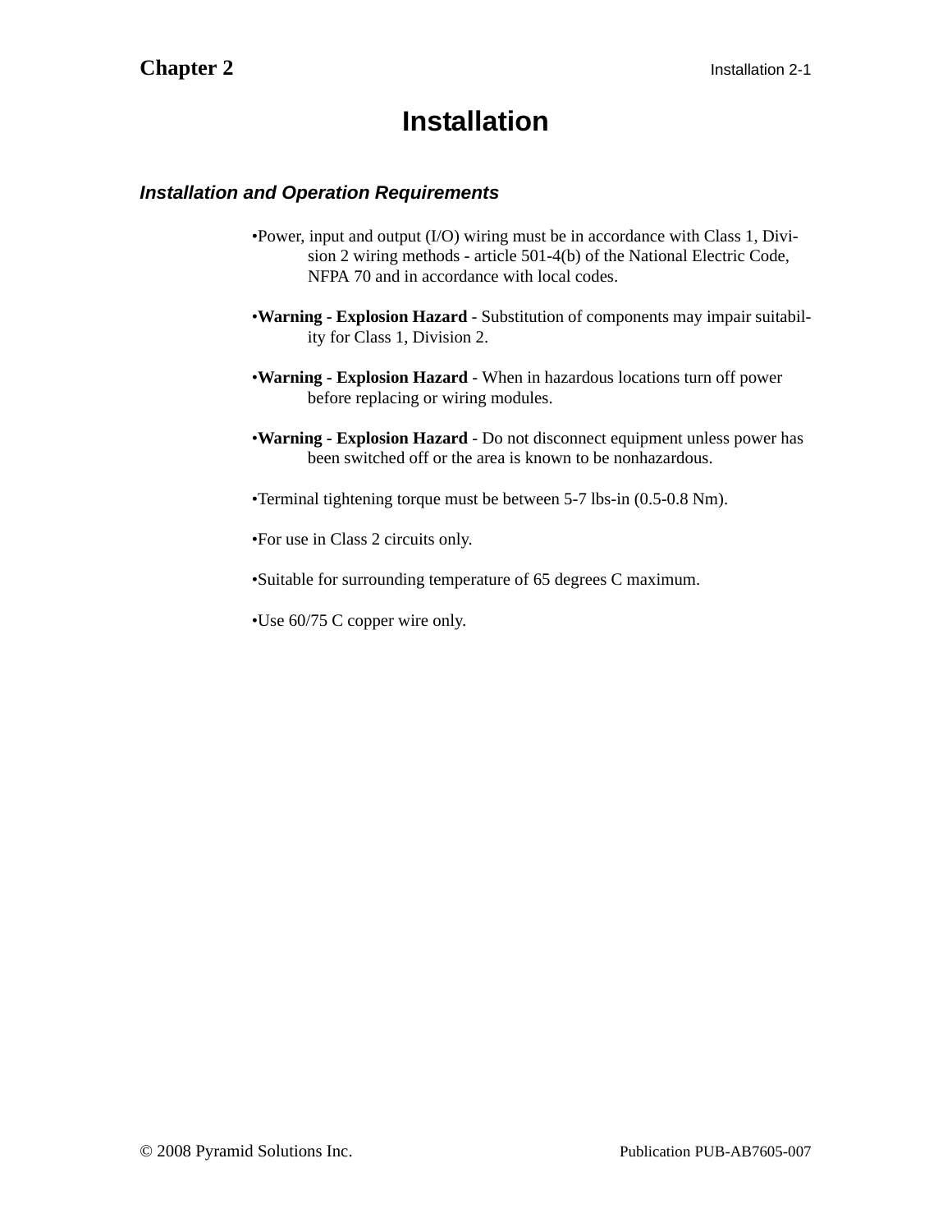# Chapter 2

# Installation

## *Installation and Operation Requirements*

- Power, input and output (I/O) wiring must be in accordance with Class 1, Division 2 wiring methods - article 501-4(b) of the National Electric Code, NFPA 70 and in accordance with local codes.

- **Warning - Explosion Hazard** - Substitution of components may impair suitability for Class 1, Division 2.

- **Warning - Explosion Hazard** - When in hazardous locations turn off power before replacing or wiring modules.

- **Warning - Explosion Hazard** - Do not disconnect equipment unless power has been switched off or the area is known to be nonhazardous.

- Terminal tightening torque must be between 5-7 lbs-in (0.5-0.8 Nm).

- For use in Class 2 circuits only.

- Suitable for surrounding temperature of 65 degrees C maximum.

- Use 60/75 C copper wire only.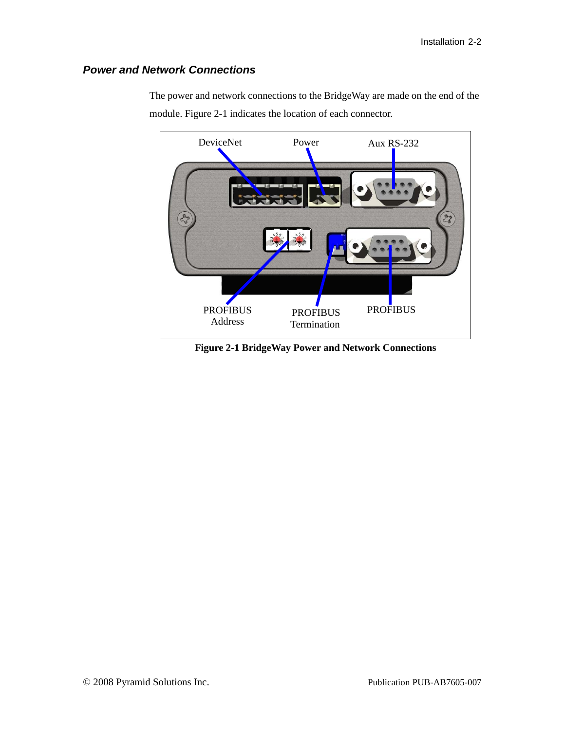### *Power and Network Connections*

The power and network connections to the BridgeWay are made on the end of the module. Figure 2-1 indicates the location of each connector.

DeviceNet Power Aux RS-232

PROFIBUS Address PROFIBUS Termination PROFIBUS

**Figure 2-1 BridgeWay Power and Network Connections**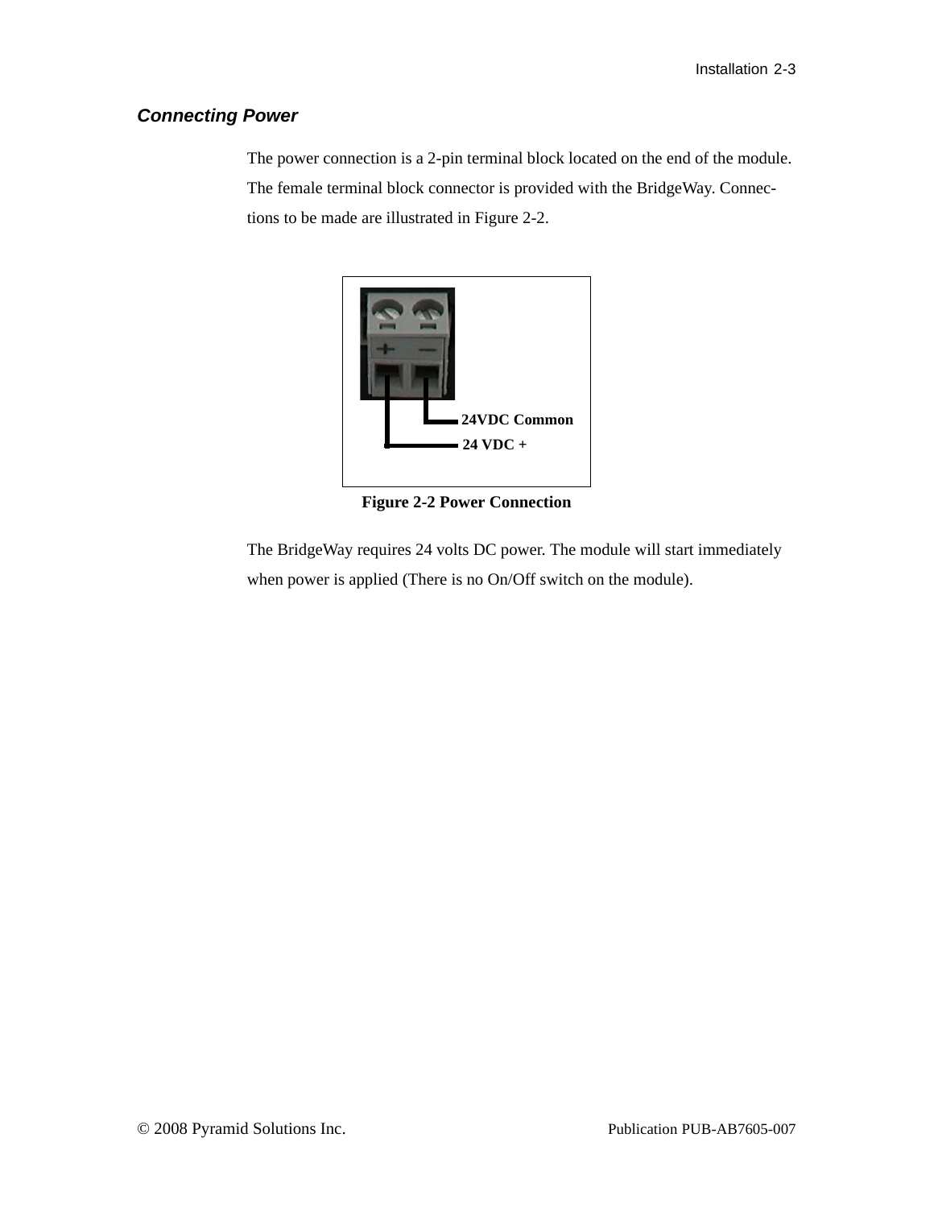### *Connecting Power*

The power connection is a 2-pin terminal block located on the end of the module. The female terminal block connector is provided with the BridgeWay. Connections to be made are illustrated in Figure 2-2.

24VDC Common

24 VDC +

**Figure 2-2 Power Connection**

The BridgeWay requires 24 volts DC power. The module will start immediately when power is applied (There is no On/Off switch on the module).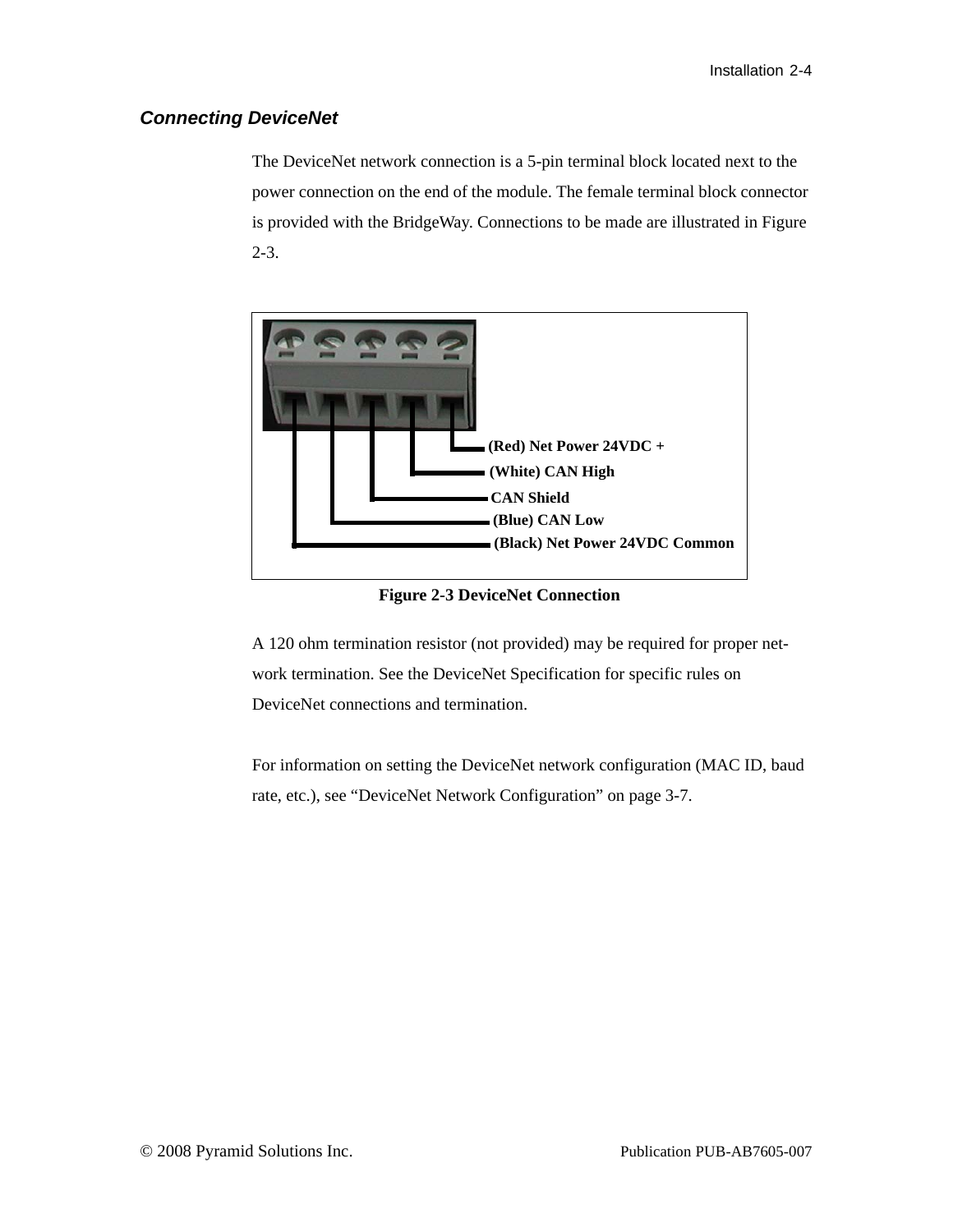### *Connecting DeviceNet*

The DeviceNet network connection is a 5-pin terminal block located next to the power connection on the end of the module. The female terminal block connector is provided with the BridgeWay. Connections to be made are illustrated in Figure 2-3.

(Red) Net Power 24VDC +

(White) CAN High

CAN Shield

(Blue) CAN Low

(Black) Net Power 24VDC Common

**Figure 2-3 DeviceNet Connection**

A 120 ohm termination resistor (not provided) may be required for proper network termination. See the DeviceNet Specification for specific rules on DeviceNet connections and termination.

For information on setting the DeviceNet network configuration (MAC ID, baud rate, etc.), see “DeviceNet Network Configuration” on page 3-7.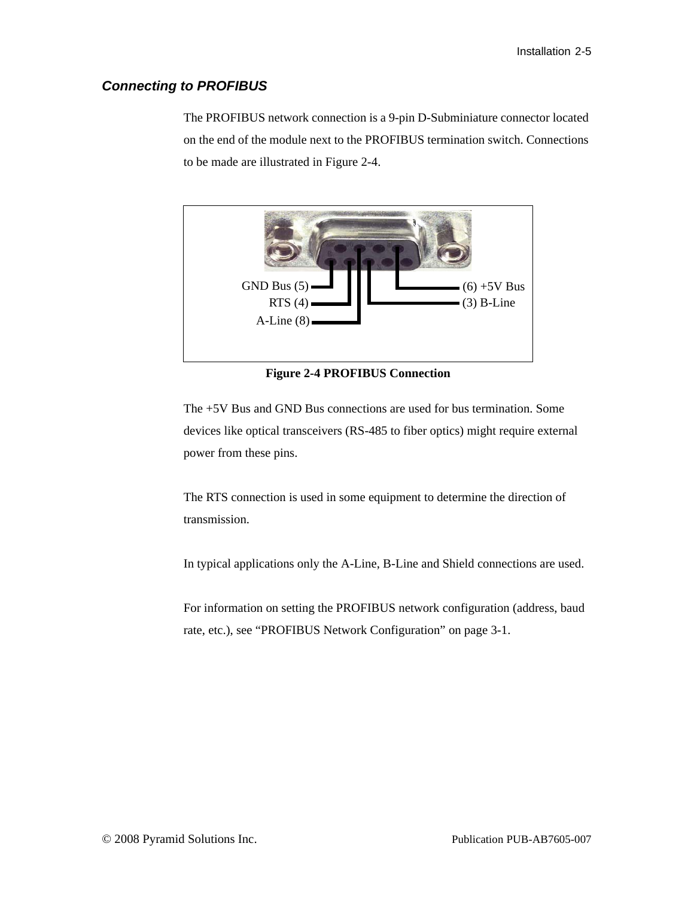## *Connecting to PROFIBUS*

The PROFIBUS network connection is a 9-pin D-Subminiature connector located on the end of the module next to the PROFIBUS termination switch. Connections to be made are illustrated in Figure 2-4.

GND Bus (5)
RTS (4)
A-Line (8)
(6) +5V Bus
(3) B-Line

**Figure 2-4 PROFIBUS Connection**

The +5V Bus and GND Bus connections are used for bus termination. Some devices like optical transceivers (RS-485 to fiber optics) might require external power from these pins.

The RTS connection is used in some equipment to determine the direction of transmission.

In typical applications only the A-Line, B-Line and Shield connections are used.

For information on setting the PROFIBUS network configuration (address, baud rate, etc.), see "PROFIBUS Network Configuration" on page 3-1.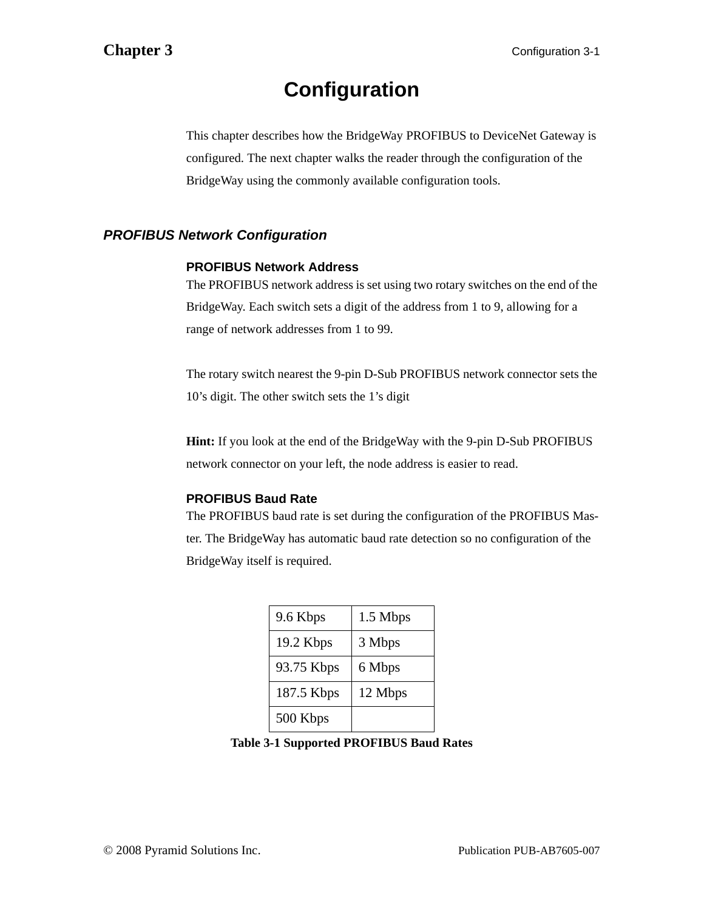# Chapter 3

# Configuration

This chapter describes how the BridgeWay PROFIBUS to DeviceNet Gateway is configured. The next chapter walks the reader through the configuration of the BridgeWay using the commonly available configuration tools.

## *PROFIBUS Network Configuration*

### PROFIBUS Network Address

The PROFIBUS network address is set using two rotary switches on the end of the BridgeWay. Each switch sets a digit of the address from 1 to 9, allowing for a range of network addresses from 1 to 99.

The rotary switch nearest the 9-pin D-Sub PROFIBUS network connector sets the 10's digit. The other switch sets the 1's digit

**Hint:** If you look at the end of the BridgeWay with the 9-pin D-Sub PROFIBUS network connector on your left, the node address is easier to read.

### PROFIBUS Baud Rate

The PROFIBUS baud rate is set during the configuration of the PROFIBUS Master. The BridgeWay has automatic baud rate detection so no configuration of the BridgeWay itself is required.

| | |
|---|---|
| 9.6 Kbps | 1.5 Mbps |
| 19.2 Kbps | 3 Mbps |
| 93.75 Kbps | 6 Mbps |
| 187.5 Kbps | 12 Mbps |
| 500 Kbps | |

**Table 3-1 Supported PROFIBUS Baud Rates**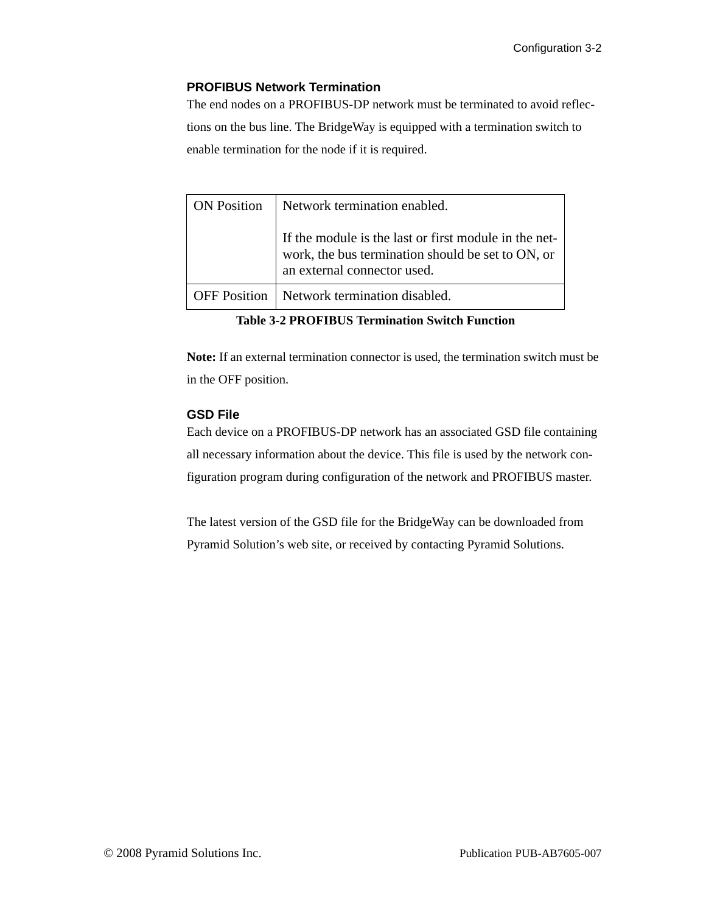### PROFIBUS Network Termination

The end nodes on a PROFIBUS-DP network must be terminated to avoid reflections on the bus line. The BridgeWay is equipped with a termination switch to enable termination for the node if it is required.

| ON Position | Network termination enabled.<br><br>If the module is the last or first module in the network, the bus termination should be set to ON, or an external connector used. |
|---|---|
| OFF Position | Network termination disabled. |

**Table 3-2 PROFIBUS Termination Switch Function**

**Note:** If an external termination connector is used, the termination switch must be in the OFF position.

### GSD File

Each device on a PROFIBUS-DP network has an associated GSD file containing all necessary information about the device. This file is used by the network configuration program during configuration of the network and PROFIBUS master.

The latest version of the GSD file for the BridgeWay can be downloaded from Pyramid Solution's web site, or received by contacting Pyramid Solutions.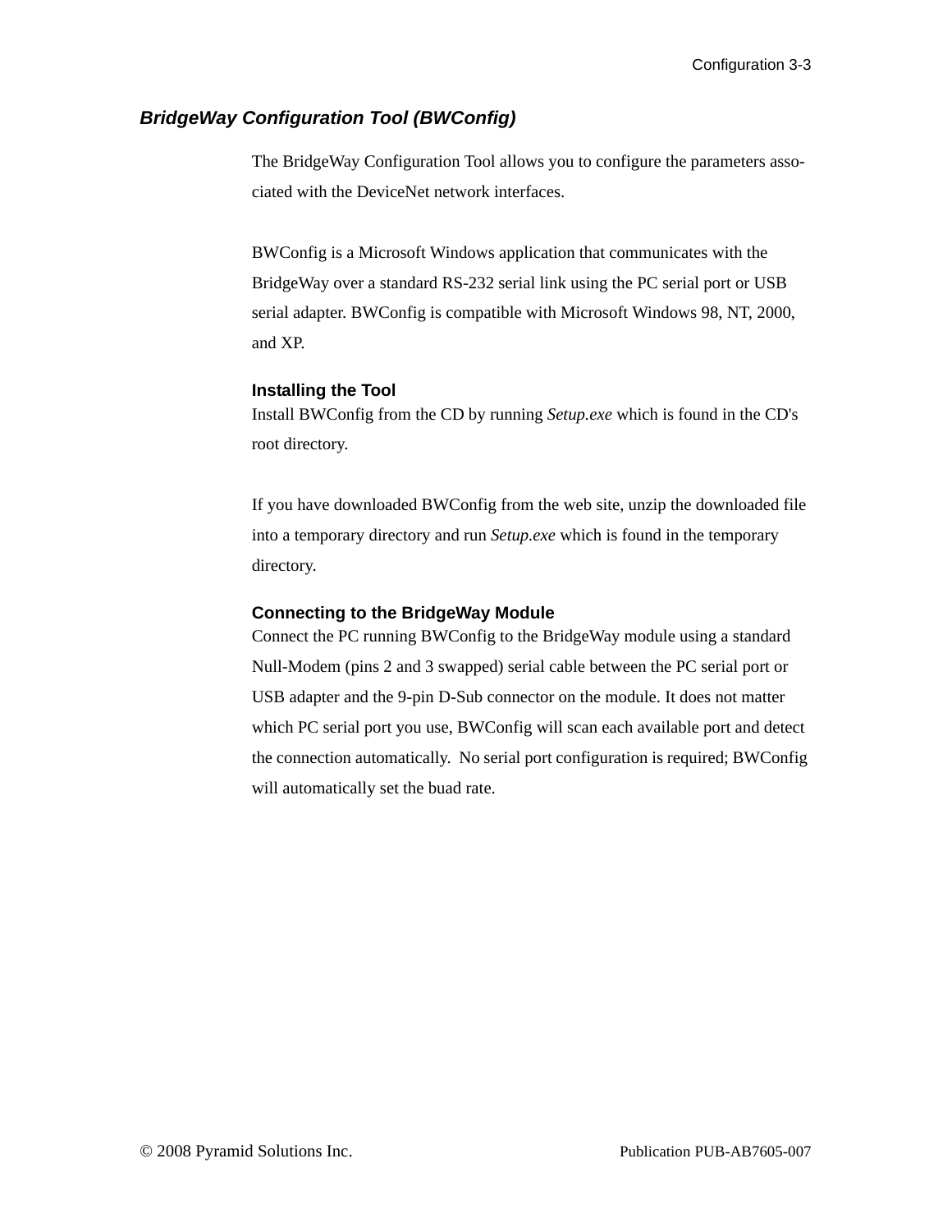## *BridgeWay Configuration Tool (BWConfig)*

The BridgeWay Configuration Tool allows you to configure the parameters associated with the DeviceNet network interfaces.

BWConfig is a Microsoft Windows application that communicates with the BridgeWay over a standard RS-232 serial link using the PC serial port or USB serial adapter. BWConfig is compatible with Microsoft Windows 98, NT, 2000, and XP.

### Installing the Tool

Install BWConfig from the CD by running *Setup.exe* which is found in the CD's root directory.

If you have downloaded BWConfig from the web site, unzip the downloaded file into a temporary directory and run *Setup.exe* which is found in the temporary directory.

### Connecting to the BridgeWay Module

Connect the PC running BWConfig to the BridgeWay module using a standard Null-Modem (pins 2 and 3 swapped) serial cable between the PC serial port or USB adapter and the 9-pin D-Sub connector on the module. It does not matter which PC serial port you use, BWConfig will scan each available port and detect the connection automatically. No serial port configuration is required; BWConfig will automatically set the buad rate.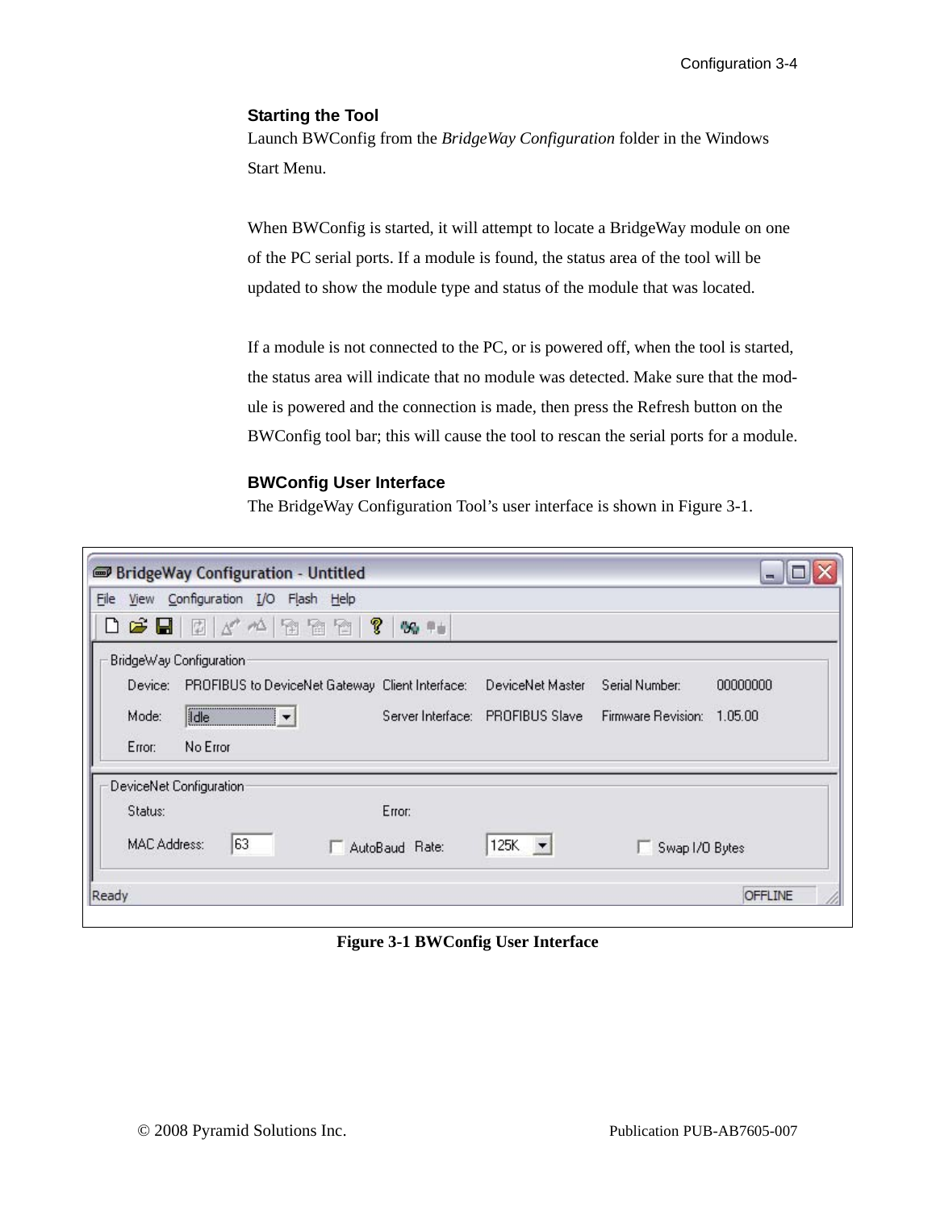### Starting the Tool

Launch BWConfig from the *BridgeWay Configuration* folder in the Windows Start Menu.

When BWConfig is started, it will attempt to locate a BridgeWay module on one of the PC serial ports. If a module is found, the status area of the tool will be updated to show the module type and status of the module that was located.

If a module is not connected to the PC, or is powered off, when the tool is started, the status area will indicate that no module was detected. Make sure that the module is powered and the connection is made, then press the Refresh button on the BWConfig tool bar; this will cause the tool to rescan the serial ports for a module.

### BWConfig User Interface

The BridgeWay Configuration Tool's user interface is shown in Figure 3-1.

**Figure 3-1 BWConfig User Interface**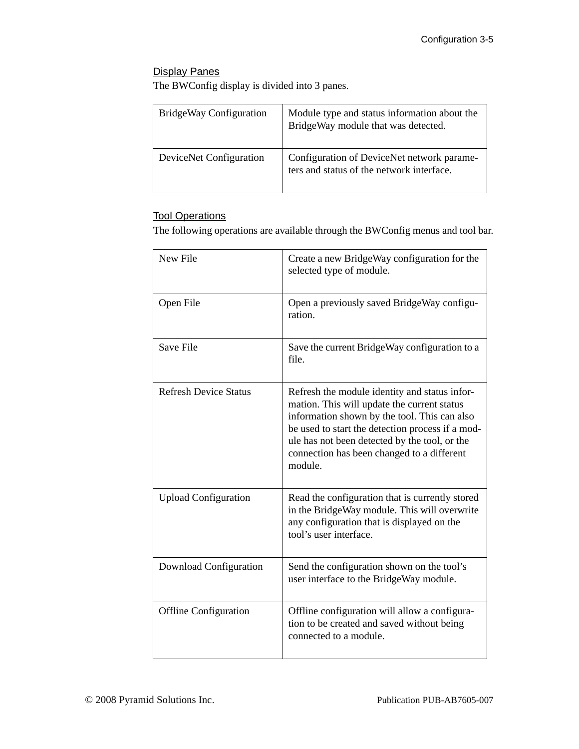## Display Panes

The BWConfig display is divided into 3 panes.

| | |
|---|---|
| BridgeWay Configuration | Module type and status information about the BridgeWay module that was detected. |
| DeviceNet Configuration | Configuration of DeviceNet network parameters and status of the network interface. |

## Tool Operations

The following operations are available through the BWConfig menus and tool bar.

| | |
|---|---|
| New File | Create a new BridgeWay configuration for the selected type of module. |
| Open File | Open a previously saved BridgeWay configuration. |
| Save File | Save the current BridgeWay configuration to a file. |
| Refresh Device Status | Refresh the module identity and status information. This will update the current status information shown by the tool. This can also be used to start the detection process if a module has not been detected by the tool, or the connection has been changed to a different module. |
| Upload Configuration | Read the configuration that is currently stored in the BridgeWay module. This will overwrite any configuration that is displayed on the tool's user interface. |
| Download Configuration | Send the configuration shown on the tool's user interface to the BridgeWay module. |
| Offline Configuration | Offline configuration will allow a configuration to be created and saved without being connected to a module. |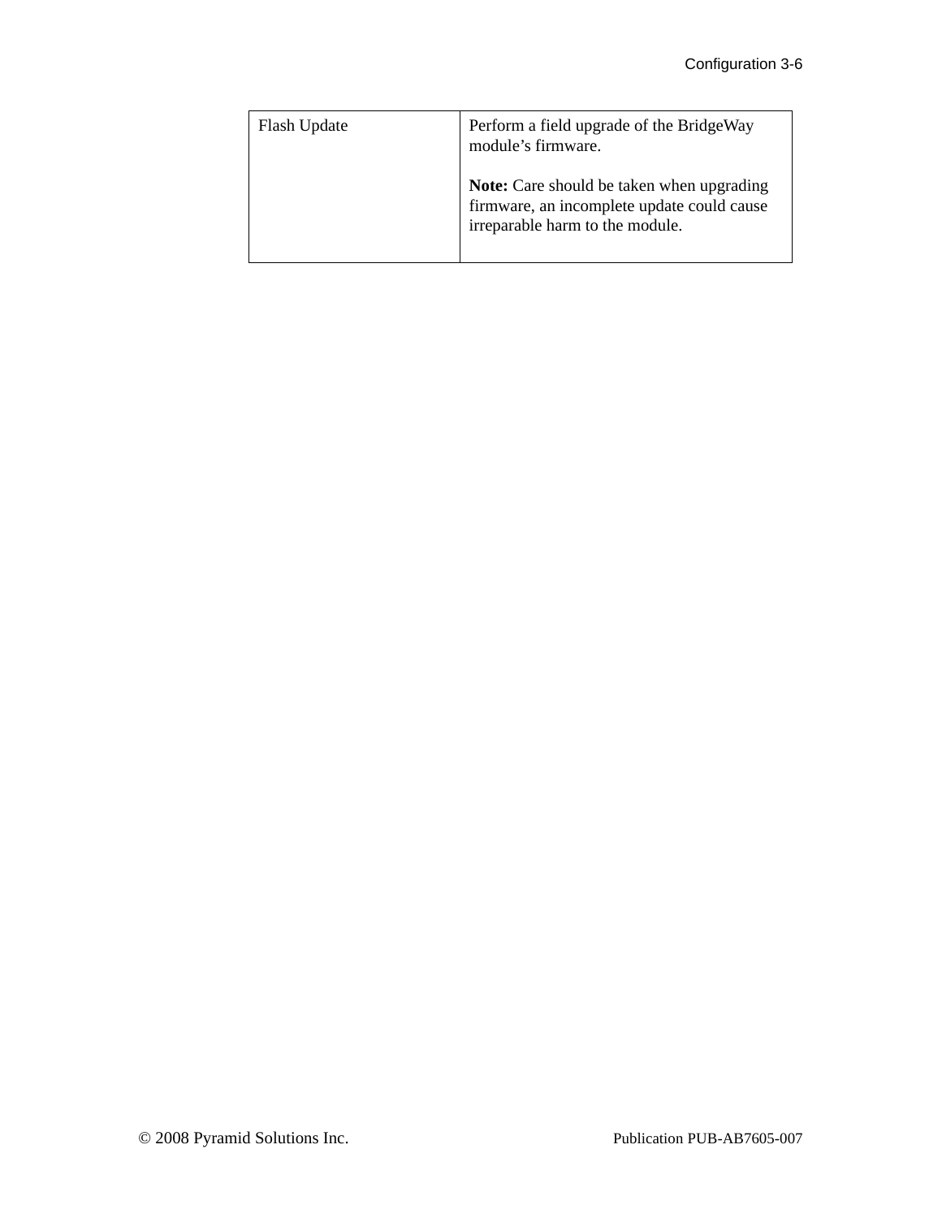| Flash Update | Perform a field upgrade of the BridgeWay module’s firmware.<br><br>**Note:** Care should be taken when upgrading firmware, an incomplete update could cause irreparable harm to the module. |
|---|---|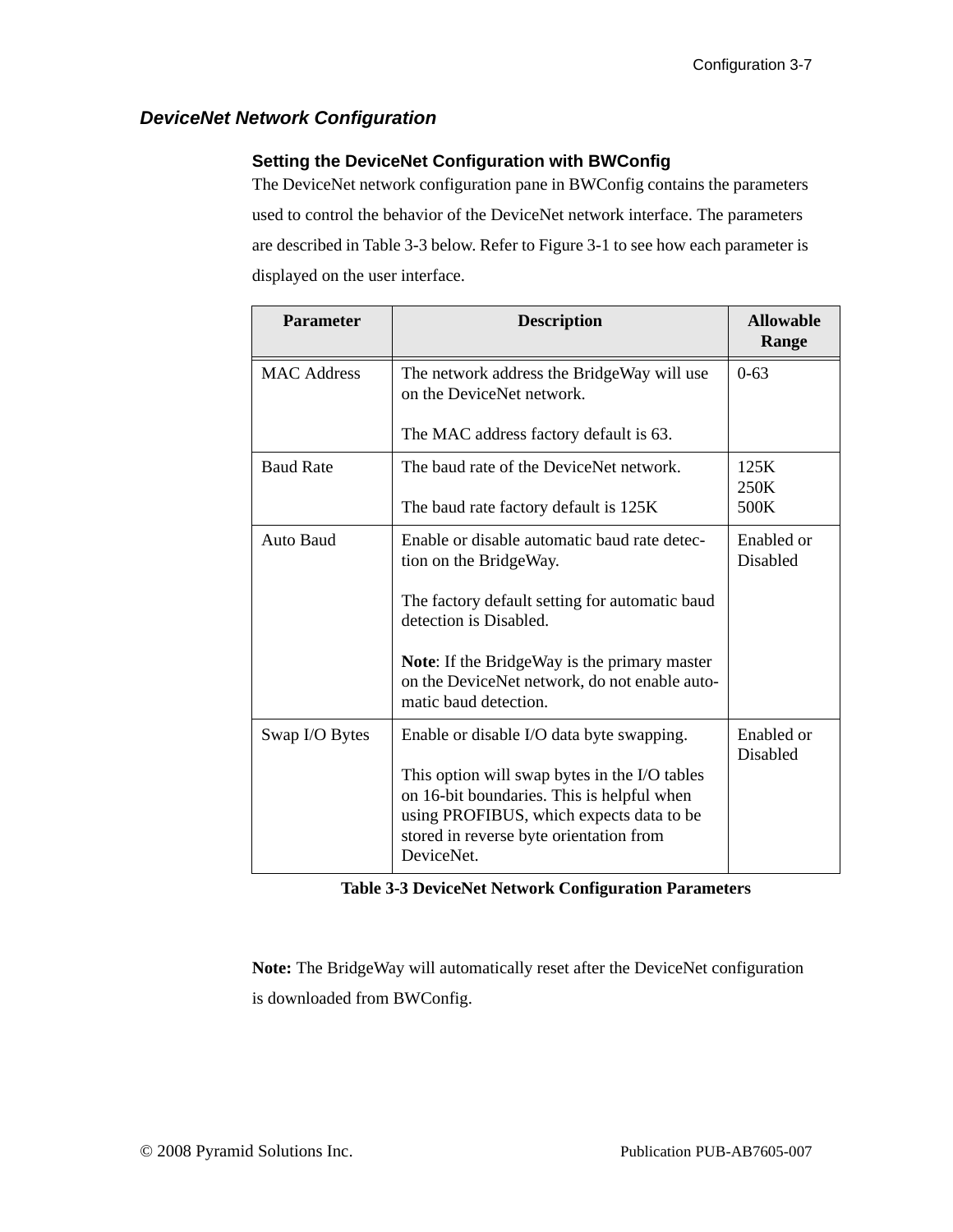## *DeviceNet Network Configuration*

### Setting the DeviceNet Configuration with BWConfig

The DeviceNet network configuration pane in BWConfig contains the parameters used to control the behavior of the DeviceNet network interface. The parameters are described in Table 3-3 below. Refer to Figure 3-1 to see how each parameter is displayed on the user interface.

| Parameter | Description | Allowable Range |
|---|---|---|
| MAC Address | The network address the BridgeWay will use on the DeviceNet network.<br><br>The MAC address factory default is 63. | 0-63 |
| Baud Rate | The baud rate of the DeviceNet network.<br><br>The baud rate factory default is 125K | 125K<br>250K<br>500K |
| Auto Baud | Enable or disable automatic baud rate detection on the BridgeWay.<br><br>The factory default setting for automatic baud detection is Disabled.<br><br>**Note**: If the BridgeWay is the primary master on the DeviceNet network, do not enable automatic baud detection. | Enabled or Disabled |
| Swap I/O Bytes | Enable or disable I/O data byte swapping.<br><br>This option will swap bytes in the I/O tables on 16-bit boundaries. This is helpful when using PROFIBUS, which expects data to be stored in reverse byte orientation from DeviceNet. | Enabled or Disabled |

**Table 3-3 DeviceNet Network Configuration Parameters**

**Note:** The BridgeWay will automatically reset after the DeviceNet configuration is downloaded from BWConfig.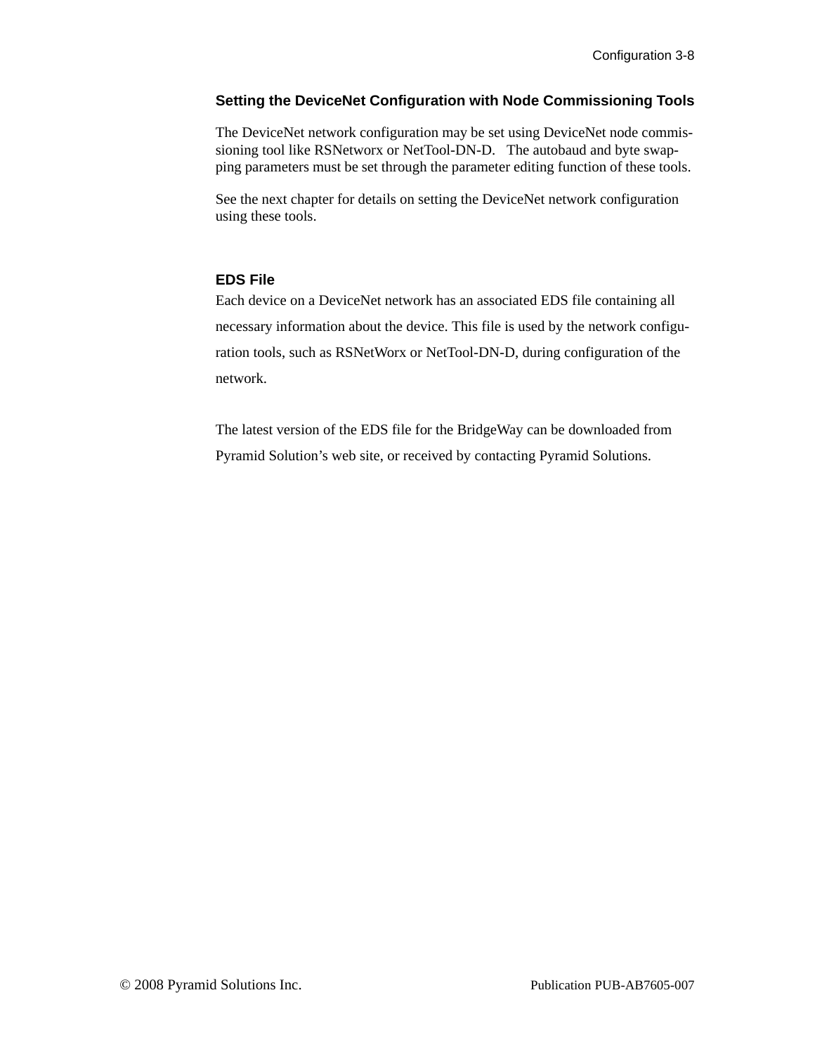### Setting the DeviceNet Configuration with Node Commissioning Tools

The DeviceNet network configuration may be set using DeviceNet node commissioning tool like RSNetworx or NetTool-DN-D. The autobaud and byte swapping parameters must be set through the parameter editing function of these tools.

See the next chapter for details on setting the DeviceNet network configuration using these tools.

### EDS File

Each device on a DeviceNet network has an associated EDS file containing all necessary information about the device. This file is used by the network configuration tools, such as RSNetWorx or NetTool-DN-D, during configuration of the network.

The latest version of the EDS file for the BridgeWay can be downloaded from Pyramid Solution's web site, or received by contacting Pyramid Solutions.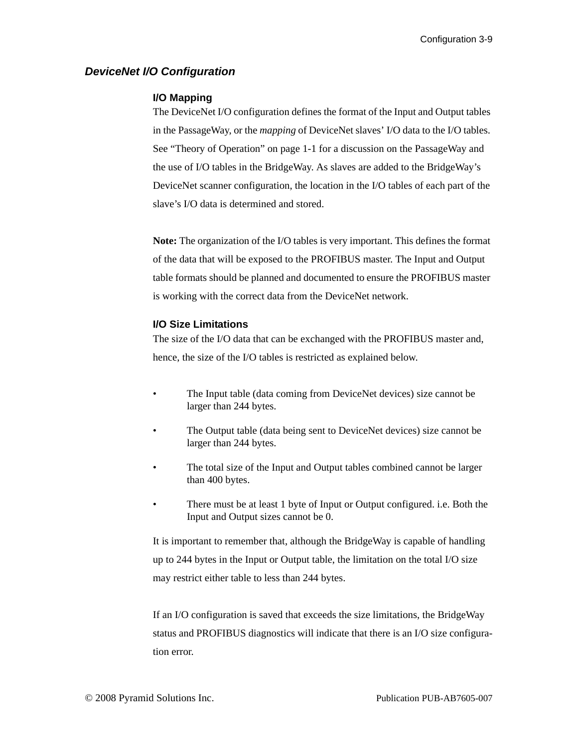## *DeviceNet I/O Configuration*

### I/O Mapping

The DeviceNet I/O configuration defines the format of the Input and Output tables in the PassageWay, or the *mapping* of DeviceNet slaves' I/O data to the I/O tables. See "Theory of Operation" on page 1-1 for a discussion on the PassageWay and the use of I/O tables in the BridgeWay. As slaves are added to the BridgeWay's DeviceNet scanner configuration, the location in the I/O tables of each part of the slave's I/O data is determined and stored.

**Note:** The organization of the I/O tables is very important. This defines the format of the data that will be exposed to the PROFIBUS master. The Input and Output table formats should be planned and documented to ensure the PROFIBUS master is working with the correct data from the DeviceNet network.

### I/O Size Limitations

The size of the I/O data that can be exchanged with the PROFIBUS master and, hence, the size of the I/O tables is restricted as explained below.

- The Input table (data coming from DeviceNet devices) size cannot be larger than 244 bytes.
- The Output table (data being sent to DeviceNet devices) size cannot be larger than 244 bytes.
- The total size of the Input and Output tables combined cannot be larger than 400 bytes.
- There must be at least 1 byte of Input or Output configured. i.e. Both the Input and Output sizes cannot be 0.

It is important to remember that, although the BridgeWay is capable of handling up to 244 bytes in the Input or Output table, the limitation on the total I/O size may restrict either table to less than 244 bytes.

If an I/O configuration is saved that exceeds the size limitations, the BridgeWay status and PROFIBUS diagnostics will indicate that there is an I/O size configuration error.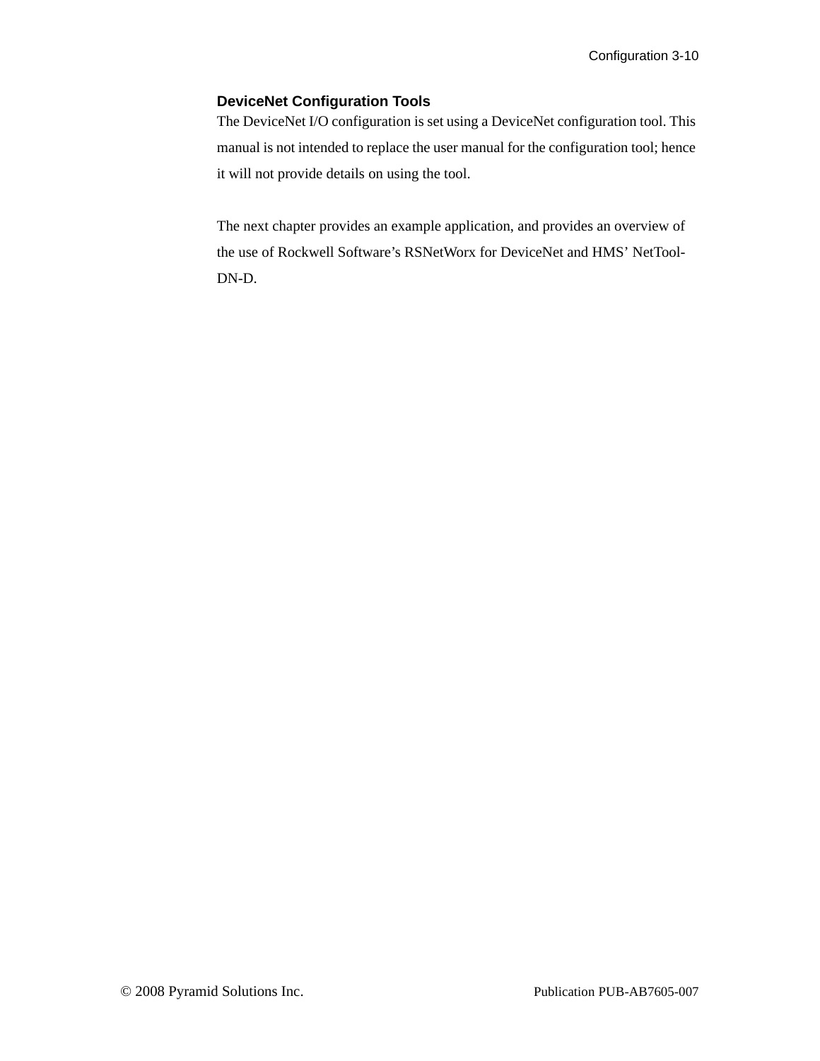### DeviceNet Configuration Tools

The DeviceNet I/O configuration is set using a DeviceNet configuration tool. This manual is not intended to replace the user manual for the configuration tool; hence it will not provide details on using the tool.

The next chapter provides an example application, and provides an overview of the use of Rockwell Software's RSNetWorx for DeviceNet and HMS' NetTool-DN-D.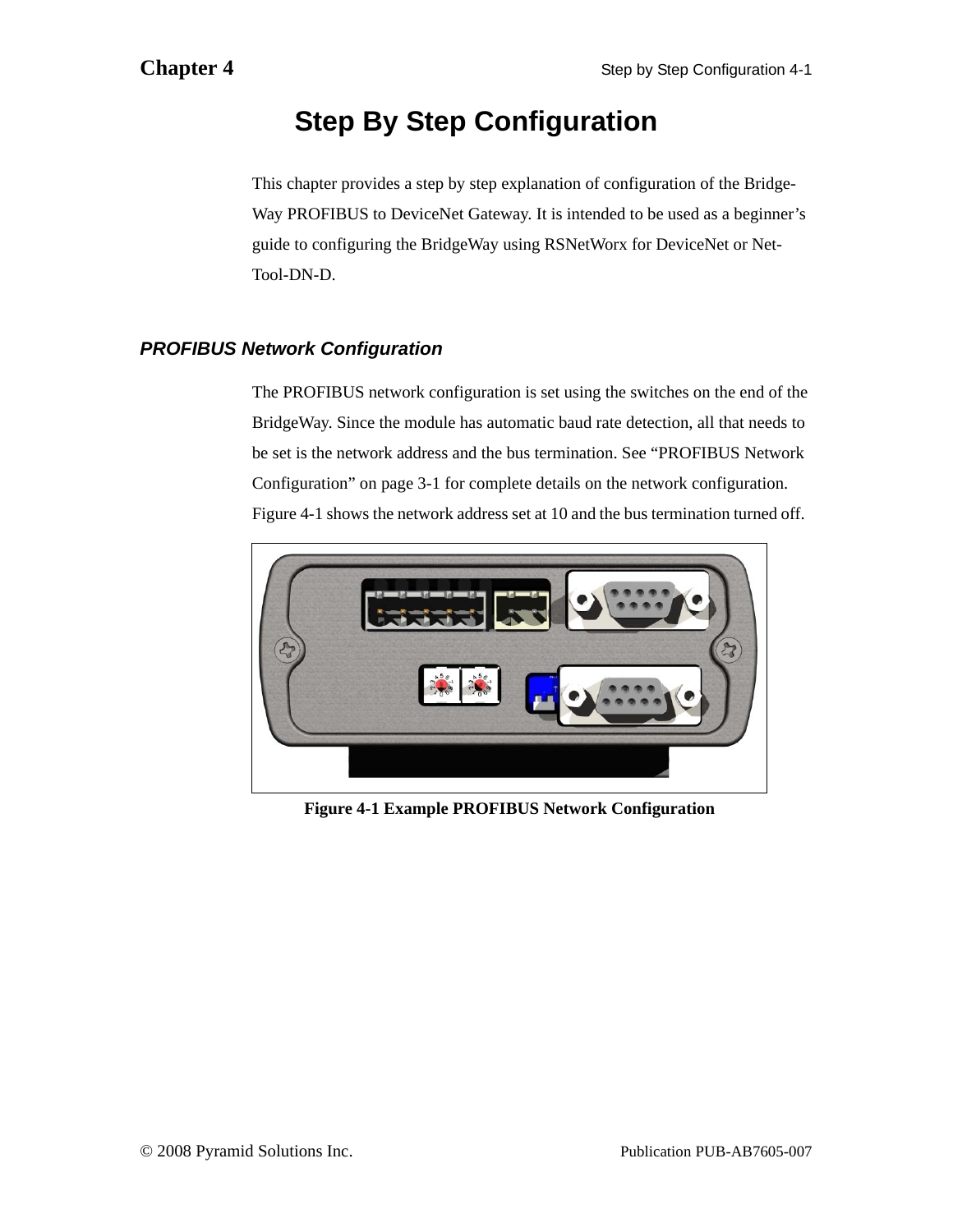# Step By Step Configuration

This chapter provides a step by step explanation of configuration of the Bridge-Way PROFIBUS to DeviceNet Gateway. It is intended to be used as a beginner's guide to configuring the BridgeWay using RSNetWorx for DeviceNet or Net-Tool-DN-D.

## *PROFIBUS Network Configuration*

The PROFIBUS network configuration is set using the switches on the end of the BridgeWay. Since the module has automatic baud rate detection, all that needs to be set is the network address and the bus termination. See "PROFIBUS Network Configuration" on page 3-1 for complete details on the network configuration. Figure 4-1 shows the network address set at 10 and the bus termination turned off.

**Figure 4-1 Example PROFIBUS Network Configuration**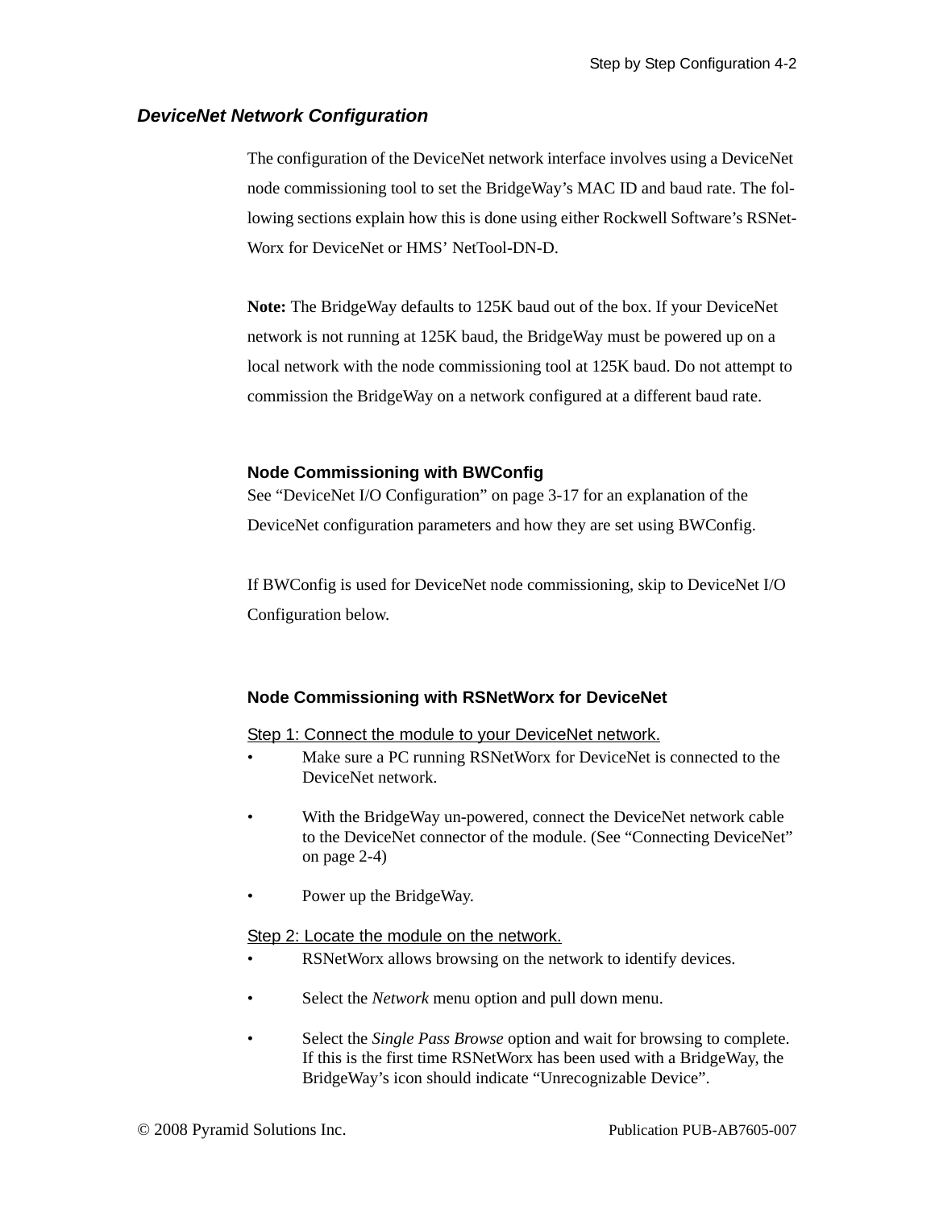## *DeviceNet Network Configuration*

The configuration of the DeviceNet network interface involves using a DeviceNet node commissioning tool to set the BridgeWay's MAC ID and baud rate. The following sections explain how this is done using either Rockwell Software's RSNetWorx for DeviceNet or HMS' NetTool-DN-D.

**Note:** The BridgeWay defaults to 125K baud out of the box. If your DeviceNet network is not running at 125K baud, the BridgeWay must be powered up on a local network with the node commissioning tool at 125K baud. Do not attempt to commission the BridgeWay on a network configured at a different baud rate.

### Node Commissioning with BWConfig

See "DeviceNet I/O Configuration" on page 3-17 for an explanation of the DeviceNet configuration parameters and how they are set using BWConfig.

If BWConfig is used for DeviceNet node commissioning, skip to DeviceNet I/O Configuration below.

### Node Commissioning with RSNetWorx for DeviceNet

<u>Step 1: Connect the module to your DeviceNet network.</u>

- Make sure a PC running RSNetWorx for DeviceNet is connected to the DeviceNet network.
- With the BridgeWay un-powered, connect the DeviceNet network cable to the DeviceNet connector of the module. (See "Connecting DeviceNet" on page 2-4)
- Power up the BridgeWay.

<u>Step 2: Locate the module on the network.</u>

- RSNetWorx allows browsing on the network to identify devices.
- Select the *Network* menu option and pull down menu.
- Select the *Single Pass Browse* option and wait for browsing to complete. If this is the first time RSNetWorx has been used with a BridgeWay, the BridgeWay's icon should indicate "Unrecognizable Device".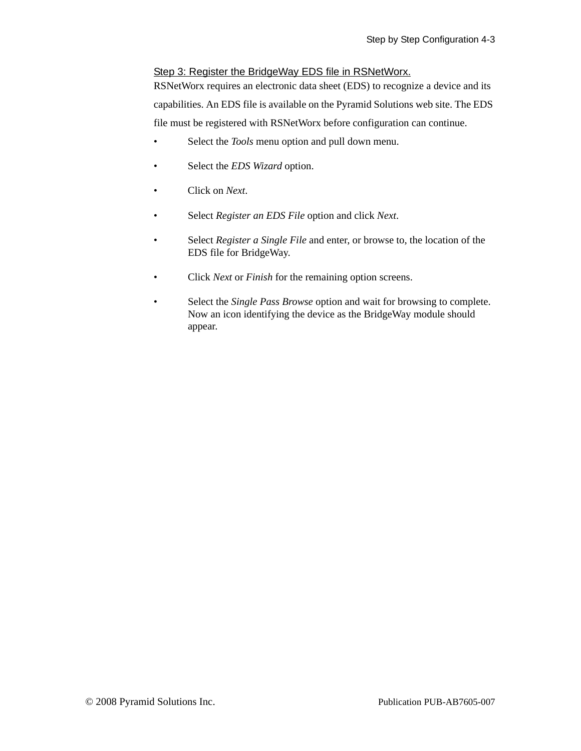### Step 3: Register the BridgeWay EDS file in RSNetWorx.

RSNetWorx requires an electronic data sheet (EDS) to recognize a device and its capabilities. An EDS file is available on the Pyramid Solutions web site. The EDS file must be registered with RSNetWorx before configuration can continue.

- Select the *Tools* menu option and pull down menu.
- Select the *EDS Wizard* option.
- Click on *Next*.
- Select *Register an EDS File* option and click *Next*.
- Select *Register a Single File* and enter, or browse to, the location of the EDS file for BridgeWay.
- Click *Next* or *Finish* for the remaining option screens.
- Select the *Single Pass Browse* option and wait for browsing to complete. Now an icon identifying the device as the BridgeWay module should appear.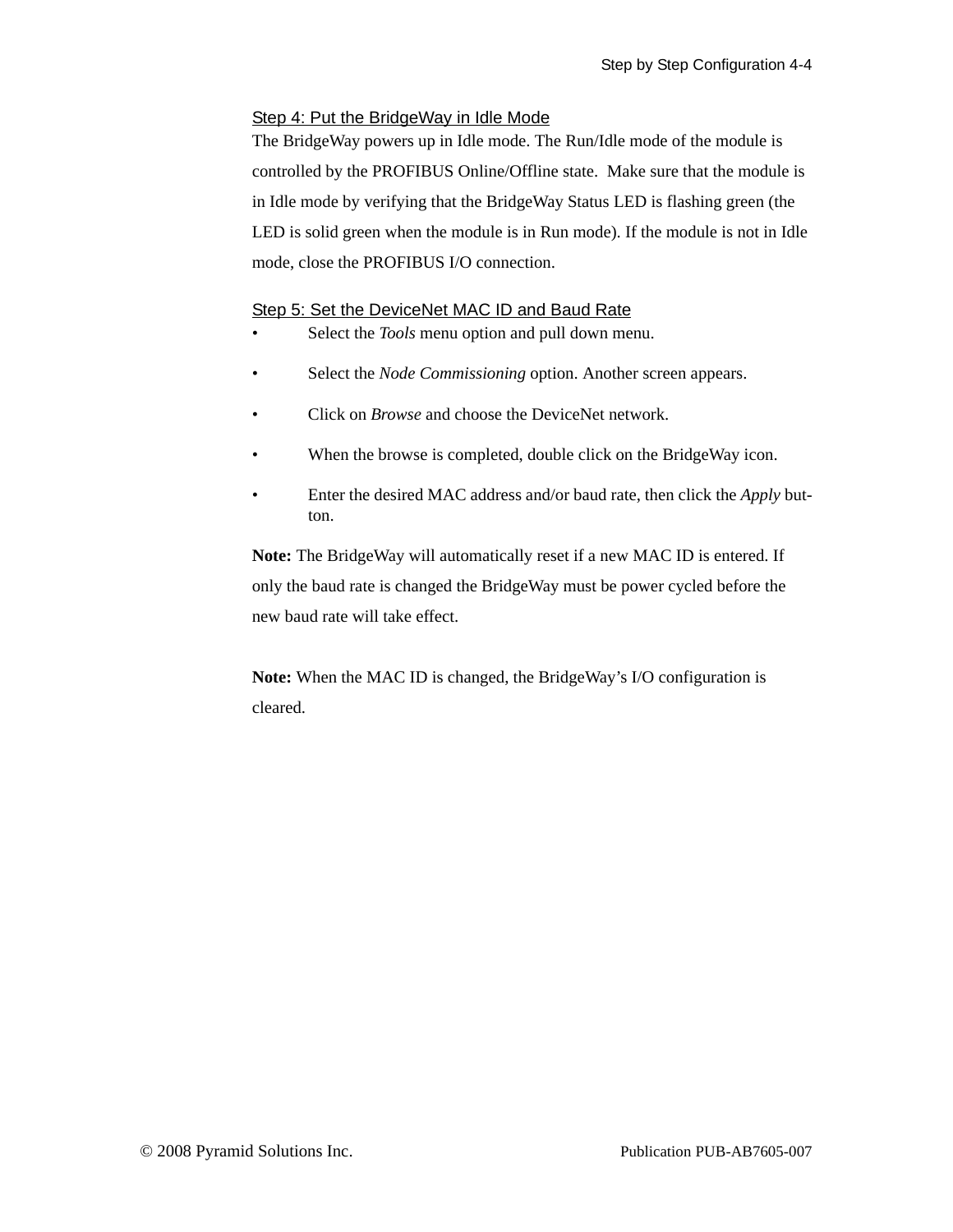## Step 4: Put the BridgeWay in Idle Mode

The BridgeWay powers up in Idle mode. The Run/Idle mode of the module is controlled by the PROFIBUS Online/Offline state. Make sure that the module is in Idle mode by verifying that the BridgeWay Status LED is flashing green (the LED is solid green when the module is in Run mode). If the module is not in Idle mode, close the PROFIBUS I/O connection.

## Step 5: Set the DeviceNet MAC ID and Baud Rate

- Select the *Tools* menu option and pull down menu.
- Select the *Node Commissioning* option. Another screen appears.
- Click on *Browse* and choose the DeviceNet network.
- When the browse is completed, double click on the BridgeWay icon.
- Enter the desired MAC address and/or baud rate, then click the *Apply* button.

**Note:** The BridgeWay will automatically reset if a new MAC ID is entered. If only the baud rate is changed the BridgeWay must be power cycled before the new baud rate will take effect.

**Note:** When the MAC ID is changed, the BridgeWay's I/O configuration is cleared.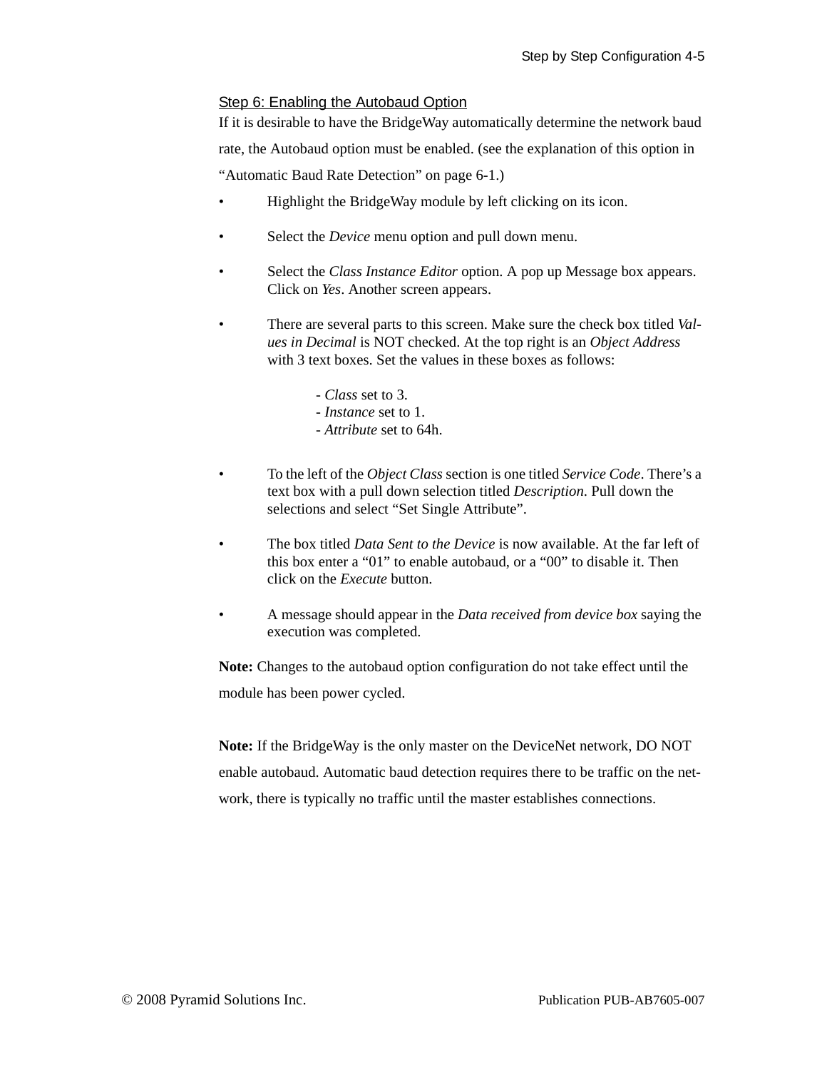### Step 6: Enabling the Autobaud Option

If it is desirable to have the BridgeWay automatically determine the network baud rate, the Autobaud option must be enabled. (see the explanation of this option in "Automatic Baud Rate Detection" on page 6-1.)

- Highlight the BridgeWay module by left clicking on its icon.
- Select the *Device* menu option and pull down menu.
- Select the *Class Instance Editor* option. A pop up Message box appears. Click on *Yes*. Another screen appears.
- There are several parts to this screen. Make sure the check box titled *Values in Decimal* is NOT checked. At the top right is an *Object Address* with 3 text boxes. Set the values in these boxes as follows:

  - *Class* set to 3.
  - *Instance* set to 1.
  - *Attribute* set to 64h.

- To the left of the *Object Class* section is one titled *Service Code*. There's a text box with a pull down selection titled *Description*. Pull down the selections and select "Set Single Attribute".
- The box titled *Data Sent to the Device* is now available. At the far left of this box enter a "01" to enable autobaud, or a "00" to disable it. Then click on the *Execute* button.
- A message should appear in the *Data received from device box* saying the execution was completed.

**Note:** Changes to the autobaud option configuration do not take effect until the module has been power cycled.

**Note:** If the BridgeWay is the only master on the DeviceNet network, DO NOT enable autobaud. Automatic baud detection requires there to be traffic on the network, there is typically no traffic until the master establishes connections.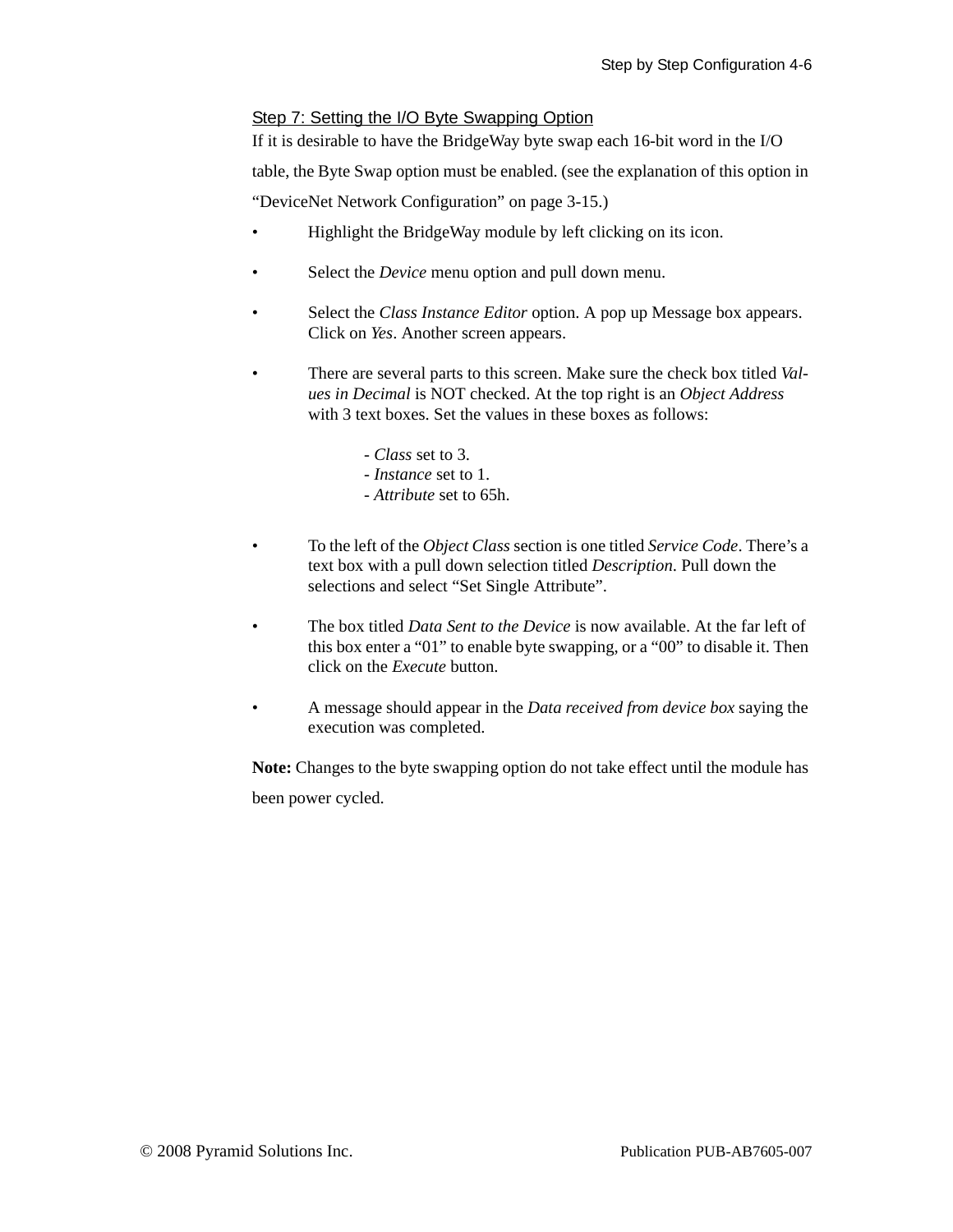## Step 7: Setting the I/O Byte Swapping Option

If it is desirable to have the BridgeWay byte swap each 16-bit word in the I/O table, the Byte Swap option must be enabled. (see the explanation of this option in “DeviceNet Network Configuration” on page 3-15.)

- Highlight the BridgeWay module by left clicking on its icon.
- Select the *Device* menu option and pull down menu.
- Select the *Class Instance Editor* option. A pop up Message box appears. Click on *Yes*. Another screen appears.
- There are several parts to this screen. Make sure the check box titled *Values in Decimal* is NOT checked. At the top right is an *Object Address* with 3 text boxes. Set the values in these boxes as follows:

  - *Class* set to 3.
  - *Instance* set to 1.
  - *Attribute* set to 65h.

- To the left of the *Object Class* section is one titled *Service Code*. There’s a text box with a pull down selection titled *Description*. Pull down the selections and select “Set Single Attribute”.
- The box titled *Data Sent to the Device* is now available. At the far left of this box enter a “01” to enable byte swapping, or a “00” to disable it. Then click on the *Execute* button.
- A message should appear in the *Data received from device box* saying the execution was completed.

**Note:** Changes to the byte swapping option do not take effect until the module has been power cycled.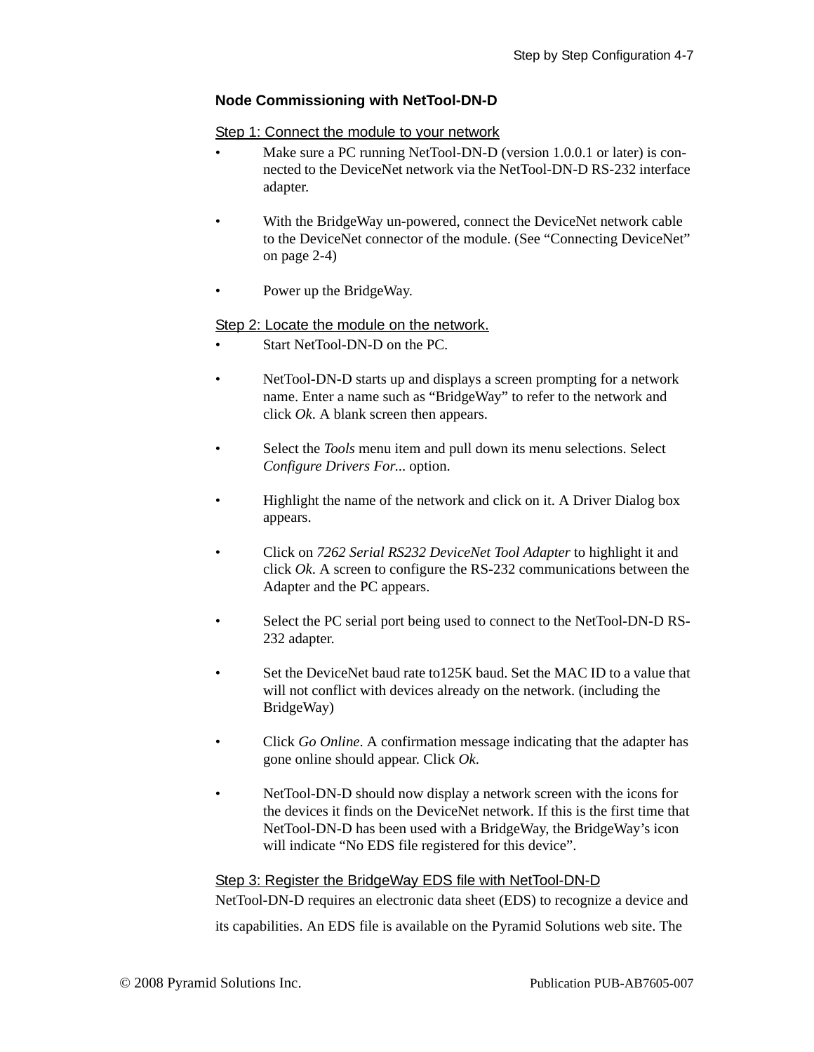## Node Commissioning with NetTool-DN-D

Step 1: Connect the module to your network

- Make sure a PC running NetTool-DN-D (version 1.0.0.1 or later) is connected to the DeviceNet network via the NetTool-DN-D RS-232 interface adapter.
- With the BridgeWay un-powered, connect the DeviceNet network cable to the DeviceNet connector of the module. (See “Connecting DeviceNet” on page 2-4)
- Power up the BridgeWay.

Step 2: Locate the module on the network.

- Start NetTool-DN-D on the PC.
- NetTool-DN-D starts up and displays a screen prompting for a network name. Enter a name such as “BridgeWay” to refer to the network and click *Ok*. A blank screen then appears.
- Select the *Tools* menu item and pull down its menu selections. Select *Configure Drivers For...* option.
- Highlight the name of the network and click on it. A Driver Dialog box appears.
- Click on *7262 Serial RS232 DeviceNet Tool Adapter* to highlight it and click *Ok*. A screen to configure the RS-232 communications between the Adapter and the PC appears.
- Select the PC serial port being used to connect to the NetTool-DN-D RS-232 adapter.
- Set the DeviceNet baud rate to125K baud. Set the MAC ID to a value that will not conflict with devices already on the network. (including the BridgeWay)
- Click *Go Online*. A confirmation message indicating that the adapter has gone online should appear. Click *Ok*.
- NetTool-DN-D should now display a network screen with the icons for the devices it finds on the DeviceNet network. If this is the first time that NetTool-DN-D has been used with a BridgeWay, the BridgeWay’s icon will indicate “No EDS file registered for this device”.

Step 3: Register the BridgeWay EDS file with NetTool-DN-D

NetTool-DN-D requires an electronic data sheet (EDS) to recognize a device and its capabilities. An EDS file is available on the Pyramid Solutions web site. The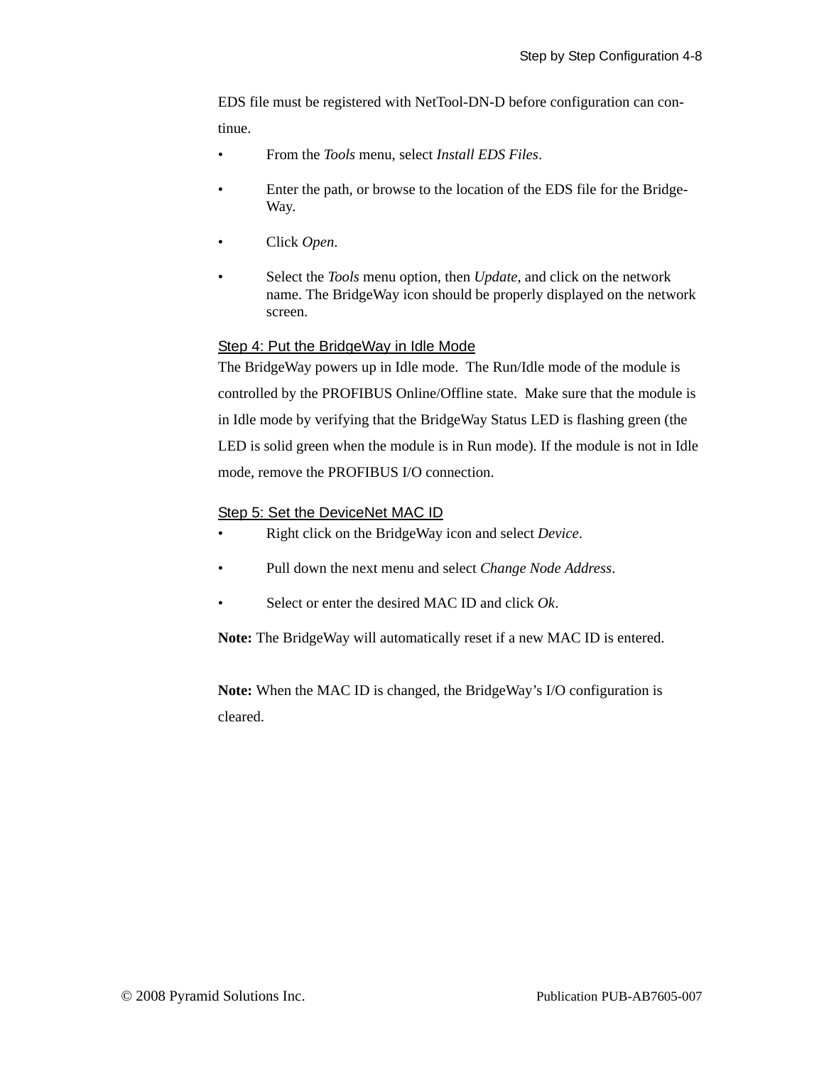EDS file must be registered with NetTool-DN-D before configuration can continue.

- From the *Tools* menu, select *Install EDS Files*.
- Enter the path, or browse to the location of the EDS file for the BridgeWay.
- Click *Open*.
- Select the *Tools* menu option, then *Update*, and click on the network name. The BridgeWay icon should be properly displayed on the network screen.

### Step 4: Put the BridgeWay in Idle Mode

The BridgeWay powers up in Idle mode. The Run/Idle mode of the module is controlled by the PROFIBUS Online/Offline state. Make sure that the module is in Idle mode by verifying that the BridgeWay Status LED is flashing green (the LED is solid green when the module is in Run mode). If the module is not in Idle mode, remove the PROFIBUS I/O connection.

### Step 5: Set the DeviceNet MAC ID

- Right click on the BridgeWay icon and select *Device*.
- Pull down the next menu and select *Change Node Address*.
- Select or enter the desired MAC ID and click *Ok*.

**Note:** The BridgeWay will automatically reset if a new MAC ID is entered.

**Note:** When the MAC ID is changed, the BridgeWay's I/O configuration is cleared.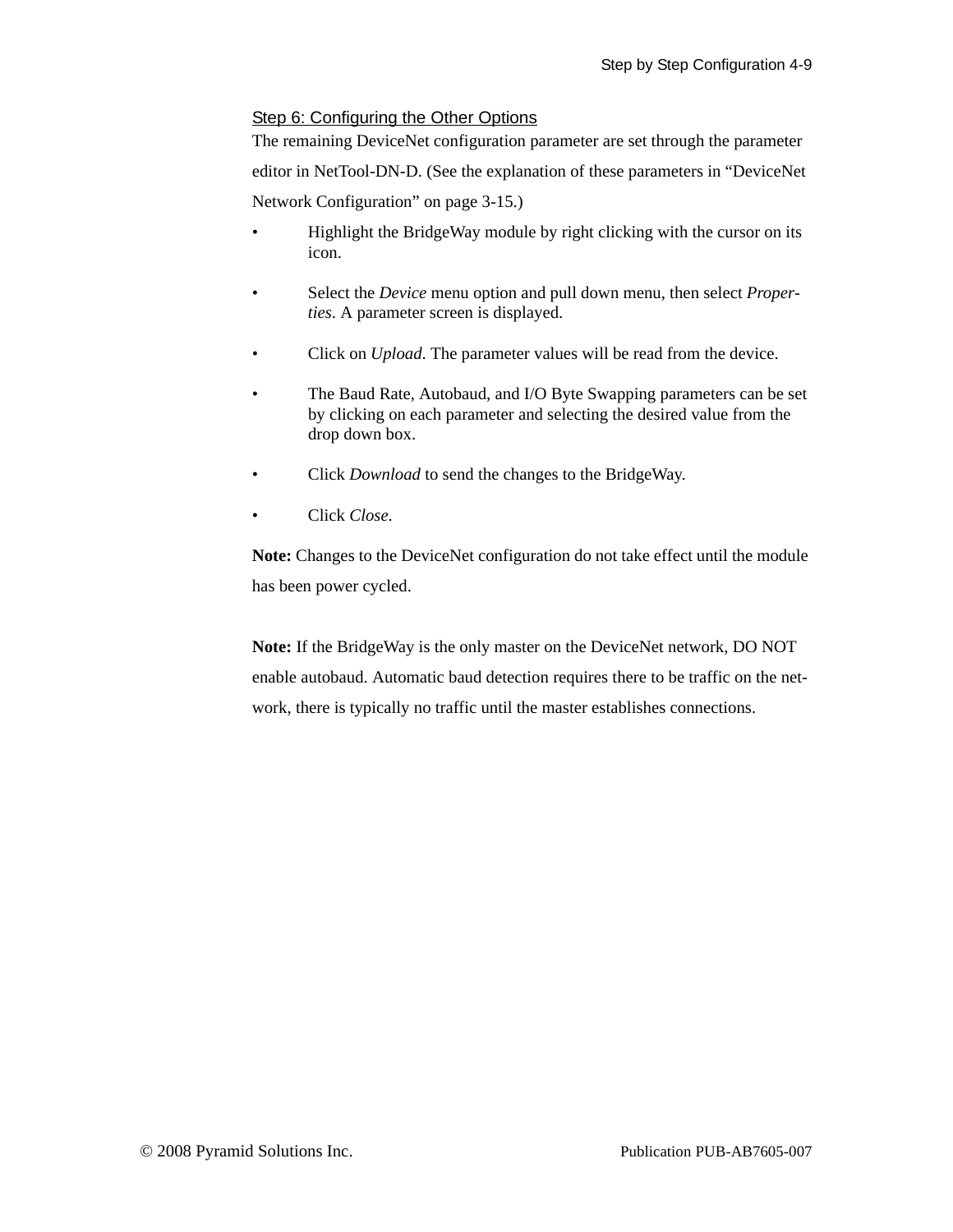## Step 6: Configuring the Other Options

The remaining DeviceNet configuration parameter are set through the parameter editor in NetTool-DN-D. (See the explanation of these parameters in "DeviceNet Network Configuration" on page 3-15.)

- Highlight the BridgeWay module by right clicking with the cursor on its icon.
- Select the *Device* menu option and pull down menu, then select *Properties*. A parameter screen is displayed.
- Click on *Upload*. The parameter values will be read from the device.
- The Baud Rate, Autobaud, and I/O Byte Swapping parameters can be set by clicking on each parameter and selecting the desired value from the drop down box.
- Click *Download* to send the changes to the BridgeWay.
- Click *Close*.

**Note:** Changes to the DeviceNet configuration do not take effect until the module has been power cycled.

**Note:** If the BridgeWay is the only master on the DeviceNet network, DO NOT enable autobaud. Automatic baud detection requires there to be traffic on the network, there is typically no traffic until the master establishes connections.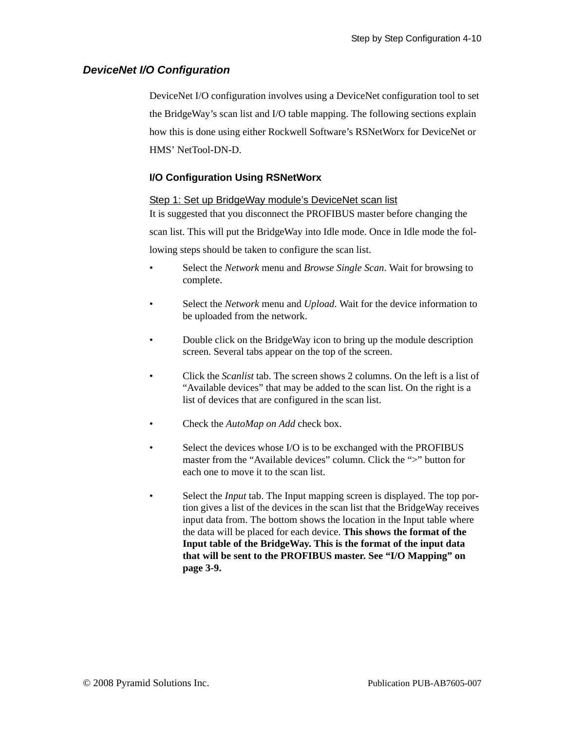## *DeviceNet I/O Configuration*

DeviceNet I/O configuration involves using a DeviceNet configuration tool to set the BridgeWay's scan list and I/O table mapping. The following sections explain how this is done using either Rockwell Software's RSNetWorx for DeviceNet or HMS' NetTool-DN-D.

### I/O Configuration Using RSNetWorx

Step 1: Set up BridgeWay module's DeviceNet scan list

It is suggested that you disconnect the PROFIBUS master before changing the scan list. This will put the BridgeWay into Idle mode. Once in Idle mode the following steps should be taken to configure the scan list.

- Select the *Network* menu and *Browse Single Scan*. Wait for browsing to complete.
- Select the *Network* menu and *Upload*. Wait for the device information to be uploaded from the network.
- Double click on the BridgeWay icon to bring up the module description screen. Several tabs appear on the top of the screen.
- Click the *Scanlist* tab. The screen shows 2 columns. On the left is a list of "Available devices" that may be added to the scan list. On the right is a list of devices that are configured in the scan list.
- Check the *AutoMap on Add* check box.
- Select the devices whose I/O is to be exchanged with the PROFIBUS master from the "Available devices" column. Click the ">" button for each one to move it to the scan list.
- Select the *Input* tab. The Input mapping screen is displayed. The top portion gives a list of the devices in the scan list that the BridgeWay receives input data from. The bottom shows the location in the Input table where the data will be placed for each device. **This shows the format of the Input table of the BridgeWay. This is the format of the input data that will be sent to the PROFIBUS master. See "I/O Mapping" on page 3-9.**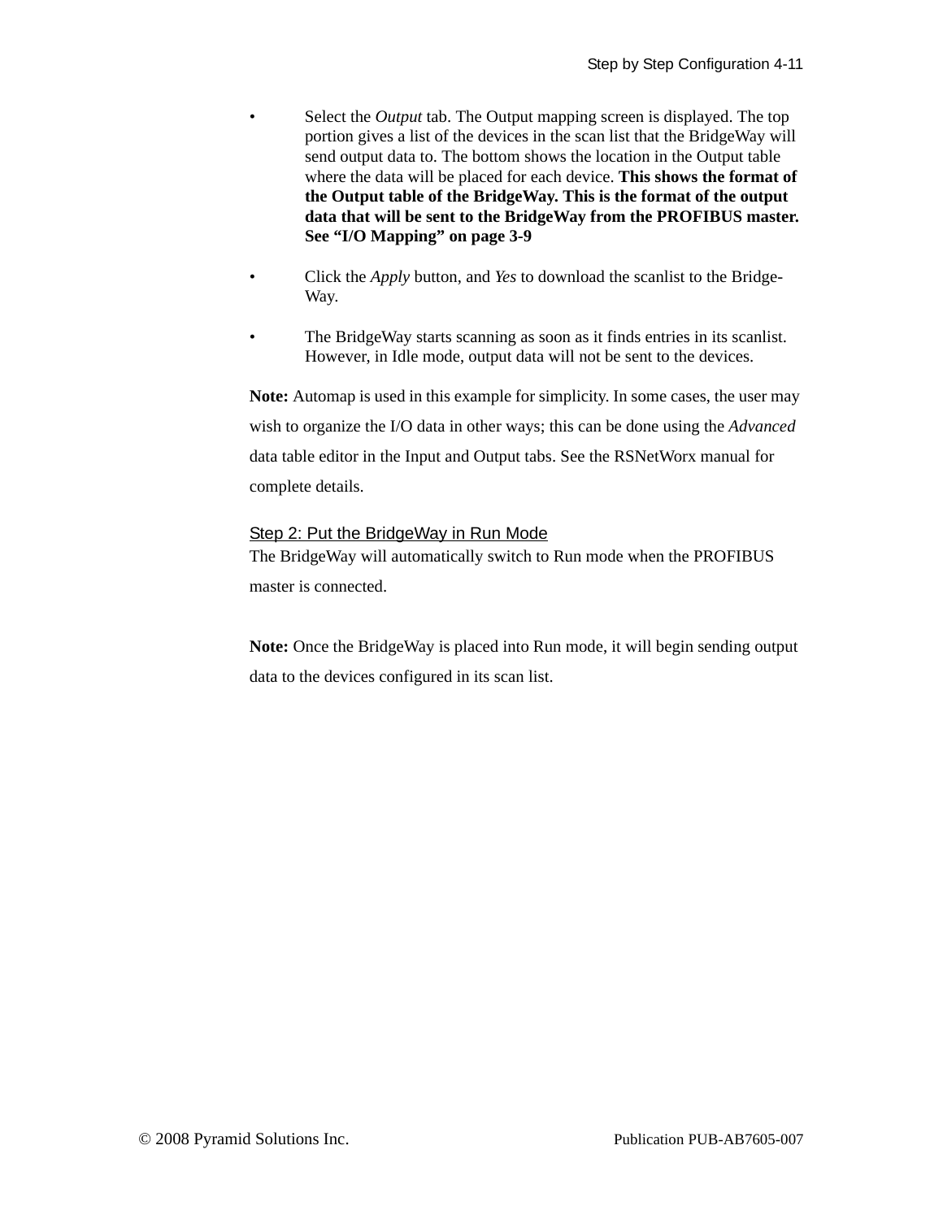- Select the *Output* tab. The Output mapping screen is displayed. The top portion gives a list of the devices in the scan list that the BridgeWay will send output data to. The bottom shows the location in the Output table where the data will be placed for each device. **This shows the format of the Output table of the BridgeWay. This is the format of the output data that will be sent to the BridgeWay from the PROFIBUS master. See "I/O Mapping" on page 3-9**

- Click the *Apply* button, and *Yes* to download the scanlist to the BridgeWay.

- The BridgeWay starts scanning as soon as it finds entries in its scanlist. However, in Idle mode, output data will not be sent to the devices.

**Note:** Automap is used in this example for simplicity. In some cases, the user may wish to organize the I/O data in other ways; this can be done using the *Advanced* data table editor in the Input and Output tabs. See the RSNetWorx manual for complete details.

### Step 2: Put the BridgeWay in Run Mode

The BridgeWay will automatically switch to Run mode when the PROFIBUS master is connected.

**Note:** Once the BridgeWay is placed into Run mode, it will begin sending output data to the devices configured in its scan list.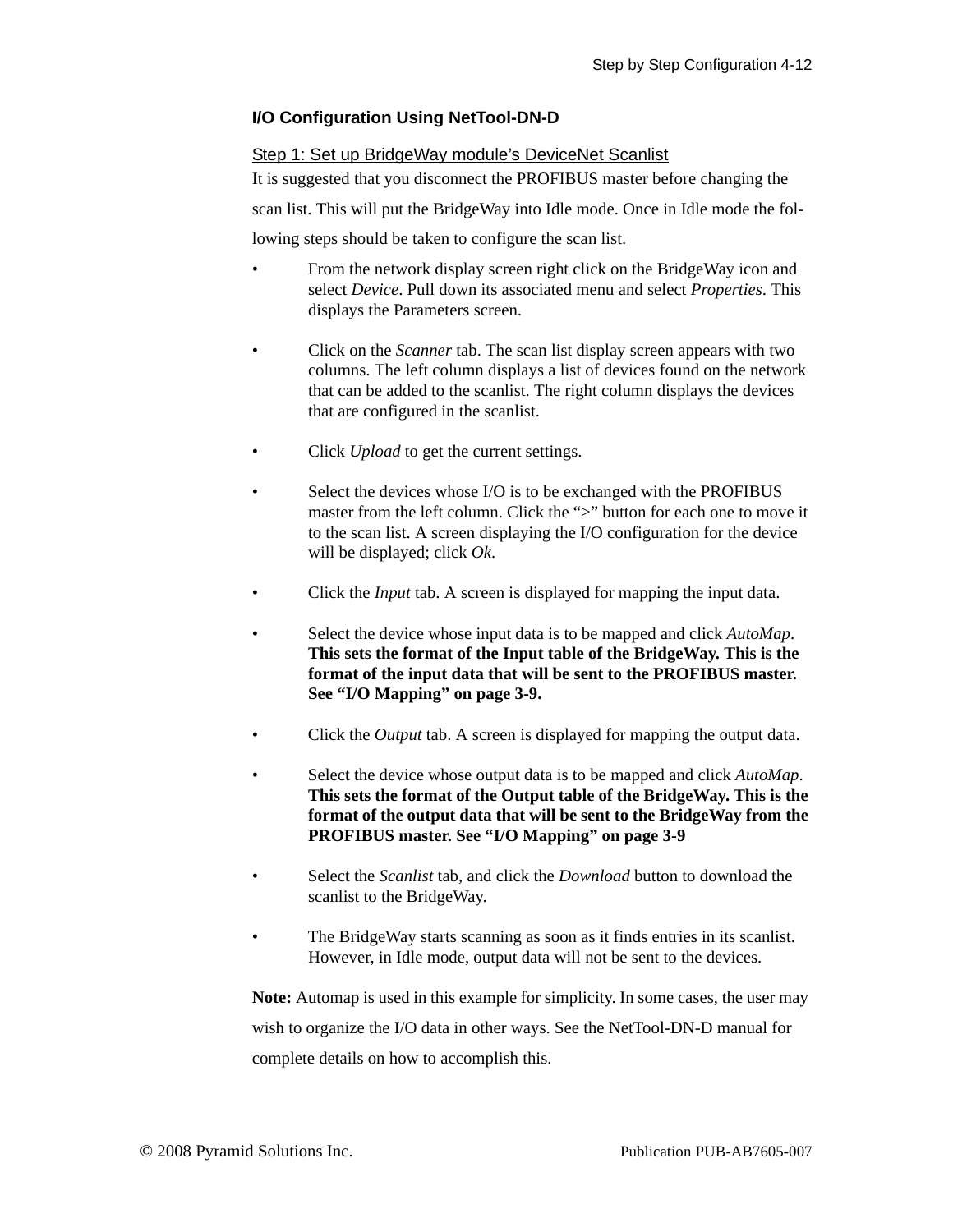## I/O Configuration Using NetTool-DN-D

### Step 1: Set up BridgeWay module's DeviceNet Scanlist

It is suggested that you disconnect the PROFIBUS master before changing the scan list. This will put the BridgeWay into Idle mode. Once in Idle mode the following steps should be taken to configure the scan list.

- From the network display screen right click on the BridgeWay icon and select *Device*. Pull down its associated menu and select *Properties*. This displays the Parameters screen.
- Click on the *Scanner* tab. The scan list display screen appears with two columns. The left column displays a list of devices found on the network that can be added to the scanlist. The right column displays the devices that are configured in the scanlist.
- Click *Upload* to get the current settings.
- Select the devices whose I/O is to be exchanged with the PROFIBUS master from the left column. Click the ">" button for each one to move it to the scan list. A screen displaying the I/O configuration for the device will be displayed; click *Ok*.
- Click the *Input* tab. A screen is displayed for mapping the input data.
- Select the device whose input data is to be mapped and click *AutoMap*. **This sets the format of the Input table of the BridgeWay. This is the format of the input data that will be sent to the PROFIBUS master. See "I/O Mapping" on page 3-9.**
- Click the *Output* tab. A screen is displayed for mapping the output data.
- Select the device whose output data is to be mapped and click *AutoMap*. **This sets the format of the Output table of the BridgeWay. This is the format of the output data that will be sent to the BridgeWay from the PROFIBUS master. See "I/O Mapping" on page 3-9**
- Select the *Scanlist* tab, and click the *Download* button to download the scanlist to the BridgeWay.
- The BridgeWay starts scanning as soon as it finds entries in its scanlist. However, in Idle mode, output data will not be sent to the devices.

**Note:** Automap is used in this example for simplicity. In some cases, the user may wish to organize the I/O data in other ways. See the NetTool-DN-D manual for complete details on how to accomplish this.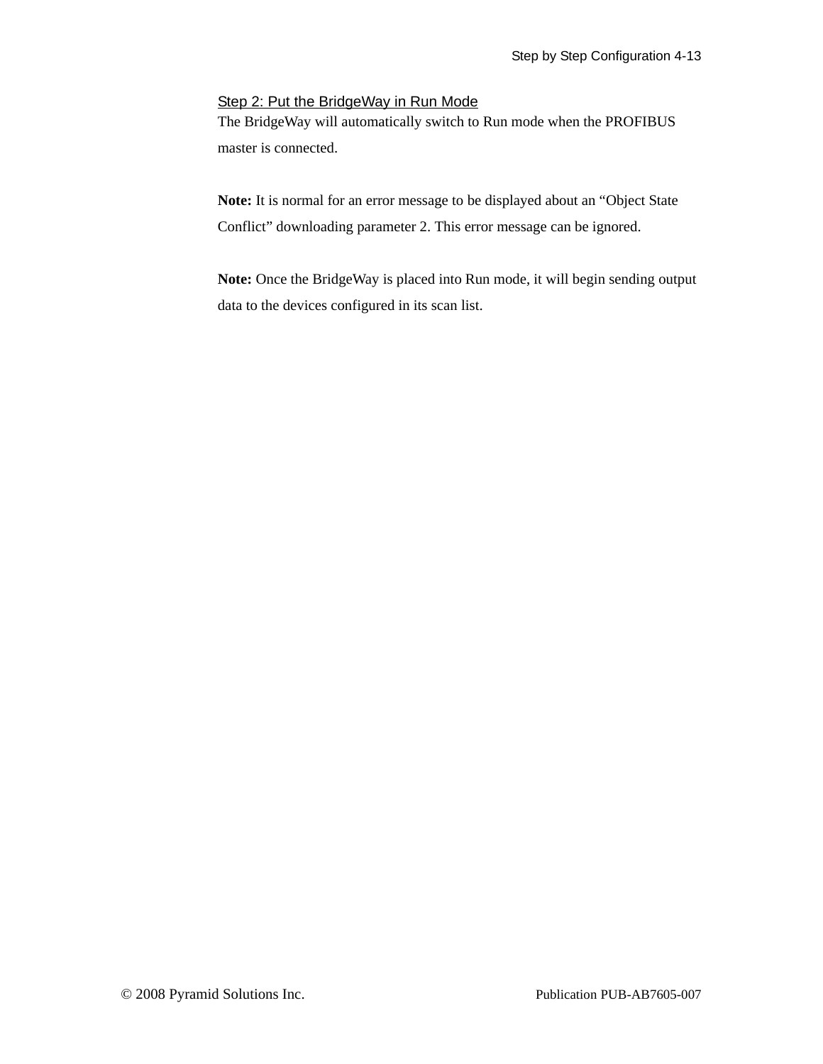### Step 2: Put the BridgeWay in Run Mode

The BridgeWay will automatically switch to Run mode when the PROFIBUS master is connected.

**Note:** It is normal for an error message to be displayed about an “Object State Conflict” downloading parameter 2. This error message can be ignored.

**Note:** Once the BridgeWay is placed into Run mode, it will begin sending output data to the devices configured in its scan list.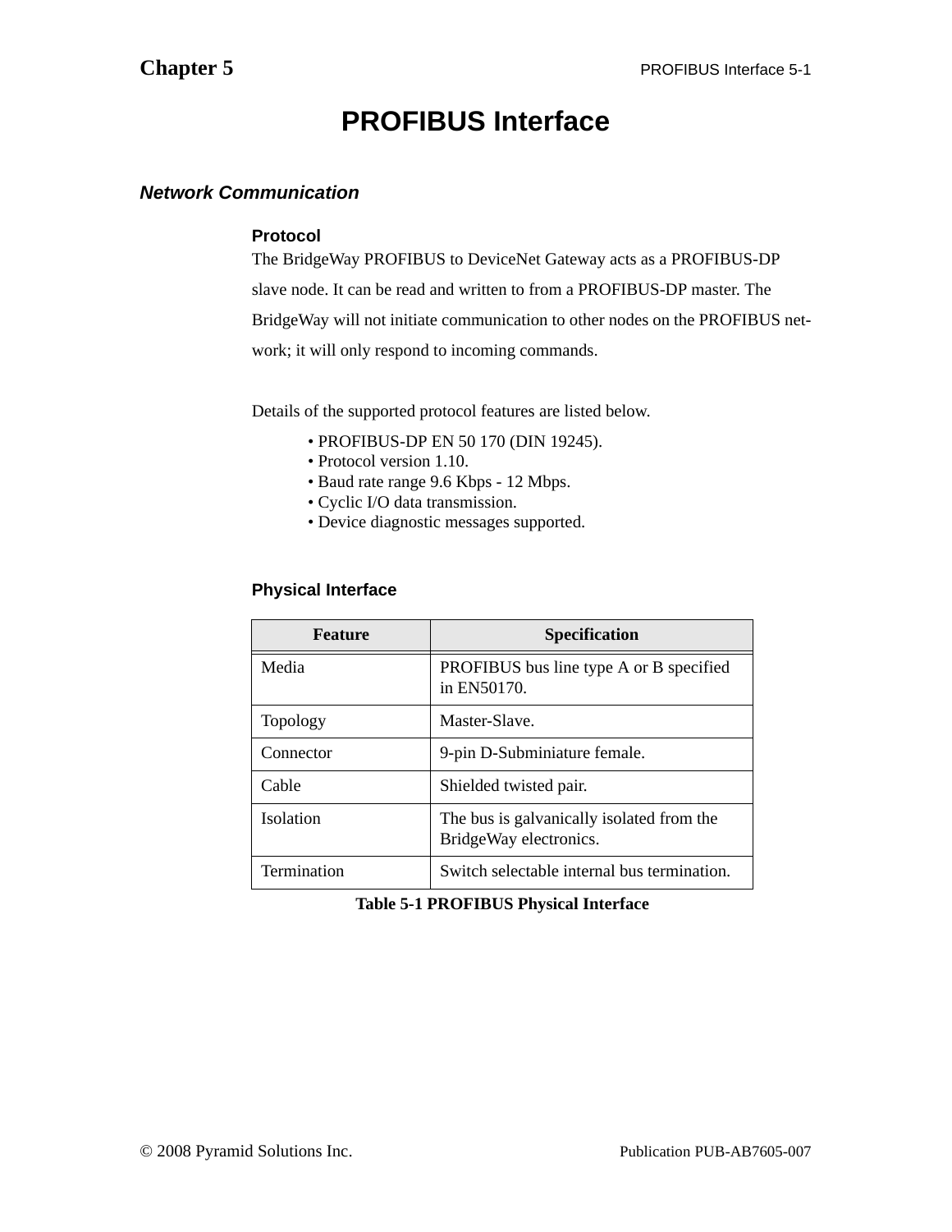# PROFIBUS Interface

## *Network Communication*

### Protocol

The BridgeWay PROFIBUS to DeviceNet Gateway acts as a PROFIBUS-DP slave node. It can be read and written to from a PROFIBUS-DP master. The BridgeWay will not initiate communication to other nodes on the PROFIBUS network; it will only respond to incoming commands.

Details of the supported protocol features are listed below.

- PROFIBUS-DP EN 50 170 (DIN 19245).
- Protocol version 1.10.
- Baud rate range 9.6 Kbps - 12 Mbps.
- Cyclic I/O data transmission.
- Device diagnostic messages supported.

### Physical Interface

| Feature | Specification |
|---|---|
| Media | PROFIBUS bus line type A or B specified in EN50170. |
| Topology | Master-Slave. |
| Connector | 9-pin D-Subminiature female. |
| Cable | Shielded twisted pair. |
| Isolation | The bus is galvanically isolated from the BridgeWay electronics. |
| Termination | Switch selectable internal bus termination. |

**Table 5-1 PROFIBUS Physical Interface**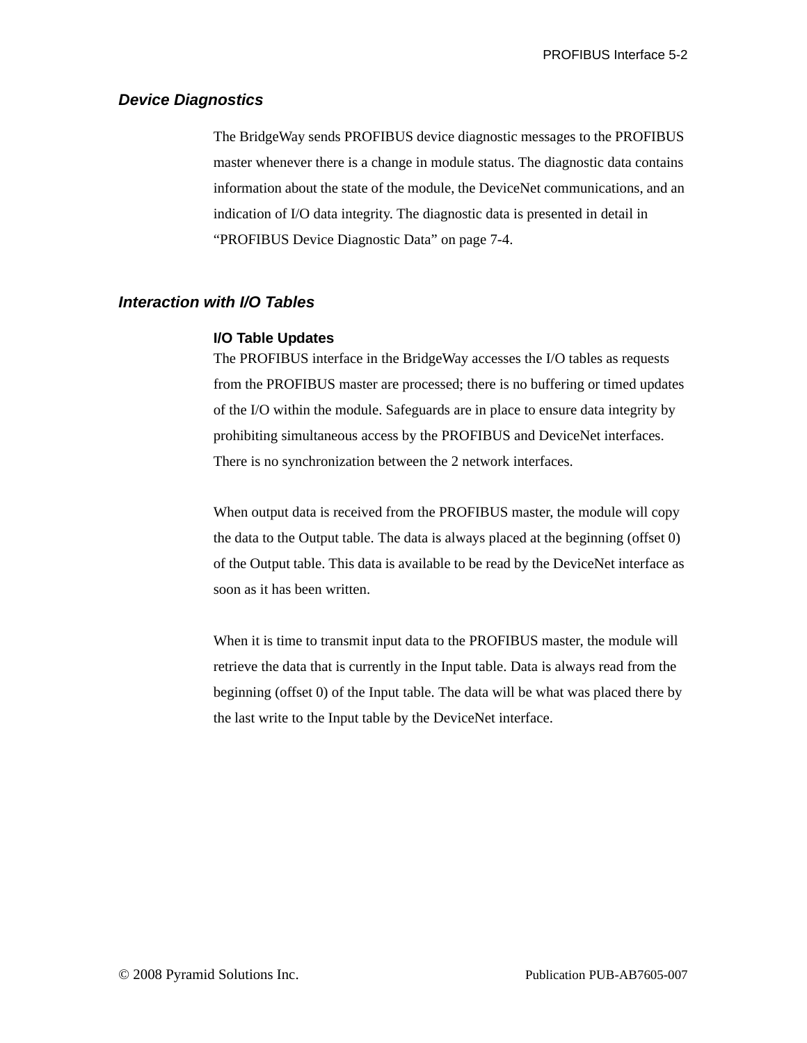## *Device Diagnostics*

The BridgeWay sends PROFIBUS device diagnostic messages to the PROFIBUS master whenever there is a change in module status. The diagnostic data contains information about the state of the module, the DeviceNet communications, and an indication of I/O data integrity. The diagnostic data is presented in detail in "PROFIBUS Device Diagnostic Data" on page 7-4.

## *Interaction with I/O Tables*

### I/O Table Updates

The PROFIBUS interface in the BridgeWay accesses the I/O tables as requests from the PROFIBUS master are processed; there is no buffering or timed updates of the I/O within the module. Safeguards are in place to ensure data integrity by prohibiting simultaneous access by the PROFIBUS and DeviceNet interfaces. There is no synchronization between the 2 network interfaces.

When output data is received from the PROFIBUS master, the module will copy the data to the Output table. The data is always placed at the beginning (offset 0) of the Output table. This data is available to be read by the DeviceNet interface as soon as it has been written.

When it is time to transmit input data to the PROFIBUS master, the module will retrieve the data that is currently in the Input table. Data is always read from the beginning (offset 0) of the Input table. The data will be what was placed there by the last write to the Input table by the DeviceNet interface.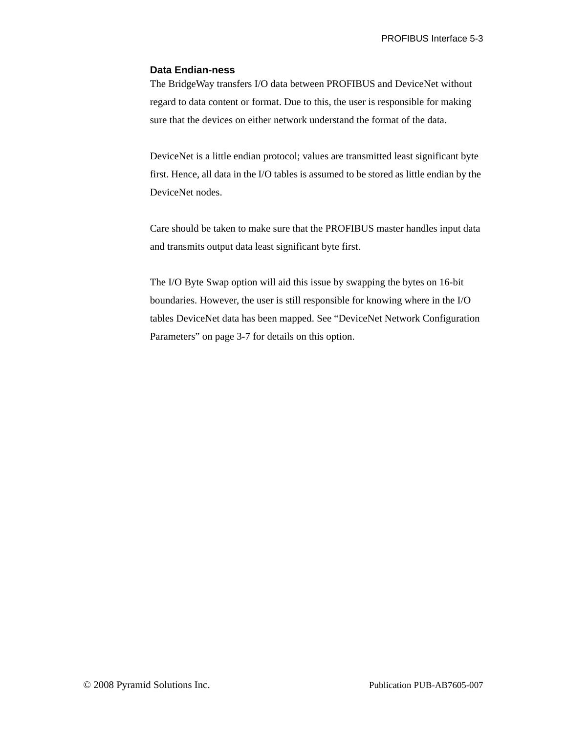### Data Endian-ness

The BridgeWay transfers I/O data between PROFIBUS and DeviceNet without regard to data content or format. Due to this, the user is responsible for making sure that the devices on either network understand the format of the data.

DeviceNet is a little endian protocol; values are transmitted least significant byte first. Hence, all data in the I/O tables is assumed to be stored as little endian by the DeviceNet nodes.

Care should be taken to make sure that the PROFIBUS master handles input data and transmits output data least significant byte first.

The I/O Byte Swap option will aid this issue by swapping the bytes on 16-bit boundaries. However, the user is still responsible for knowing where in the I/O tables DeviceNet data has been mapped. See “DeviceNet Network Configuration Parameters” on page 3-7 for details on this option.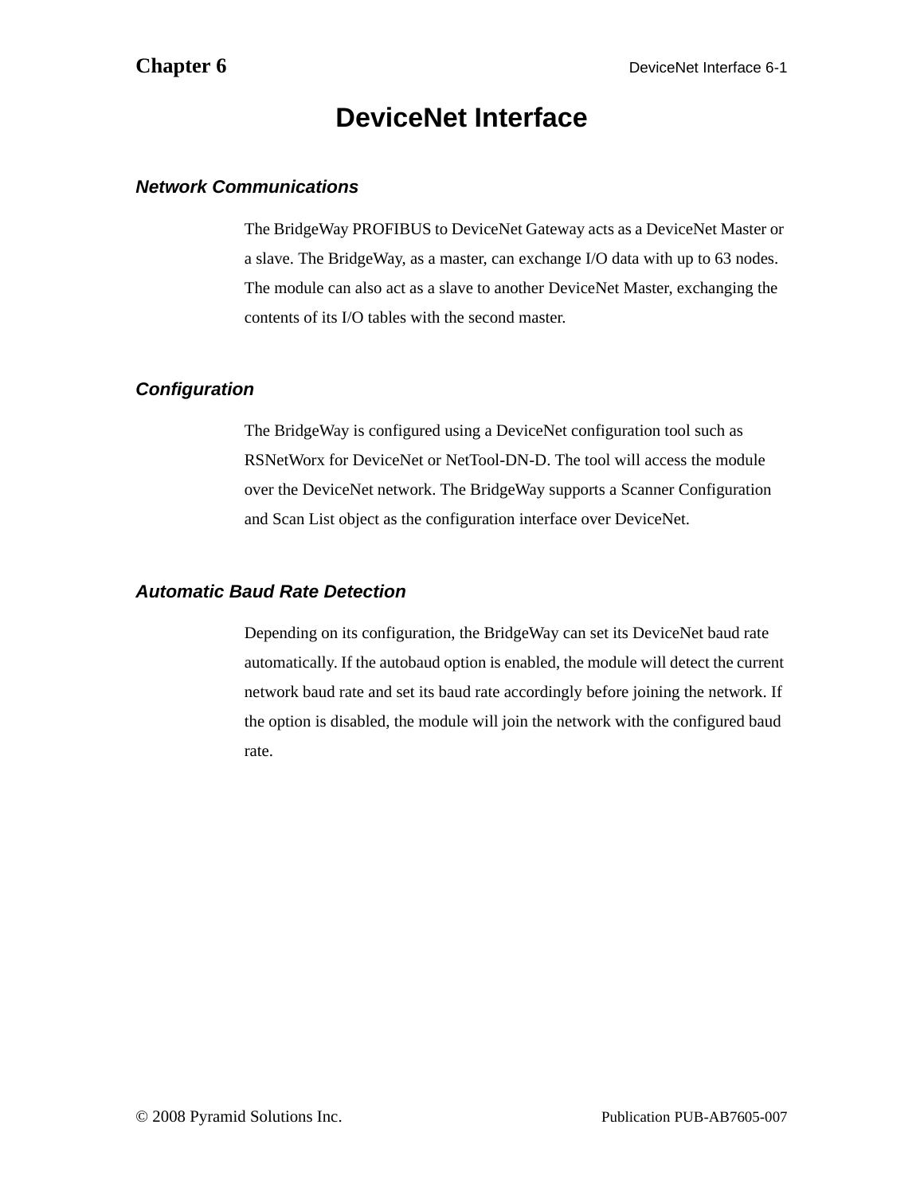# Chapter 6

# DeviceNet Interface

### *Network Communications*

The BridgeWay PROFIBUS to DeviceNet Gateway acts as a DeviceNet Master or a slave. The BridgeWay, as a master, can exchange I/O data with up to 63 nodes. The module can also act as a slave to another DeviceNet Master, exchanging the contents of its I/O tables with the second master.

### *Configuration*

The BridgeWay is configured using a DeviceNet configuration tool such as RSNetWorx for DeviceNet or NetTool-DN-D. The tool will access the module over the DeviceNet network. The BridgeWay supports a Scanner Configuration and Scan List object as the configuration interface over DeviceNet.

### *Automatic Baud Rate Detection*

Depending on its configuration, the BridgeWay can set its DeviceNet baud rate automatically. If the autobaud option is enabled, the module will detect the current network baud rate and set its baud rate accordingly before joining the network. If the option is disabled, the module will join the network with the configured baud rate.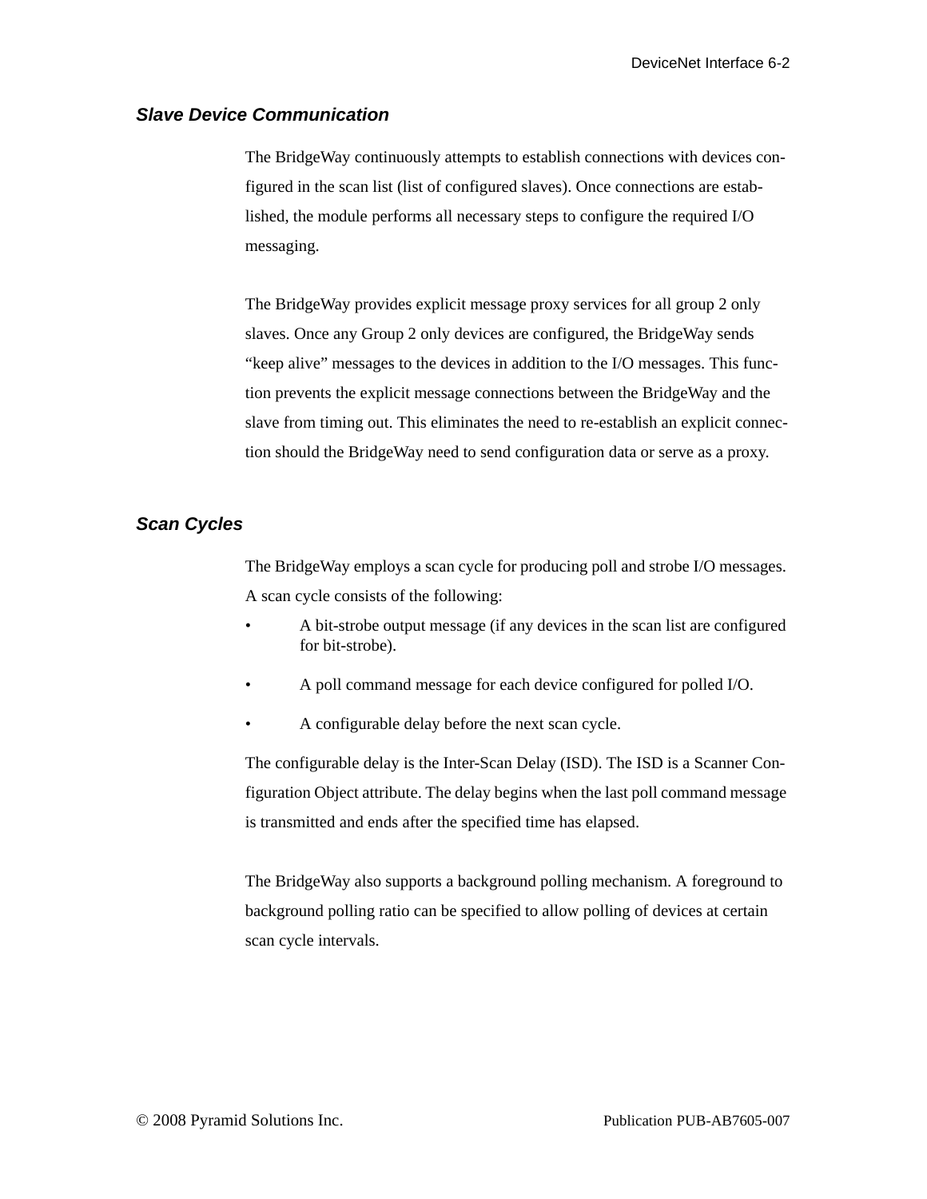### *Slave Device Communication*

The BridgeWay continuously attempts to establish connections with devices configured in the scan list (list of configured slaves). Once connections are established, the module performs all necessary steps to configure the required I/O messaging.

The BridgeWay provides explicit message proxy services for all group 2 only slaves. Once any Group 2 only devices are configured, the BridgeWay sends "keep alive" messages to the devices in addition to the I/O messages. This function prevents the explicit message connections between the BridgeWay and the slave from timing out. This eliminates the need to re-establish an explicit connection should the BridgeWay need to send configuration data or serve as a proxy.

### *Scan Cycles*

The BridgeWay employs a scan cycle for producing poll and strobe I/O messages. A scan cycle consists of the following:

- A bit-strobe output message (if any devices in the scan list are configured for bit-strobe).
- A poll command message for each device configured for polled I/O.
- A configurable delay before the next scan cycle.

The configurable delay is the Inter-Scan Delay (ISD). The ISD is a Scanner Configuration Object attribute. The delay begins when the last poll command message is transmitted and ends after the specified time has elapsed.

The BridgeWay also supports a background polling mechanism. A foreground to background polling ratio can be specified to allow polling of devices at certain scan cycle intervals.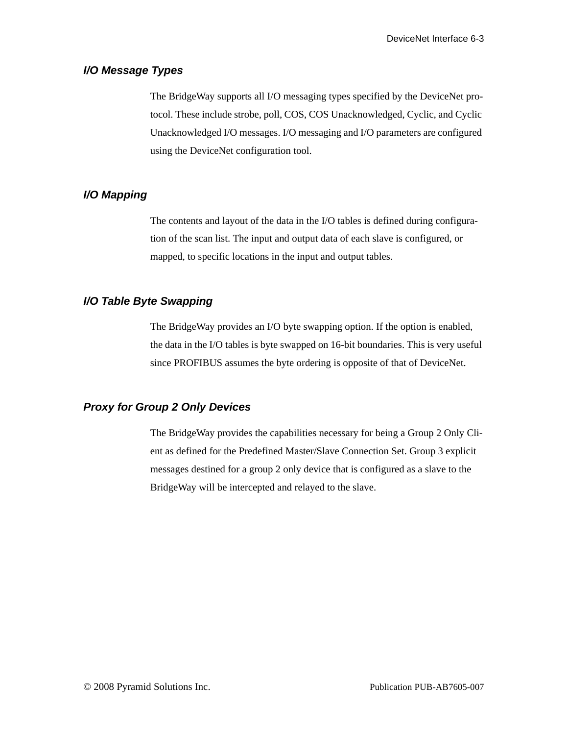### *I/O Message Types*

The BridgeWay supports all I/O messaging types specified by the DeviceNet protocol. These include strobe, poll, COS, COS Unacknowledged, Cyclic, and Cyclic Unacknowledged I/O messages. I/O messaging and I/O parameters are configured using the DeviceNet configuration tool.

### *I/O Mapping*

The contents and layout of the data in the I/O tables is defined during configuration of the scan list. The input and output data of each slave is configured, or mapped, to specific locations in the input and output tables.

### *I/O Table Byte Swapping*

The BridgeWay provides an I/O byte swapping option. If the option is enabled, the data in the I/O tables is byte swapped on 16-bit boundaries. This is very useful since PROFIBUS assumes the byte ordering is opposite of that of DeviceNet.

### *Proxy for Group 2 Only Devices*

The BridgeWay provides the capabilities necessary for being a Group 2 Only Client as defined for the Predefined Master/Slave Connection Set. Group 3 explicit messages destined for a group 2 only device that is configured as a slave to the BridgeWay will be intercepted and relayed to the slave.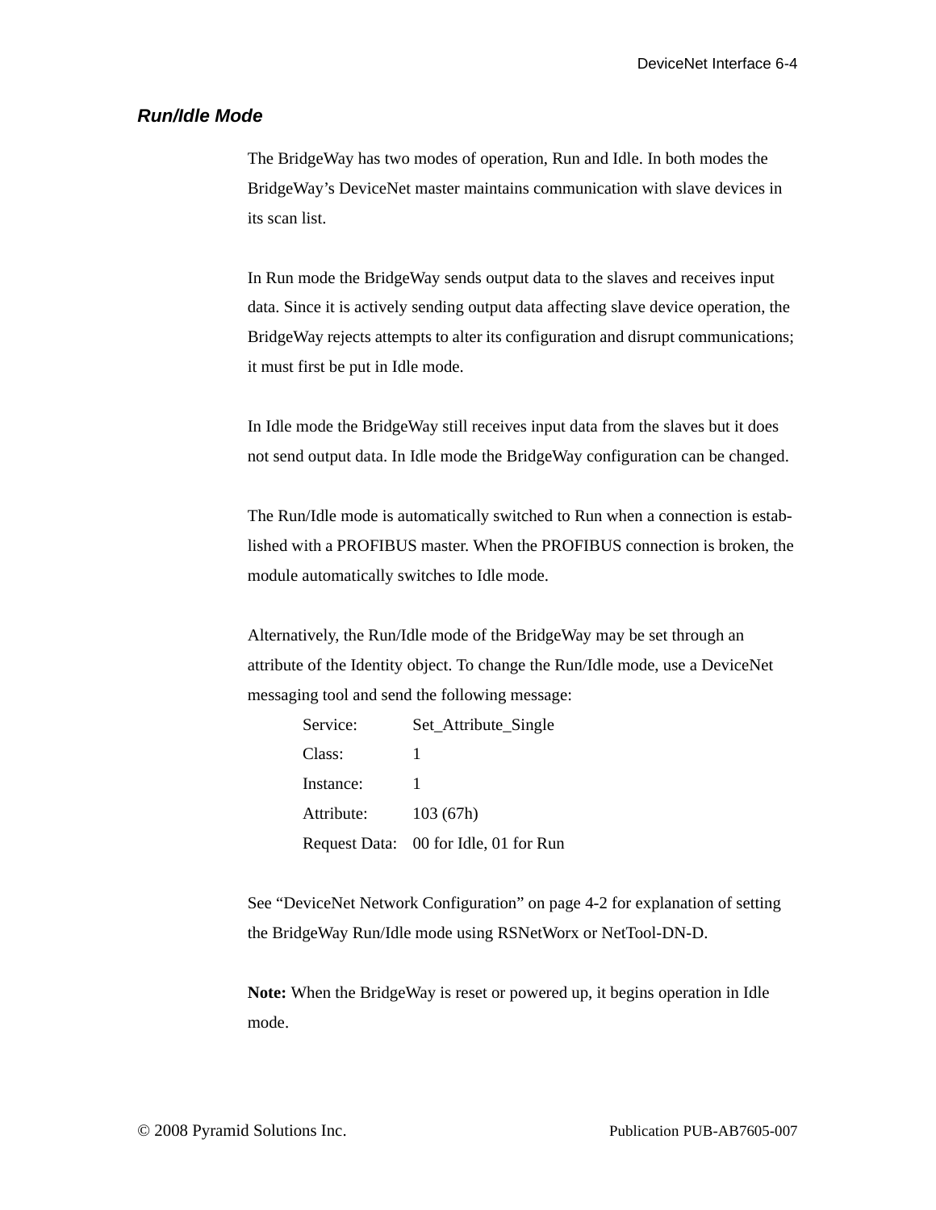### *Run/Idle Mode*

The BridgeWay has two modes of operation, Run and Idle. In both modes the BridgeWay’s DeviceNet master maintains communication with slave devices in its scan list.

In Run mode the BridgeWay sends output data to the slaves and receives input data. Since it is actively sending output data affecting slave device operation, the BridgeWay rejects attempts to alter its configuration and disrupt communications; it must first be put in Idle mode.

In Idle mode the BridgeWay still receives input data from the slaves but it does not send output data. In Idle mode the BridgeWay configuration can be changed.

The Run/Idle mode is automatically switched to Run when a connection is established with a PROFIBUS master. When the PROFIBUS connection is broken, the module automatically switches to Idle mode.

Alternatively, the Run/Idle mode of the BridgeWay may be set through an attribute of the Identity object. To change the Run/Idle mode, use a DeviceNet messaging tool and send the following message:

| | |
|---|---|
| Service: | Set_Attribute_Single |
| Class: | 1 |
| Instance: | 1 |
| Attribute: | 103 (67h) |
| Request Data: | 00 for Idle, 01 for Run |

See “DeviceNet Network Configuration” on page 4-2 for explanation of setting the BridgeWay Run/Idle mode using RSNetWorx or NetTool-DN-D.

**Note:** When the BridgeWay is reset or powered up, it begins operation in Idle mode.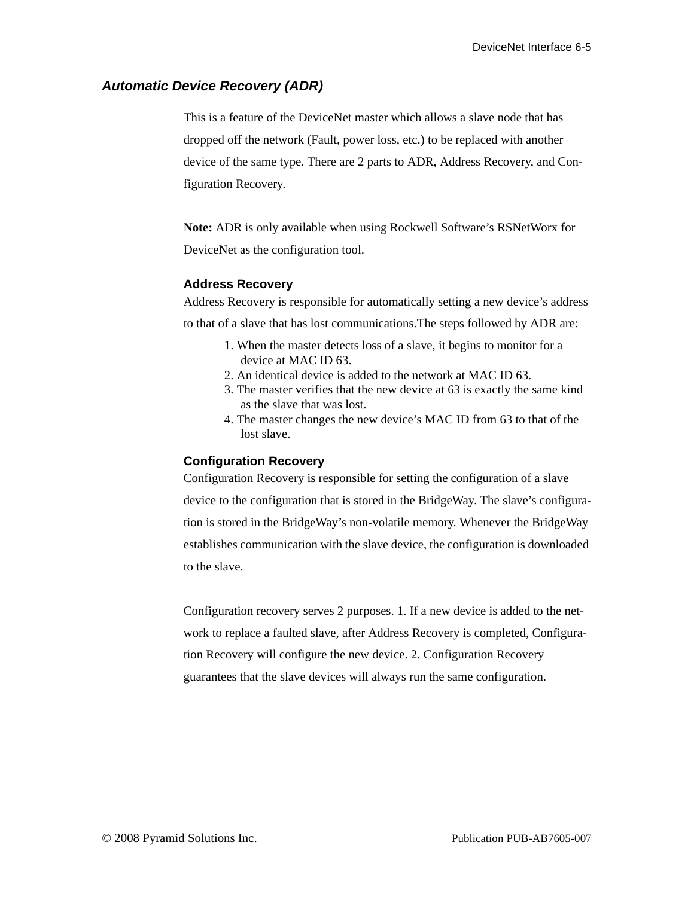## *Automatic Device Recovery (ADR)*

This is a feature of the DeviceNet master which allows a slave node that has dropped off the network (Fault, power loss, etc.) to be replaced with another device of the same type. There are 2 parts to ADR, Address Recovery, and Configuration Recovery.

**Note:** ADR is only available when using Rockwell Software's RSNetWorx for DeviceNet as the configuration tool.

### Address Recovery

Address Recovery is responsible for automatically setting a new device's address to that of a slave that has lost communications.The steps followed by ADR are:

1. When the master detects loss of a slave, it begins to monitor for a device at MAC ID 63.
2. An identical device is added to the network at MAC ID 63.
3. The master verifies that the new device at 63 is exactly the same kind as the slave that was lost.
4. The master changes the new device's MAC ID from 63 to that of the lost slave.

### Configuration Recovery

Configuration Recovery is responsible for setting the configuration of a slave device to the configuration that is stored in the BridgeWay. The slave's configuration is stored in the BridgeWay's non-volatile memory. Whenever the BridgeWay establishes communication with the slave device, the configuration is downloaded to the slave.

Configuration recovery serves 2 purposes. 1. If a new device is added to the network to replace a faulted slave, after Address Recovery is completed, Configuration Recovery will configure the new device. 2. Configuration Recovery guarantees that the slave devices will always run the same configuration.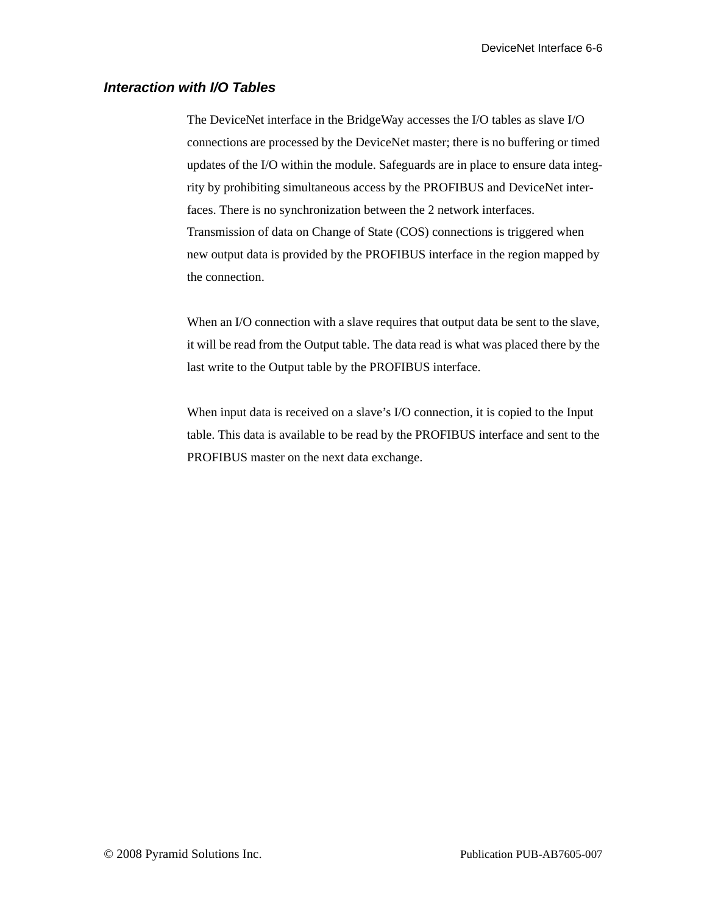### *Interaction with I/O Tables*

The DeviceNet interface in the BridgeWay accesses the I/O tables as slave I/O connections are processed by the DeviceNet master; there is no buffering or timed updates of the I/O within the module. Safeguards are in place to ensure data integrity by prohibiting simultaneous access by the PROFIBUS and DeviceNet interfaces. There is no synchronization between the 2 network interfaces. Transmission of data on Change of State (COS) connections is triggered when new output data is provided by the PROFIBUS interface in the region mapped by the connection.

When an I/O connection with a slave requires that output data be sent to the slave, it will be read from the Output table. The data read is what was placed there by the last write to the Output table by the PROFIBUS interface.

When input data is received on a slave's I/O connection, it is copied to the Input table. This data is available to be read by the PROFIBUS interface and sent to the PROFIBUS master on the next data exchange.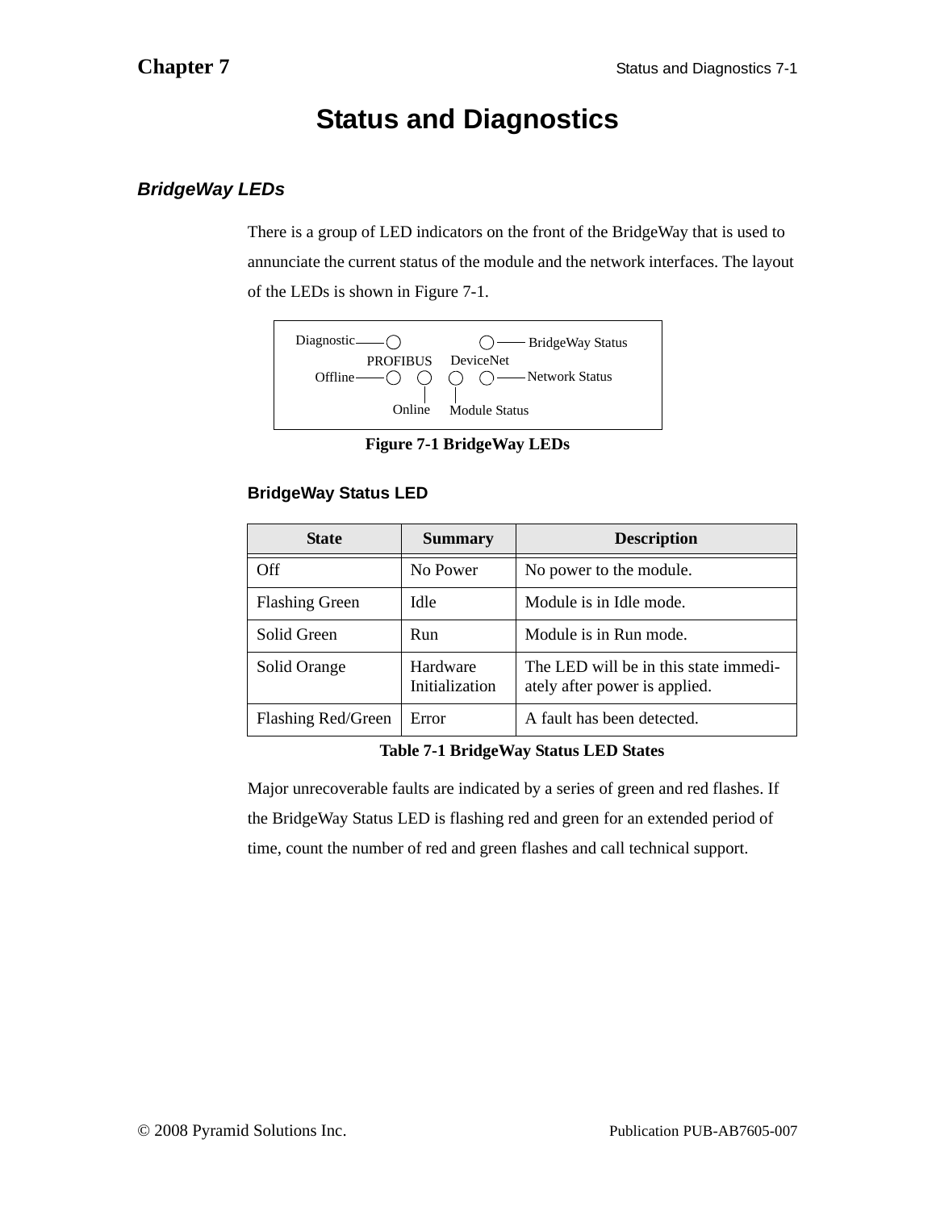# Chapter 7

# Status and Diagnostics

## BridgeWay LEDs

There is a group of LED indicators on the front of the BridgeWay that is used to annunciate the current status of the module and the network interfaces. The layout of the LEDs is shown in Figure 7-1.

Diagnostic, BridgeWay Status, PROFIBUS, DeviceNet, Offline, Network Status, Online, Module Status

**Figure 7-1 BridgeWay LEDs**

### BridgeWay Status LED

| State | Summary | Description |
|---|---|---|
| Off | No Power | No power to the module. |
| Flashing Green | Idle | Module is in Idle mode. |
| Solid Green | Run | Module is in Run mode. |
| Solid Orange | Hardware Initialization | The LED will be in this state immediately after power is applied. |
| Flashing Red/Green | Error | A fault has been detected. |

**Table 7-1 BridgeWay Status LED States**

Major unrecoverable faults are indicated by a series of green and red flashes. If the BridgeWay Status LED is flashing red and green for an extended period of time, count the number of red and green flashes and call technical support.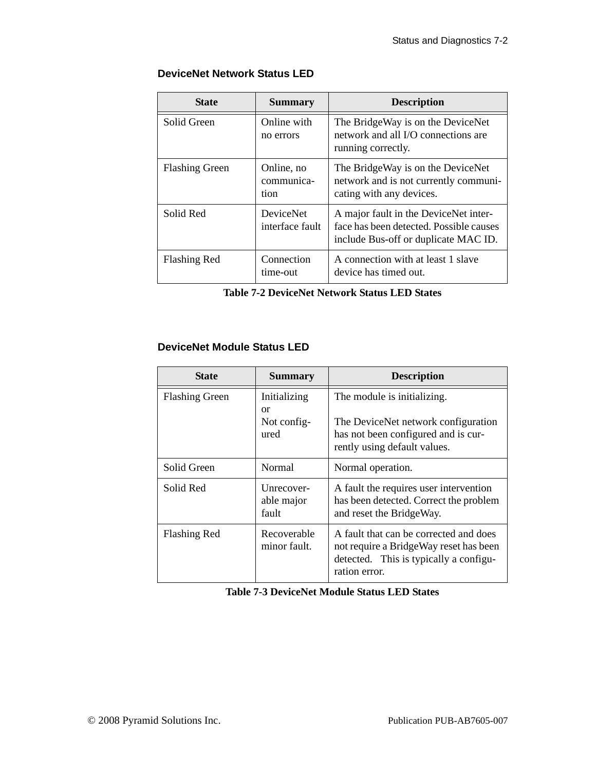## DeviceNet Network Status LED

| State | Summary | Description |
|---|---|---|
| Solid Green | Online with no errors | The BridgeWay is on the DeviceNet network and all I/O connections are running correctly. |
| Flashing Green | Online, no communication | The BridgeWay is on the DeviceNet network and is not currently communicating with any devices. |
| Solid Red | DeviceNet interface fault | A major fault in the DeviceNet interface has been detected. Possible causes include Bus-off or duplicate MAC ID. |
| Flashing Red | Connection time-out | A connection with at least 1 slave device has timed out. |

**Table 7-2 DeviceNet Network Status LED States**

## DeviceNet Module Status LED

| State | Summary | Description |
|---|---|---|
| Flashing Green | Initializing or Not configured | The module is initializing.<br><br>The DeviceNet network configuration has not been configured and is currently using default values. |
| Solid Green | Normal | Normal operation. |
| Solid Red | Unrecoverable major fault | A fault the requires user intervention has been detected. Correct the problem and reset the BridgeWay. |
| Flashing Red | Recoverable minor fault. | A fault that can be corrected and does not require a BridgeWay reset has been detected. This is typically a configuration error. |

**Table 7-3 DeviceNet Module Status LED States**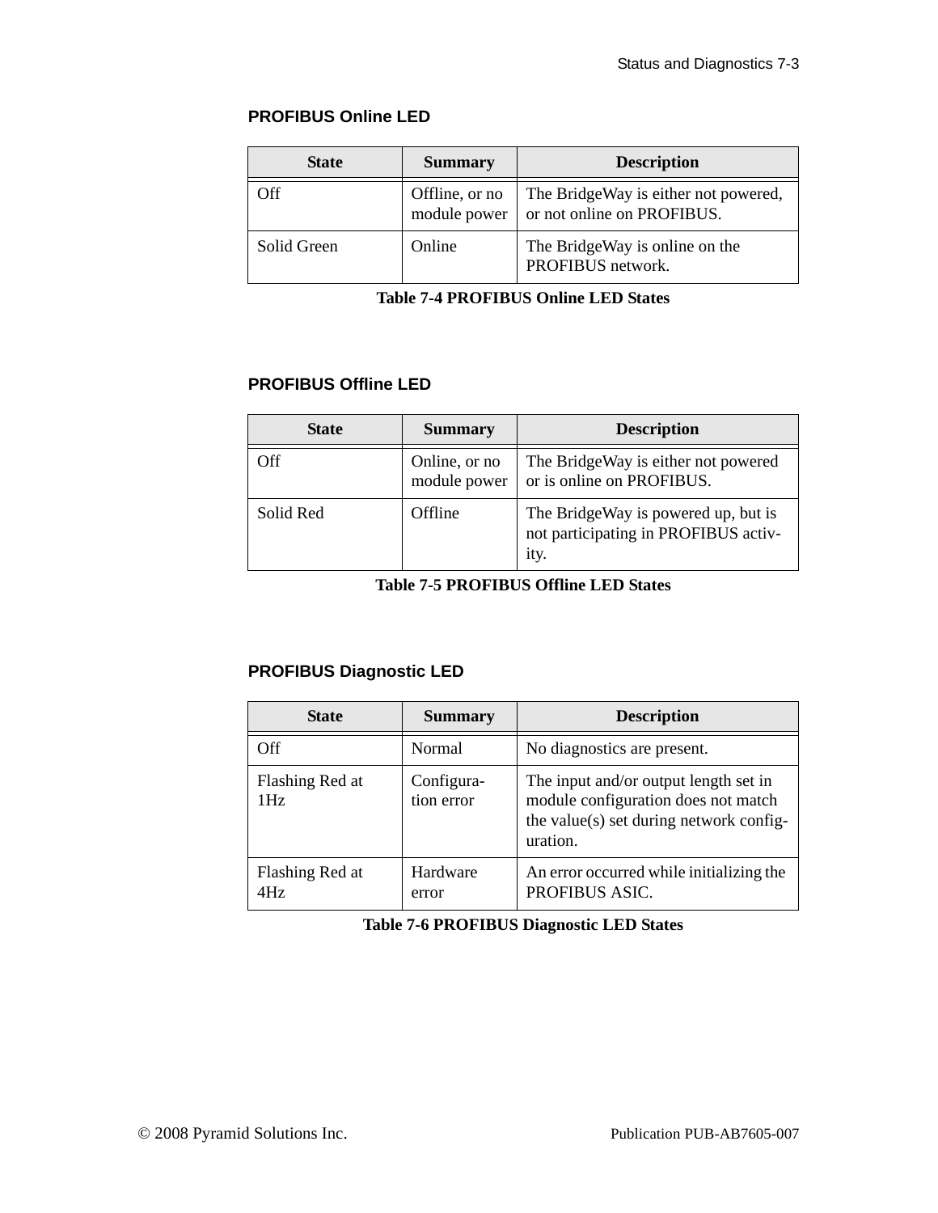### PROFIBUS Online LED

| State | Summary | Description |
| --- | --- | --- |
| Off | Offline, or no module power | The BridgeWay is either not powered, or not online on PROFIBUS. |
| Solid Green | Online | The BridgeWay is online on the PROFIBUS network. |

**Table 7-4 PROFIBUS Online LED States**

### PROFIBUS Offline LED

| State | Summary | Description |
| --- | --- | --- |
| Off | Online, or no module power | The BridgeWay is either not powered or is online on PROFIBUS. |
| Solid Red | Offline | The BridgeWay is powered up, but is not participating in PROFIBUS activity. |

**Table 7-5 PROFIBUS Offline LED States**

### PROFIBUS Diagnostic LED

| State | Summary | Description |
| --- | --- | --- |
| Off | Normal | No diagnostics are present. |
| Flashing Red at 1Hz | Configuration error | The input and/or output length set in module configuration does not match the value(s) set during network configuration. |
| Flashing Red at 4Hz | Hardware error | An error occurred while initializing the PROFIBUS ASIC. |

**Table 7-6 PROFIBUS Diagnostic LED States**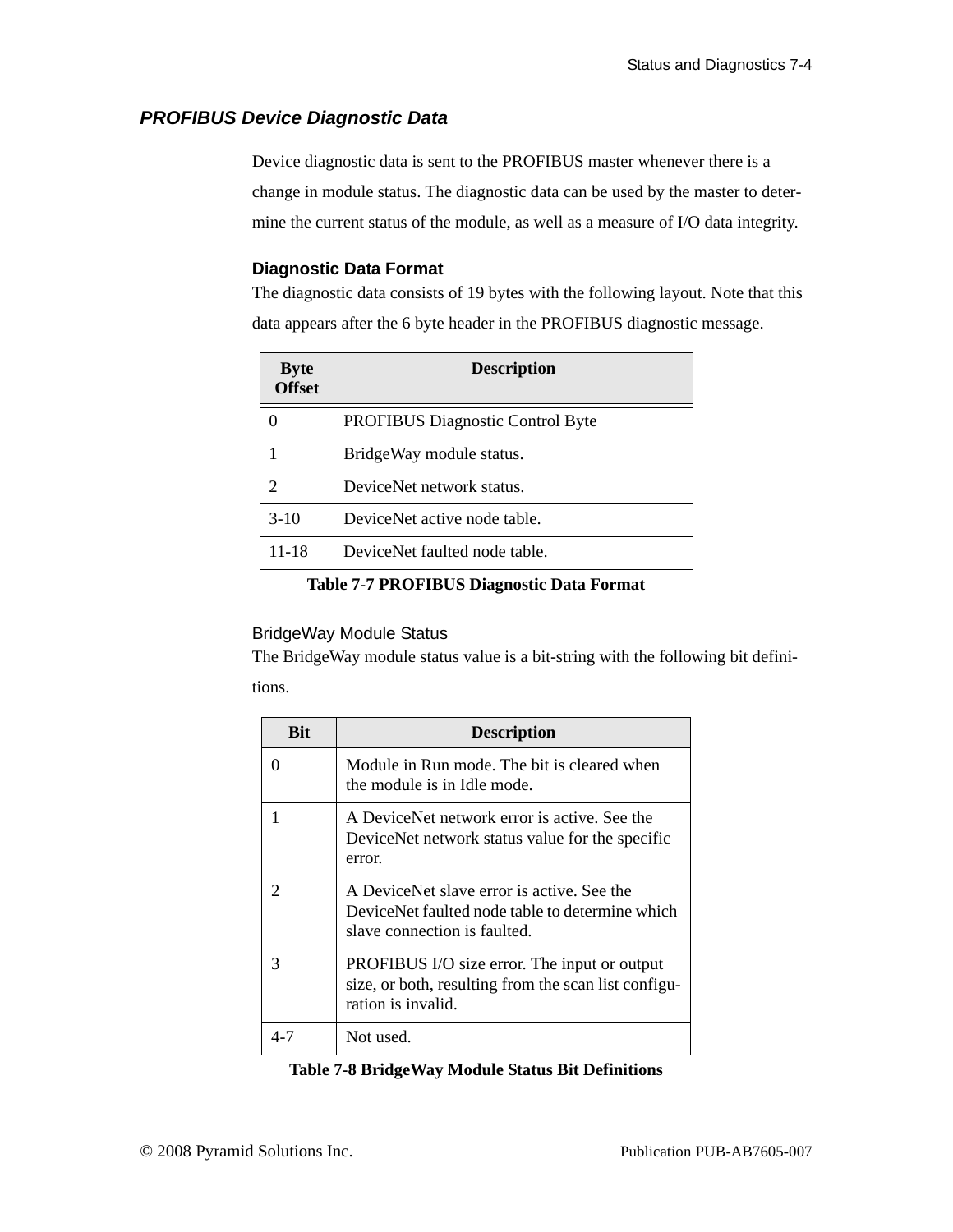## *PROFIBUS Device Diagnostic Data*

Device diagnostic data is sent to the PROFIBUS master whenever there is a change in module status. The diagnostic data can be used by the master to determine the current status of the module, as well as a measure of I/O data integrity.

### Diagnostic Data Format

The diagnostic data consists of 19 bytes with the following layout. Note that this data appears after the 6 byte header in the PROFIBUS diagnostic message.

| Byte Offset | Description |
|---|---|
| 0 | PROFIBUS Diagnostic Control Byte |
| 1 | BridgeWay module status. |
| 2 | DeviceNet network status. |
| 3-10 | DeviceNet active node table. |
| 11-18 | DeviceNet faulted node table. |

**Table 7-7 PROFIBUS Diagnostic Data Format**

#### BridgeWay Module Status

The BridgeWay module status value is a bit-string with the following bit definitions.

| Bit | Description |
|---|---|
| 0 | Module in Run mode. The bit is cleared when the module is in Idle mode. |
| 1 | A DeviceNet network error is active. See the DeviceNet network status value for the specific error. |
| 2 | A DeviceNet slave error is active. See the DeviceNet faulted node table to determine which slave connection is faulted. |
| 3 | PROFIBUS I/O size error. The input or output size, or both, resulting from the scan list configuration is invalid. |
| 4-7 | Not used. |

**Table 7-8 BridgeWay Module Status Bit Definitions**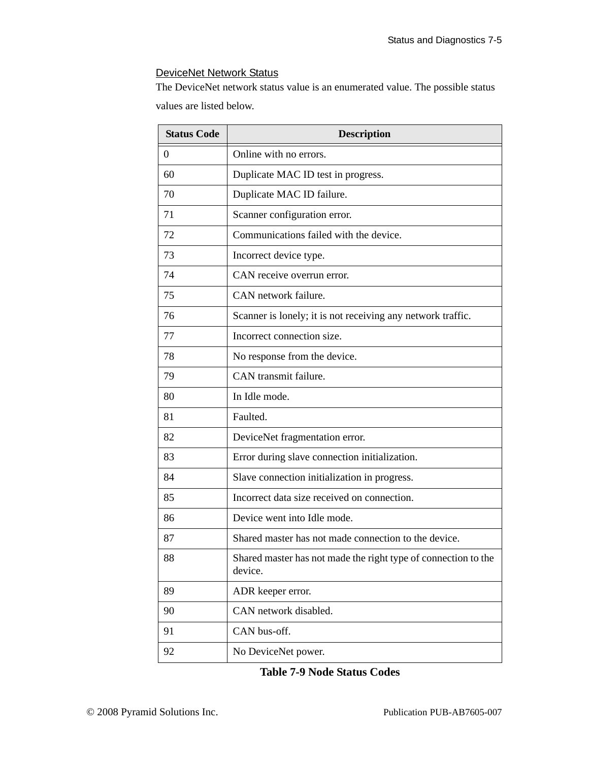### DeviceNet Network Status

The DeviceNet network status value is an enumerated value. The possible status values are listed below.

| Status Code | Description |
|---|---|
| 0 | Online with no errors. |
| 60 | Duplicate MAC ID test in progress. |
| 70 | Duplicate MAC ID failure. |
| 71 | Scanner configuration error. |
| 72 | Communications failed with the device. |
| 73 | Incorrect device type. |
| 74 | CAN receive overrun error. |
| 75 | CAN network failure. |
| 76 | Scanner is lonely; it is not receiving any network traffic. |
| 77 | Incorrect connection size. |
| 78 | No response from the device. |
| 79 | CAN transmit failure. |
| 80 | In Idle mode. |
| 81 | Faulted. |
| 82 | DeviceNet fragmentation error. |
| 83 | Error during slave connection initialization. |
| 84 | Slave connection initialization in progress. |
| 85 | Incorrect data size received on connection. |
| 86 | Device went into Idle mode. |
| 87 | Shared master has not made connection to the device. |
| 88 | Shared master has not made the right type of connection to the device. |
| 89 | ADR keeper error. |
| 90 | CAN network disabled. |
| 91 | CAN bus-off. |
| 92 | No DeviceNet power. |

**Table 7-9 Node Status Codes**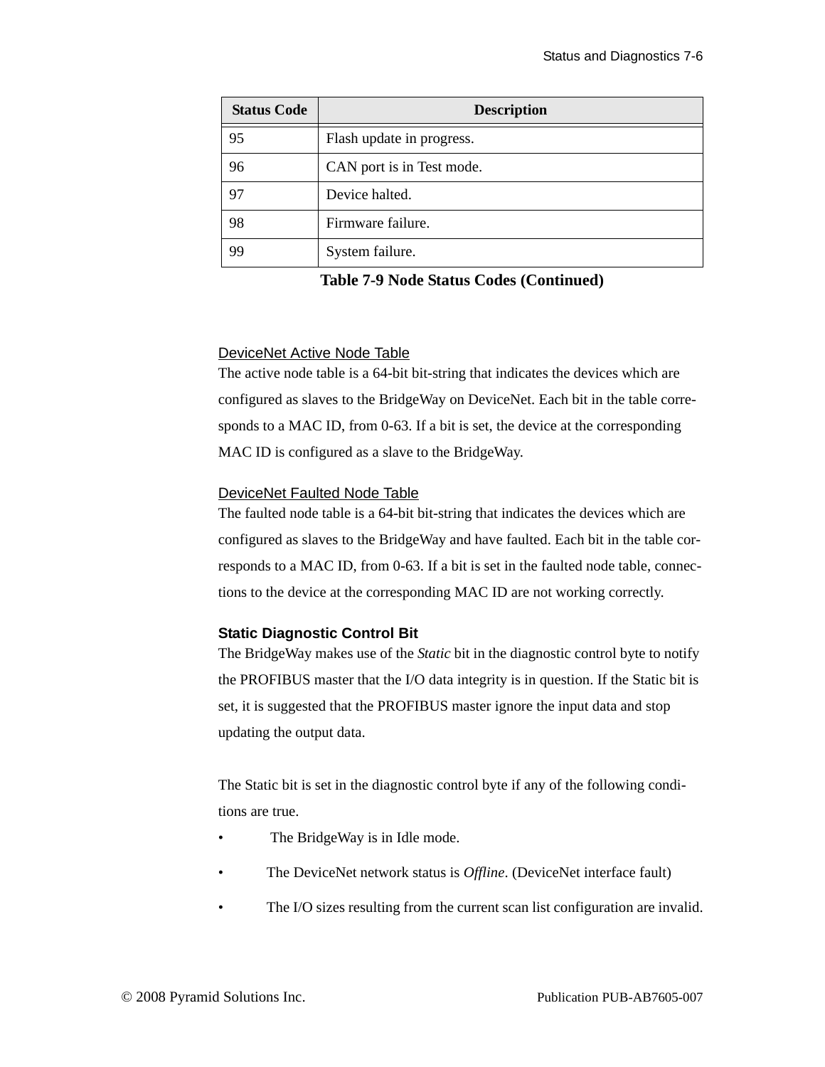| Status Code | Description |
|---|---|
| 95 | Flash update in progress. |
| 96 | CAN port is in Test mode. |
| 97 | Device halted. |
| 98 | Firmware failure. |
| 99 | System failure. |

**Table 7-9 Node Status Codes (Continued)**

#### DeviceNet Active Node Table

The active node table is a 64-bit bit-string that indicates the devices which are configured as slaves to the BridgeWay on DeviceNet. Each bit in the table corresponds to a MAC ID, from 0-63. If a bit is set, the device at the corresponding MAC ID is configured as a slave to the BridgeWay.

#### DeviceNet Faulted Node Table

The faulted node table is a 64-bit bit-string that indicates the devices which are configured as slaves to the BridgeWay and have faulted. Each bit in the table corresponds to a MAC ID, from 0-63. If a bit is set in the faulted node table, connections to the device at the corresponding MAC ID are not working correctly.

### Static Diagnostic Control Bit

The BridgeWay makes use of the *Static* bit in the diagnostic control byte to notify the PROFIBUS master that the I/O data integrity is in question. If the Static bit is set, it is suggested that the PROFIBUS master ignore the input data and stop updating the output data.

The Static bit is set in the diagnostic control byte if any of the following conditions are true.

- The BridgeWay is in Idle mode.
- The DeviceNet network status is *Offline*. (DeviceNet interface fault)
- The I/O sizes resulting from the current scan list configuration are invalid.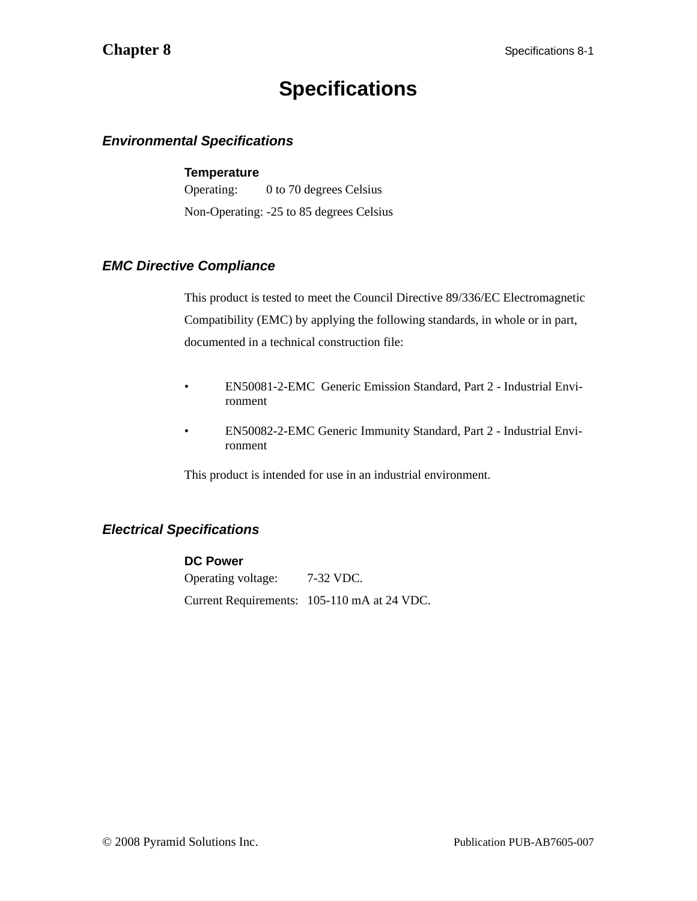# Chapter 8

# Specifications

## *Environmental Specifications*

**Temperature**

Operating: 0 to 70 degrees Celsius

Non-Operating: -25 to 85 degrees Celsius

## *EMC Directive Compliance*

This product is tested to meet the Council Directive 89/336/EC Electromagnetic Compatibility (EMC) by applying the following standards, in whole or in part, documented in a technical construction file:

- EN50081-2-EMC Generic Emission Standard, Part 2 - Industrial Environment
- EN50082-2-EMC Generic Immunity Standard, Part 2 - Industrial Environment

This product is intended for use in an industrial environment.

## *Electrical Specifications*

**DC Power**

Operating voltage: 7-32 VDC.

Current Requirements: 105-110 mA at 24 VDC.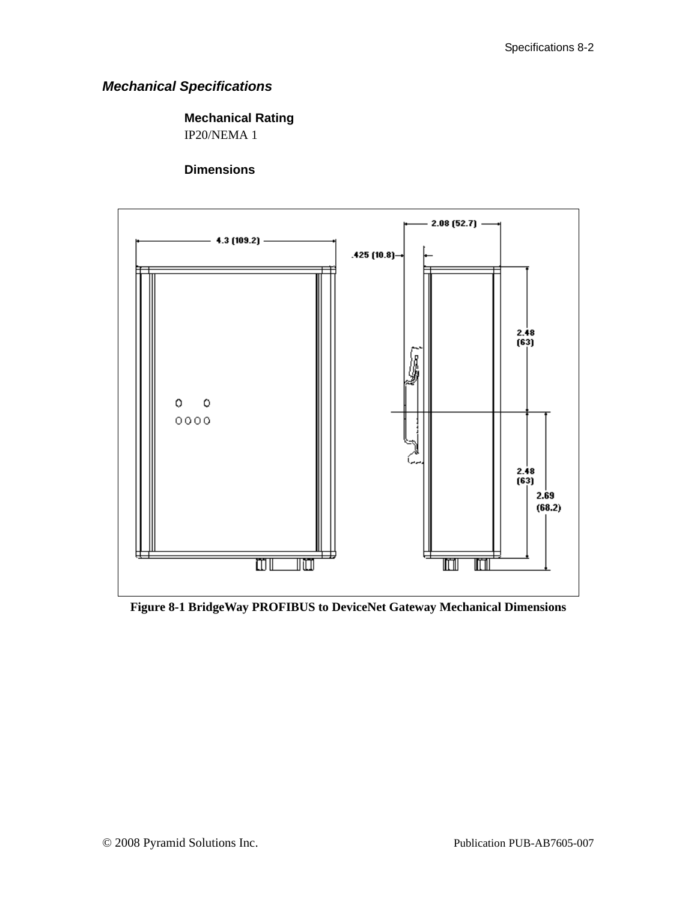## *Mechanical Specifications*

### Mechanical Rating

IP20/NEMA 1

### Dimensions

**Figure 8-1 BridgeWay PROFIBUS to DeviceNet Gateway Mechanical Dimensions**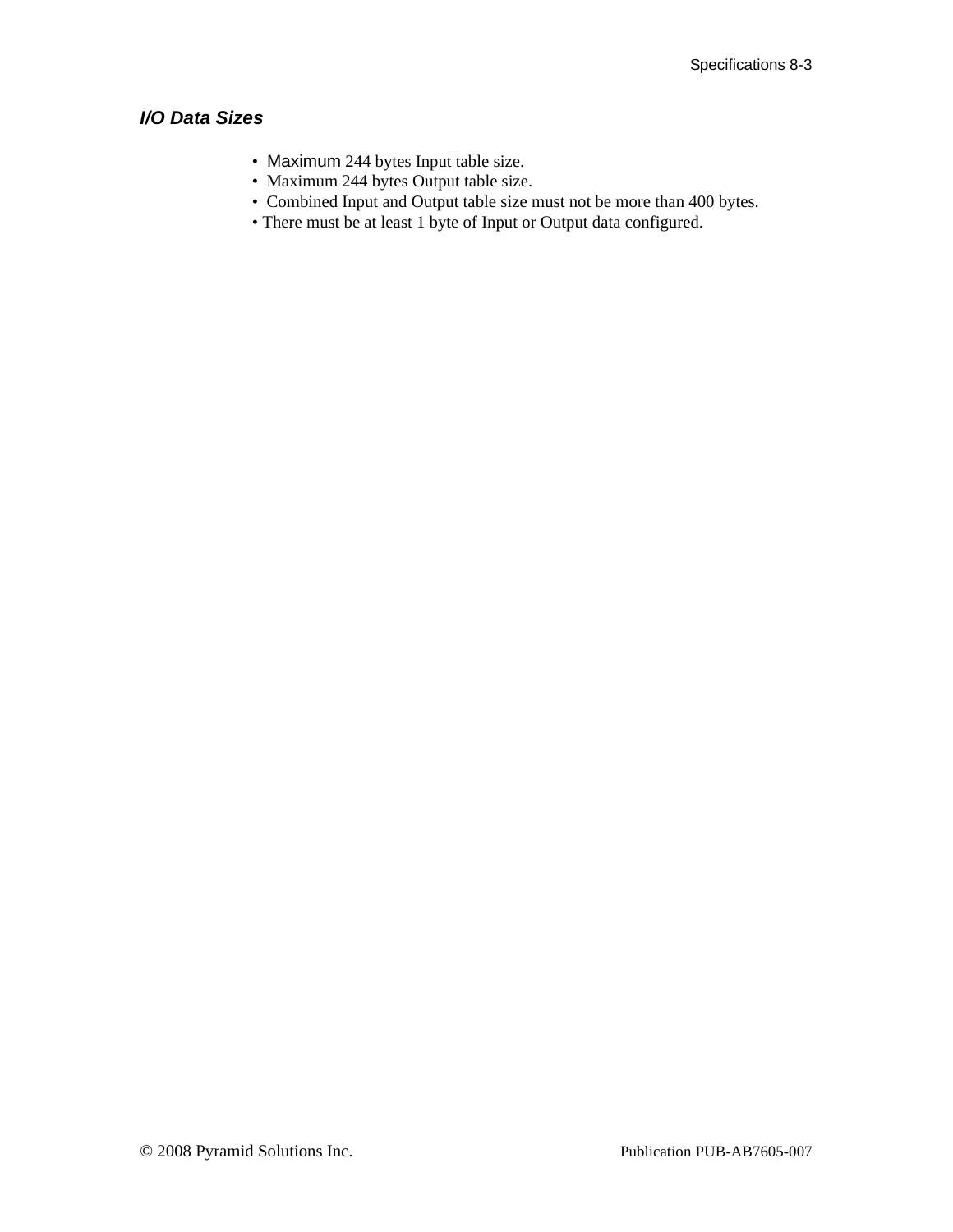### *I/O Data Sizes*

- Maximum 244 bytes Input table size.
- Maximum 244 bytes Output table size.
- Combined Input and Output table size must not be more than 400 bytes.
- There must be at least 1 byte of Input or Output data configured.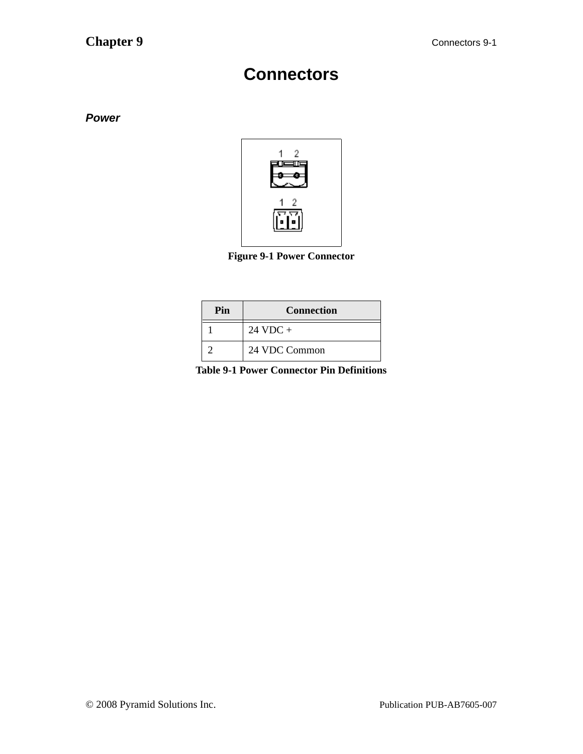# Connectors

### *Power*

Figure 9-1 Power Connector

| Pin | Connection |
| --- | --- |
| 1 | 24 VDC + |
| 2 | 24 VDC Common |

Table 9-1 Power Connector Pin Definitions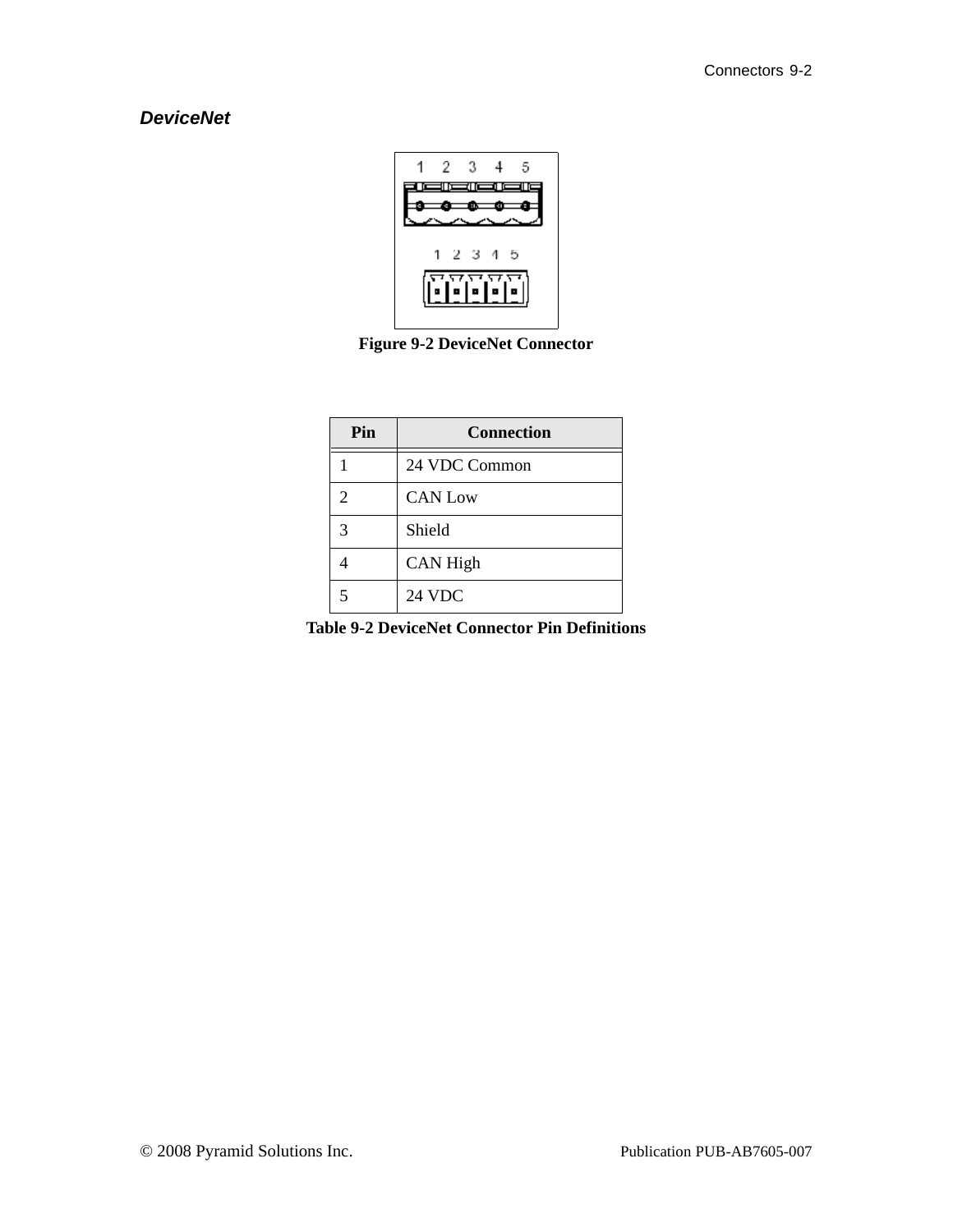## DeviceNet

Figure 9-2 DeviceNet Connector

| Pin | Connection |
| --- | --- |
| 1 | 24 VDC Common |
| 2 | CAN Low |
| 3 | Shield |
| 4 | CAN High |
| 5 | 24 VDC |

Table 9-2 DeviceNet Connector Pin Definitions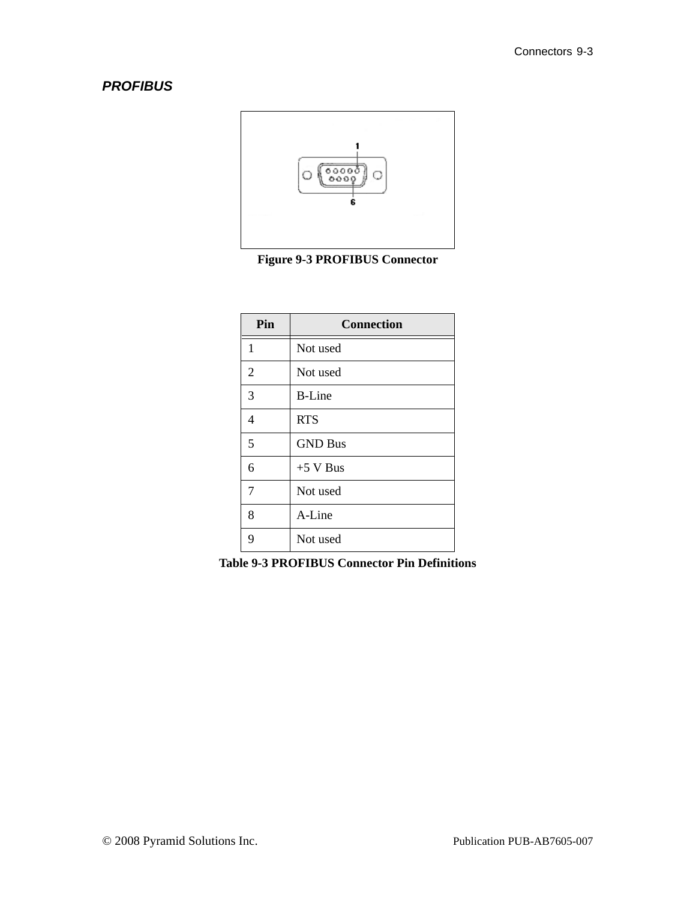### *PROFIBUS*

**Figure 9-3 PROFIBUS Connector**

| Pin | Connection |
|---|---|
| 1 | Not used |
| 2 | Not used |
| 3 | B-Line |
| 4 | RTS |
| 5 | GND Bus |
| 6 | +5 V Bus |
| 7 | Not used |
| 8 | A-Line |
| 9 | Not used |

**Table 9-3 PROFIBUS Connector Pin Definitions**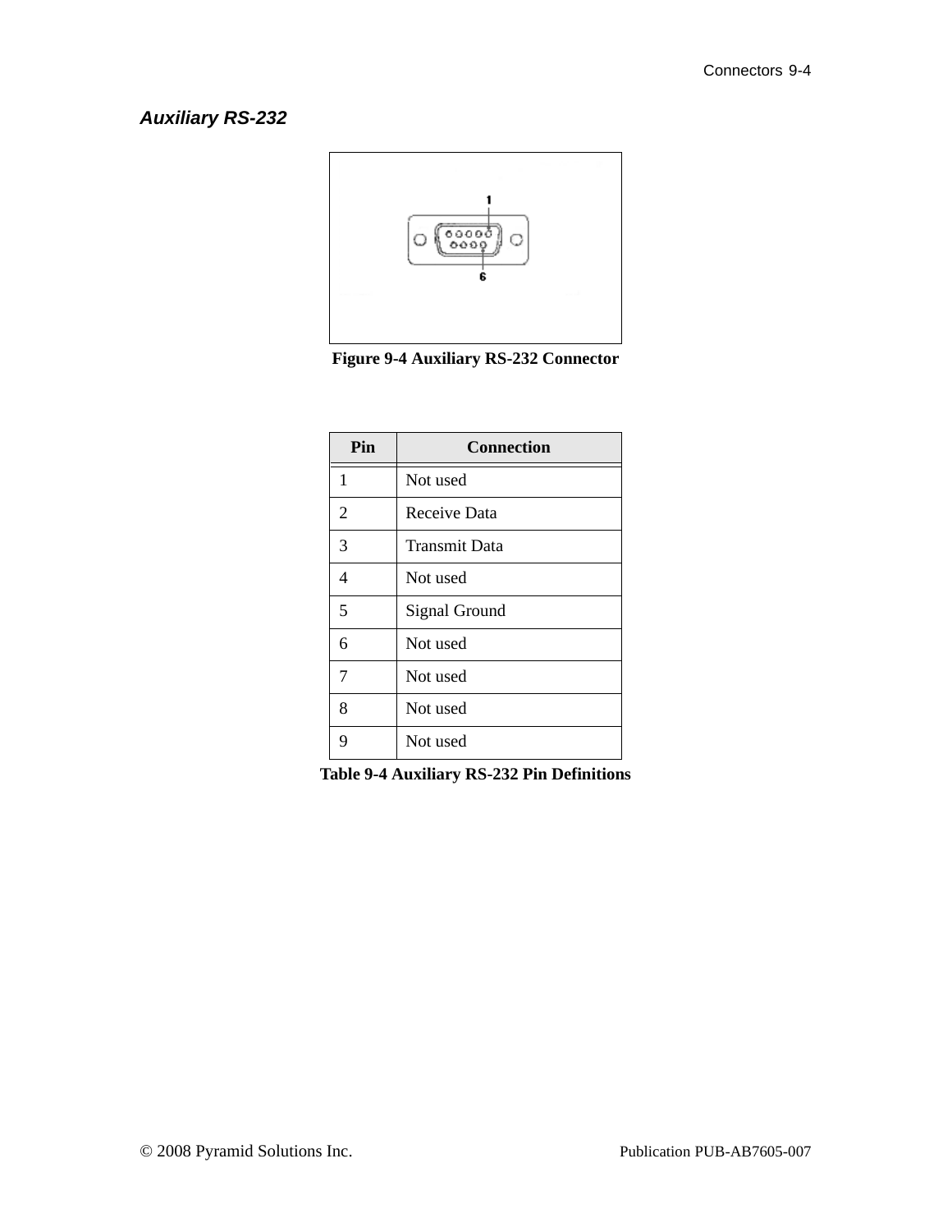### *Auxiliary RS-232*

**Figure 9-4 Auxiliary RS-232 Connector**

| Pin | Connection |
|---|---|
| 1 | Not used |
| 2 | Receive Data |
| 3 | Transmit Data |
| 4 | Not used |
| 5 | Signal Ground |
| 6 | Not used |
| 7 | Not used |
| 8 | Not used |
| 9 | Not used |

**Table 9-4 Auxiliary RS-232 Pin Definitions**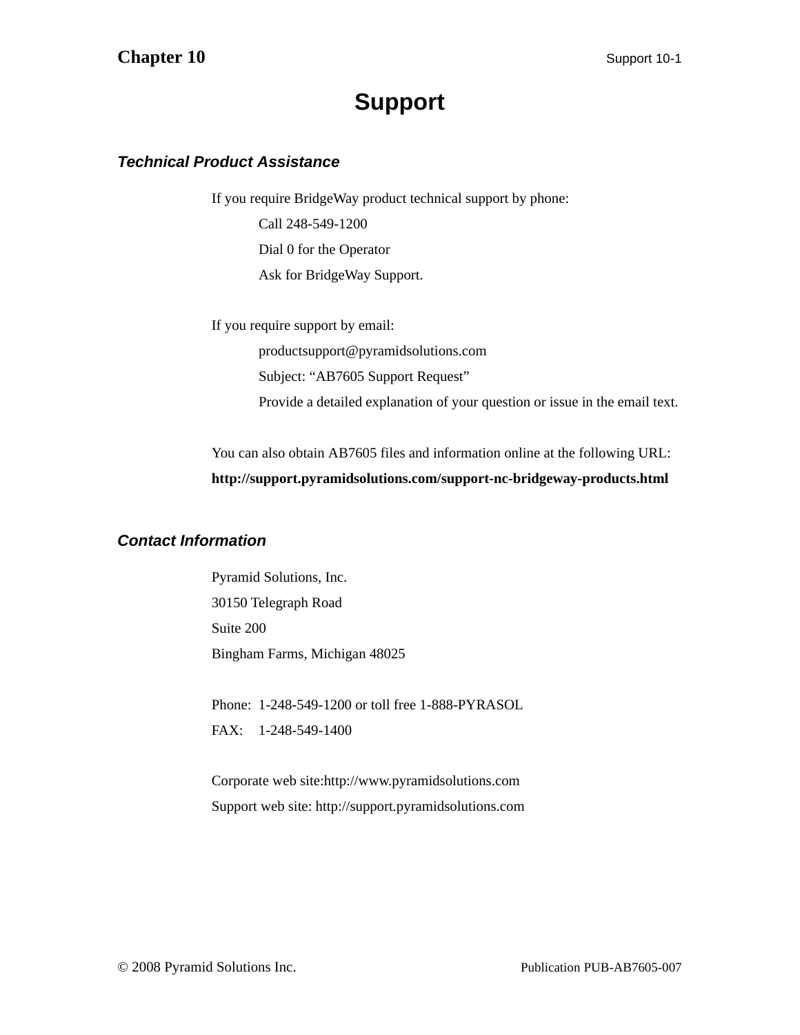# Support

## *Technical Product Assistance*

If you require BridgeWay product technical support by phone:

Call 248-549-1200

Dial 0 for the Operator

Ask for BridgeWay Support.

If you require support by email:

productsupport@pyramidsolutions.com

Subject: “AB7605 Support Request”

Provide a detailed explanation of your question or issue in the email text.

You can also obtain AB7605 files and information online at the following URL:

**http://support.pyramidsolutions.com/support-nc-bridgeway-products.html**

## *Contact Information*

Pyramid Solutions, Inc.

30150 Telegraph Road

Suite 200

Bingham Farms, Michigan 48025

Phone: 1-248-549-1200 or toll free 1-888-PYRASOL

FAX: 1-248-549-1400

Corporate web site:http://www.pyramidsolutions.com

Support web site: http://support.pyramidsolutions.com